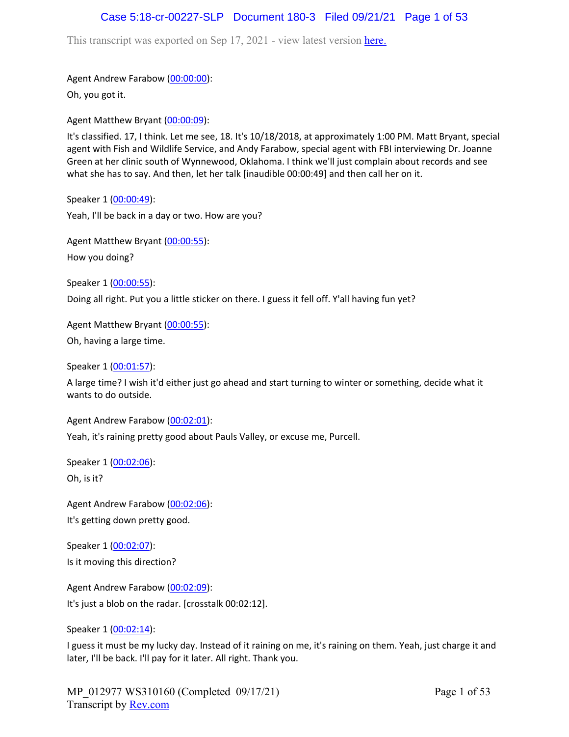This transcript was exported on Sep 17, 2021 - view latest version here.

Agent Andrew Farabow (00:00:00):

Oh, you got it.

Agent Matthew Bryant (00:00:09):

It's classified. 17, I think. Let me see, 18. It's 10/18/2018, at approximately 1:00 PM. Matt Bryant, special agent with Fish and Wildlife Service, and Andy Farabow, special agent with FBI interviewing Dr. Joanne Green at her clinic south of Wynnewood, Oklahoma. I think we'll just complain about records and see what she has to say. And then, let her talk [inaudible 00:00:49] and then call her on it.

Speaker 1 (00:00:49):

Yeah, I'll be back in a day or two. How are you?

Agent Matthew Bryant (00:00:55):

How you doing?

Speaker 1 (00:00:55):

Doing all right. Put you a little sticker on there. I guess it fell off. Y'all having fun yet?

Agent Matthew Bryant (00:00:55):

Oh, having a large time.

Speaker 1 (00:01:57):

A large time? I wish it'd either just go ahead and start turning to winter or something, decide what it wants to do outside.

Agent Andrew Farabow (00:02:01):

Yeah, it's raining pretty good about Pauls Valley, or excuse me, Purcell.

Speaker 1 (00:02:06):

Oh, is it?

Agent Andrew Farabow (00:02:06):

It's getting down pretty good.

Speaker 1 (00:02:07):

Is it moving this direction?

Agent Andrew Farabow (00:02:09):

It's just a blob on the radar. [crosstalk 00:02:12].

Speaker 1 (00:02:14):

I guess it must be my lucky day. Instead of it raining on me, it's raining on them. Yeah, just charge it and later, I'll be back. I'll pay for it later. All right. Thank you.

MP_012977 WS310160 (Completed 09/17/21)
Transcript by Rev.com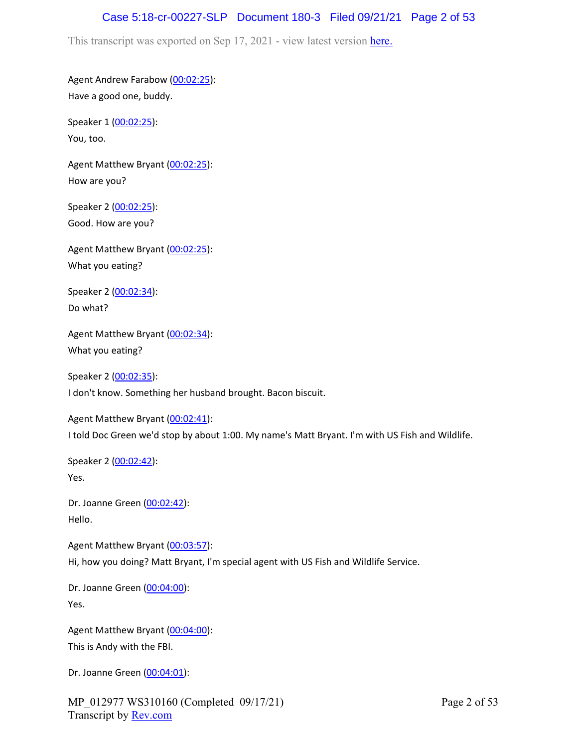Agent Andrew Farabow ([00:02:25]()):
Have a good one, buddy.

Speaker 1 ([00:02:25]()):
You, too.

Agent Matthew Bryant ([00:02:25]()):
How are you?

Speaker 2 ([00:02:25]()):
Good. How are you?

Agent Matthew Bryant ([00:02:25]()):
What you eating?

Speaker 2 ([00:02:34]()):
Do what?

Agent Matthew Bryant ([00:02:34]()):
What you eating?

Speaker 2 ([00:02:35]()):
I don't know. Something her husband brought. Bacon biscuit.

Agent Matthew Bryant ([00:02:41]()):
I told Doc Green we'd stop by about 1:00. My name's Matt Bryant. I'm with US Fish and Wildlife.

Speaker 2 ([00:02:42]()):
Yes.

Dr. Joanne Green ([00:02:42]()):
Hello.

Agent Matthew Bryant ([00:03:57]()):
Hi, how you doing? Matt Bryant, I'm special agent with US Fish and Wildlife Service.

Dr. Joanne Green ([00:04:00]()):
Yes.

Agent Matthew Bryant ([00:04:00]()):
This is Andy with the FBI.

Dr. Joanne Green ([00:04:01]()):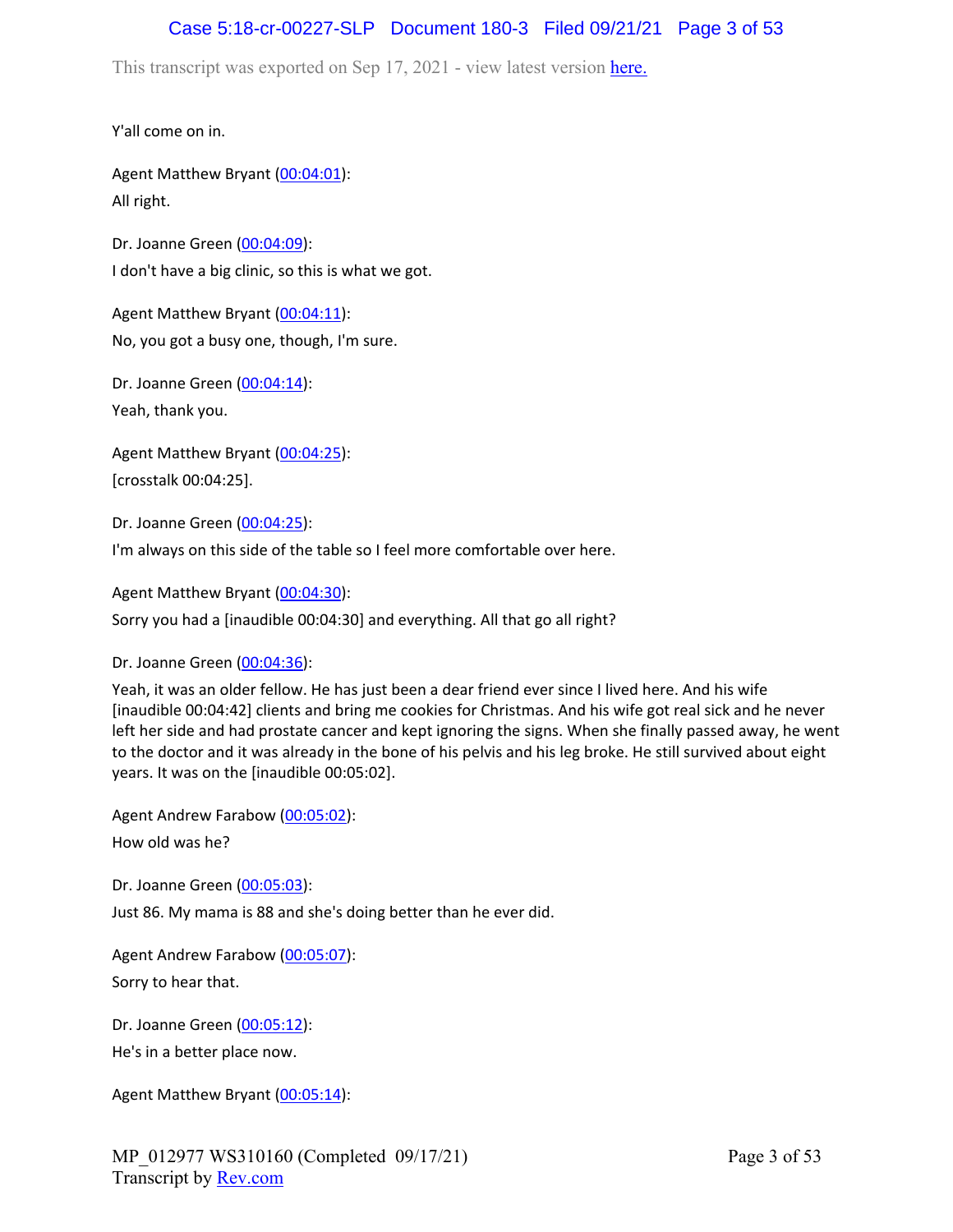Y'all come on in.

Agent Matthew Bryant (00:04:01):
All right.

Dr. Joanne Green (00:04:09):
I don't have a big clinic, so this is what we got.

Agent Matthew Bryant (00:04:11):
No, you got a busy one, though, I'm sure.

Dr. Joanne Green (00:04:14):
Yeah, thank you.

Agent Matthew Bryant (00:04:25):
[crosstalk 00:04:25].

Dr. Joanne Green (00:04:25):
I'm always on this side of the table so I feel more comfortable over here.

Agent Matthew Bryant (00:04:30):
Sorry you had a [inaudible 00:04:30] and everything. All that go all right?

Dr. Joanne Green (00:04:36):
Yeah, it was an older fellow. He has just been a dear friend ever since I lived here. And his wife [inaudible 00:04:42] clients and bring me cookies for Christmas. And his wife got real sick and he never left her side and had prostate cancer and kept ignoring the signs. When she finally passed away, he went to the doctor and it was already in the bone of his pelvis and his leg broke. He still survived about eight years. It was on the [inaudible 00:05:02].

Agent Andrew Farabow (00:05:02):
How old was he?

Dr. Joanne Green (00:05:03):
Just 86. My mama is 88 and she's doing better than he ever did.

Agent Andrew Farabow (00:05:07):
Sorry to hear that.

Dr. Joanne Green (00:05:12):
He's in a better place now.

Agent Matthew Bryant (00:05:14):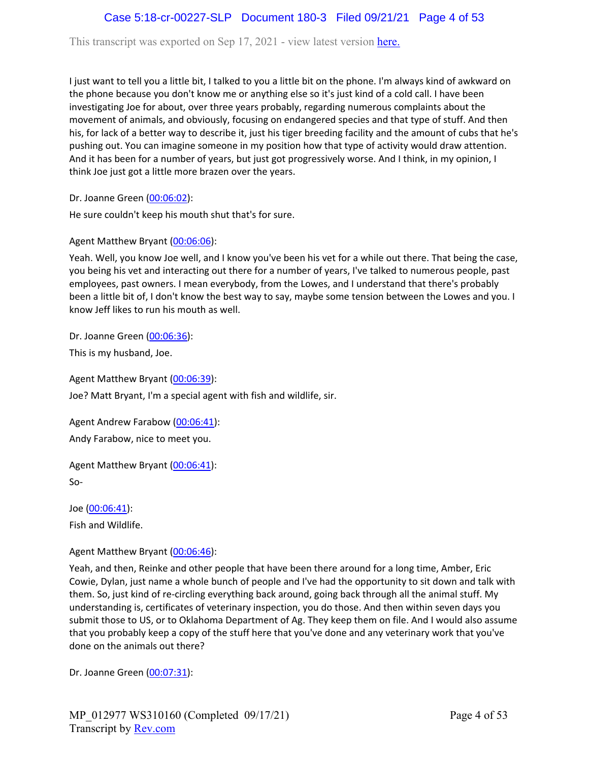I just want to tell you a little bit, I talked to you a little bit on the phone. I'm always kind of awkward on the phone because you don't know me or anything else so it's just kind of a cold call. I have been investigating Joe for about, over three years probably, regarding numerous complaints about the movement of animals, and obviously, focusing on endangered species and that type of stuff. And then his, for lack of a better way to describe it, just his tiger breeding facility and the amount of cubs that he's pushing out. You can imagine someone in my position how that type of activity would draw attention. And it has been for a number of years, but just got progressively worse. And I think, in my opinion, I think Joe just got a little more brazen over the years.

Dr. Joanne Green (00:06:02):

He sure couldn't keep his mouth shut that's for sure.

Agent Matthew Bryant (00:06:06):

Yeah. Well, you know Joe well, and I know you've been his vet for a while out there. That being the case, you being his vet and interacting out there for a number of years, I've talked to numerous people, past employees, past owners. I mean everybody, from the Lowes, and I understand that there's probably been a little bit of, I don't know the best way to say, maybe some tension between the Lowes and you. I know Jeff likes to run his mouth as well.

Dr. Joanne Green (00:06:36):

This is my husband, Joe.

Agent Matthew Bryant (00:06:39):

Joe? Matt Bryant, I'm a special agent with fish and wildlife, sir.

Agent Andrew Farabow (00:06:41):

Andy Farabow, nice to meet you.

Agent Matthew Bryant (00:06:41):

So-

Joe (00:06:41):

Fish and Wildlife.

Agent Matthew Bryant (00:06:46):

Yeah, and then, Reinke and other people that have been there around for a long time, Amber, Eric Cowie, Dylan, just name a whole bunch of people and I've had the opportunity to sit down and talk with them. So, just kind of re-circling everything back around, going back through all the animal stuff. My understanding is, certificates of veterinary inspection, you do those. And then within seven days you submit those to US, or to Oklahoma Department of Ag. They keep them on file. And I would also assume that you probably keep a copy of the stuff here that you've done and any veterinary work that you've done on the animals out there?

Dr. Joanne Green (00:07:31):

MP_012977 WS310160 (Completed 09/17/21)
Transcript by Rev.com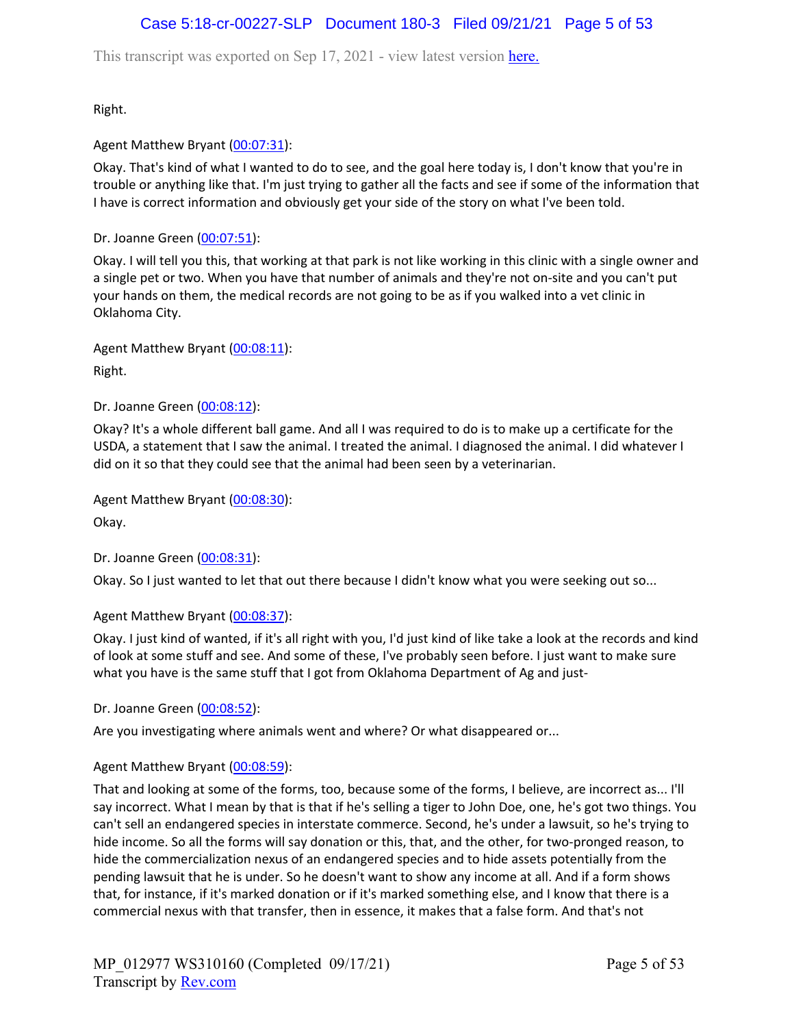Right.

Agent Matthew Bryant (00:07:31):

Okay. That's kind of what I wanted to do to see, and the goal here today is, I don't know that you're in trouble or anything like that. I'm just trying to gather all the facts and see if some of the information that I have is correct information and obviously get your side of the story on what I've been told.

Dr. Joanne Green (00:07:51):

Okay. I will tell you this, that working at that park is not like working in this clinic with a single owner and a single pet or two. When you have that number of animals and they're not on-site and you can't put your hands on them, the medical records are not going to be as if you walked into a vet clinic in Oklahoma City.

Agent Matthew Bryant (00:08:11):

Right.

Dr. Joanne Green (00:08:12):

Okay? It's a whole different ball game. And all I was required to do is to make up a certificate for the USDA, a statement that I saw the animal. I treated the animal. I diagnosed the animal. I did whatever I did on it so that they could see that the animal had been seen by a veterinarian.

Agent Matthew Bryant (00:08:30):

Okay.

Dr. Joanne Green (00:08:31):

Okay. So I just wanted to let that out there because I didn't know what you were seeking out so...

Agent Matthew Bryant (00:08:37):

Okay. I just kind of wanted, if it's all right with you, I'd just kind of like take a look at the records and kind of look at some stuff and see. And some of these, I've probably seen before. I just want to make sure what you have is the same stuff that I got from Oklahoma Department of Ag and just-

Dr. Joanne Green (00:08:52):

Are you investigating where animals went and where? Or what disappeared or...

Agent Matthew Bryant (00:08:59):

That and looking at some of the forms, too, because some of the forms, I believe, are incorrect as... I'll say incorrect. What I mean by that is that if he's selling a tiger to John Doe, one, he's got two things. You can't sell an endangered species in interstate commerce. Second, he's under a lawsuit, so he's trying to hide income. So all the forms will say donation or this, that, and the other, for two-pronged reason, to hide the commercialization nexus of an endangered species and to hide assets potentially from the pending lawsuit that he is under. So he doesn't want to show any income at all. And if a form shows that, for instance, if it's marked donation or if it's marked something else, and I know that there is a commercial nexus with that transfer, then in essence, it makes that a false form. And that's not

MP_012977 WS310160 (Completed 09/17/21)
Transcript by Rev.com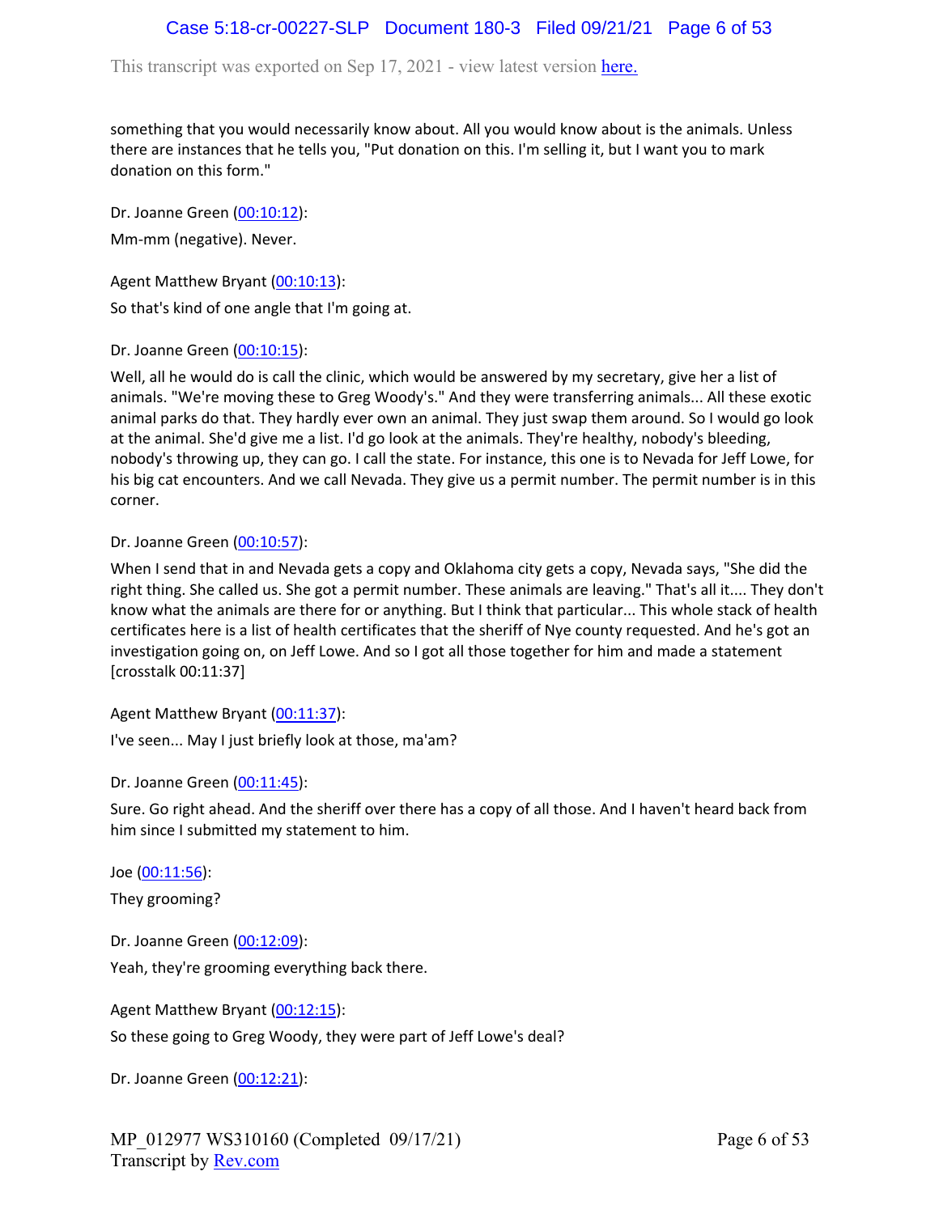something that you would necessarily know about. All you would know about is the animals. Unless there are instances that he tells you, "Put donation on this. I'm selling it, but I want you to mark donation on this form."

Dr. Joanne Green (00:10:12):

Mm-mm (negative). Never.

Agent Matthew Bryant (00:10:13):

So that's kind of one angle that I'm going at.

Dr. Joanne Green (00:10:15):

Well, all he would do is call the clinic, which would be answered by my secretary, give her a list of animals. "We're moving these to Greg Woody's." And they were transferring animals... All these exotic animal parks do that. They hardly ever own an animal. They just swap them around. So I would go look at the animal. She'd give me a list. I'd go look at the animals. They're healthy, nobody's bleeding, nobody's throwing up, they can go. I call the state. For instance, this one is to Nevada for Jeff Lowe, for his big cat encounters. And we call Nevada. They give us a permit number. The permit number is in this corner.

Dr. Joanne Green (00:10:57):

When I send that in and Nevada gets a copy and Oklahoma city gets a copy, Nevada says, "She did the right thing. She called us. She got a permit number. These animals are leaving." That's all it.... They don't know what the animals are there for or anything. But I think that particular... This whole stack of health certificates here is a list of health certificates that the sheriff of Nye county requested. And he's got an investigation going on, on Jeff Lowe. And so I got all those together for him and made a statement [crosstalk 00:11:37]

Agent Matthew Bryant (00:11:37):

I've seen... May I just briefly look at those, ma'am?

Dr. Joanne Green (00:11:45):

Sure. Go right ahead. And the sheriff over there has a copy of all those. And I haven't heard back from him since I submitted my statement to him.

Joe (00:11:56):

They grooming?

Dr. Joanne Green (00:12:09):

Yeah, they're grooming everything back there.

Agent Matthew Bryant (00:12:15):

So these going to Greg Woody, they were part of Jeff Lowe's deal?

Dr. Joanne Green (00:12:21):

MP_012977 WS310160 (Completed 09/17/21)
Transcript by Rev.com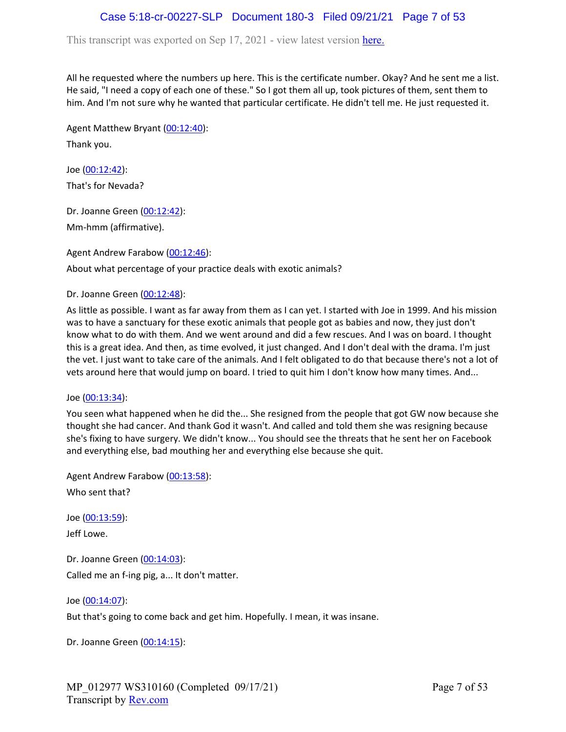All he requested where the numbers up here. This is the certificate number. Okay? And he sent me a list. He said, "I need a copy of each one of these." So I got them all up, took pictures of them, sent them to him. And I'm not sure why he wanted that particular certificate. He didn't tell me. He just requested it.

Agent Matthew Bryant (00:12:40):

Thank you.

Joe (00:12:42):

That's for Nevada?

Dr. Joanne Green (00:12:42):

Mm-hmm (affirmative).

Agent Andrew Farabow (00:12:46):

About what percentage of your practice deals with exotic animals?

Dr. Joanne Green (00:12:48):

As little as possible. I want as far away from them as I can yet. I started with Joe in 1999. And his mission was to have a sanctuary for these exotic animals that people got as babies and now, they just don't know what to do with them. And we went around and did a few rescues. And I was on board. I thought this is a great idea. And then, as time evolved, it just changed. And I don't deal with the drama. I'm just the vet. I just want to take care of the animals. And I felt obligated to do that because there's not a lot of vets around here that would jump on board. I tried to quit him I don't know how many times. And...

Joe (00:13:34):

You seen what happened when he did the... She resigned from the people that got GW now because she thought she had cancer. And thank God it wasn't. And called and told them she was resigning because she's fixing to have surgery. We didn't know... You should see the threats that he sent her on Facebook and everything else, bad mouthing her and everything else because she quit.

Agent Andrew Farabow (00:13:58):

Who sent that?

Joe (00:13:59):

Jeff Lowe.

Dr. Joanne Green (00:14:03):

Called me an f-ing pig, a... It don't matter.

Joe (00:14:07):

But that's going to come back and get him. Hopefully. I mean, it was insane.

Dr. Joanne Green (00:14:15):

MP_012977 WS310160 (Completed 09/17/21)
Transcript by Rev.com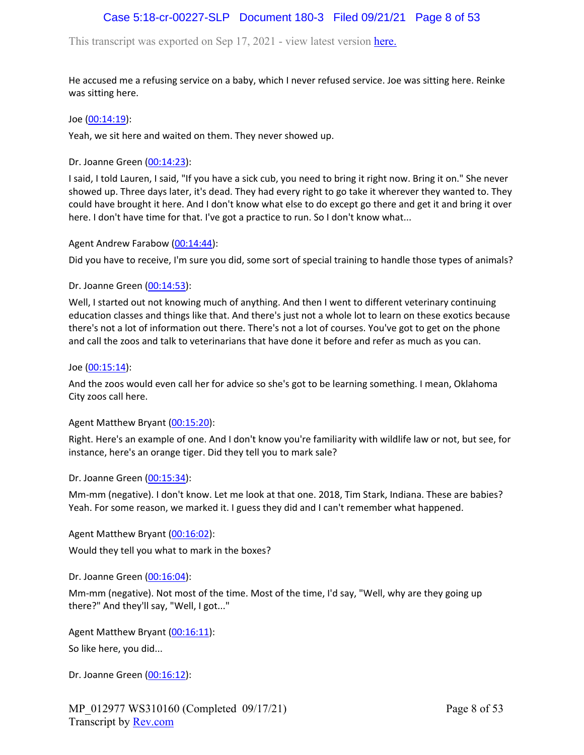He accused me a refusing service on a baby, which I never refused service. Joe was sitting here. Reinke was sitting here.

Joe (00:14:19):

Yeah, we sit here and waited on them. They never showed up.

Dr. Joanne Green (00:14:23):

I said, I told Lauren, I said, "If you have a sick cub, you need to bring it right now. Bring it on." She never showed up. Three days later, it's dead. They had every right to go take it wherever they wanted to. They could have brought it here. And I don't know what else to do except go there and get it and bring it over here. I don't have time for that. I've got a practice to run. So I don't know what...

Agent Andrew Farabow (00:14:44):

Did you have to receive, I'm sure you did, some sort of special training to handle those types of animals?

Dr. Joanne Green (00:14:53):

Well, I started out not knowing much of anything. And then I went to different veterinary continuing education classes and things like that. And there's just not a whole lot to learn on these exotics because there's not a lot of information out there. There's not a lot of courses. You've got to get on the phone and call the zoos and talk to veterinarians that have done it before and refer as much as you can.

Joe (00:15:14):

And the zoos would even call her for advice so she's got to be learning something. I mean, Oklahoma City zoos call here.

Agent Matthew Bryant (00:15:20):

Right. Here's an example of one. And I don't know you're familiarity with wildlife law or not, but see, for instance, here's an orange tiger. Did they tell you to mark sale?

Dr. Joanne Green (00:15:34):

Mm-mm (negative). I don't know. Let me look at that one. 2018, Tim Stark, Indiana. These are babies? Yeah. For some reason, we marked it. I guess they did and I can't remember what happened.

Agent Matthew Bryant (00:16:02):

Would they tell you what to mark in the boxes?

Dr. Joanne Green (00:16:04):

Mm-mm (negative). Not most of the time. Most of the time, I'd say, "Well, why are they going up there?" And they'll say, "Well, I got..."

Agent Matthew Bryant (00:16:11):

So like here, you did...

Dr. Joanne Green (00:16:12):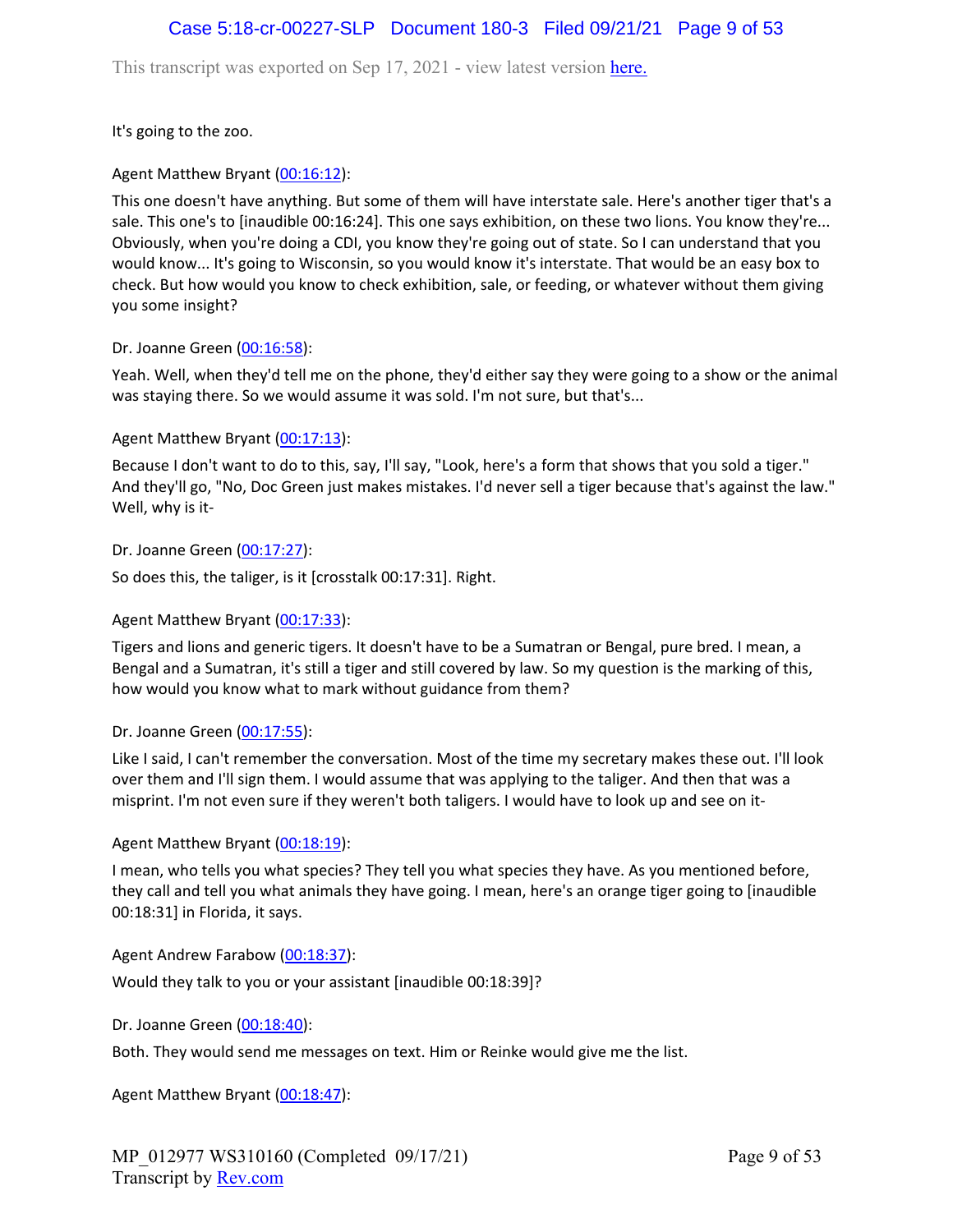It's going to the zoo.

Agent Matthew Bryant (00:16:12):

This one doesn't have anything. But some of them will have interstate sale. Here's another tiger that's a sale. This one's to [inaudible 00:16:24]. This one says exhibition, on these two lions. You know they're... Obviously, when you're doing a CDI, you know they're going out of state. So I can understand that you would know... It's going to Wisconsin, so you would know it's interstate. That would be an easy box to check. But how would you know to check exhibition, sale, or feeding, or whatever without them giving you some insight?

Dr. Joanne Green (00:16:58):

Yeah. Well, when they'd tell me on the phone, they'd either say they were going to a show or the animal was staying there. So we would assume it was sold. I'm not sure, but that's...

Agent Matthew Bryant (00:17:13):

Because I don't want to do to this, say, I'll say, "Look, here's a form that shows that you sold a tiger." And they'll go, "No, Doc Green just makes mistakes. I'd never sell a tiger because that's against the law." Well, why is it-

Dr. Joanne Green (00:17:27):

So does this, the taliger, is it [crosstalk 00:17:31]. Right.

Agent Matthew Bryant (00:17:33):

Tigers and lions and generic tigers. It doesn't have to be a Sumatran or Bengal, pure bred. I mean, a Bengal and a Sumatran, it's still a tiger and still covered by law. So my question is the marking of this, how would you know what to mark without guidance from them?

Dr. Joanne Green (00:17:55):

Like I said, I can't remember the conversation. Most of the time my secretary makes these out. I'll look over them and I'll sign them. I would assume that was applying to the taliger. And then that was a misprint. I'm not even sure if they weren't both taligers. I would have to look up and see on it-

Agent Matthew Bryant (00:18:19):

I mean, who tells you what species? They tell you what species they have. As you mentioned before, they call and tell you what animals they have going. I mean, here's an orange tiger going to [inaudible 00:18:31] in Florida, it says.

Agent Andrew Farabow (00:18:37):

Would they talk to you or your assistant [inaudible 00:18:39]?

Dr. Joanne Green (00:18:40):

Both. They would send me messages on text. Him or Reinke would give me the list.

Agent Matthew Bryant (00:18:47):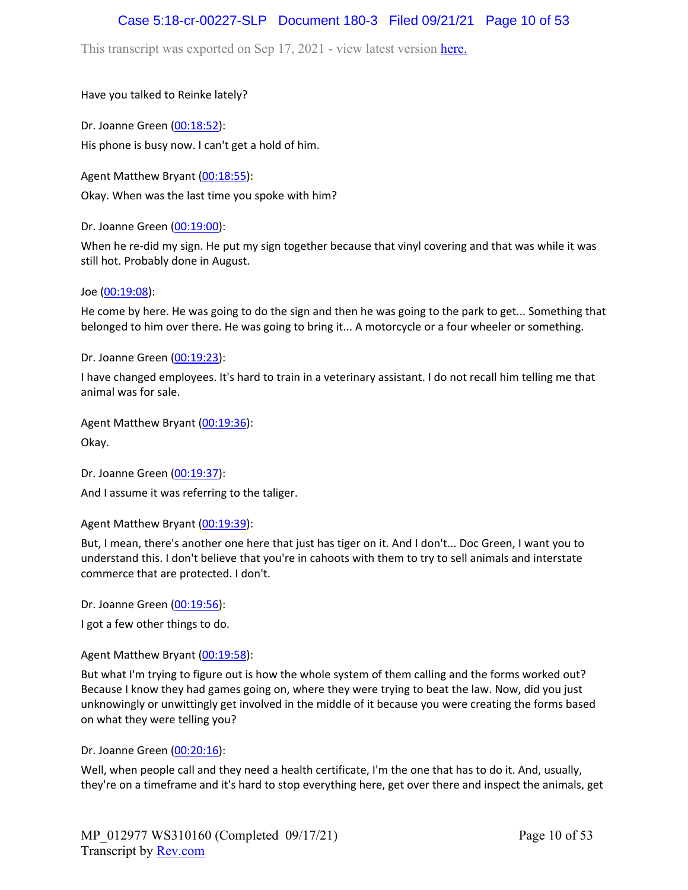Have you talked to Reinke lately?

Dr. Joanne Green (00:18:52):

His phone is busy now. I can't get a hold of him.

Agent Matthew Bryant (00:18:55):

Okay. When was the last time you spoke with him?

Dr. Joanne Green (00:19:00):

When he re-did my sign. He put my sign together because that vinyl covering and that was while it was still hot. Probably done in August.

Joe (00:19:08):

He come by here. He was going to do the sign and then he was going to the park to get... Something that belonged to him over there. He was going to bring it... A motorcycle or a four wheeler or something.

Dr. Joanne Green (00:19:23):

I have changed employees. It's hard to train in a veterinary assistant. I do not recall him telling me that animal was for sale.

Agent Matthew Bryant (00:19:36):

Okay.

Dr. Joanne Green (00:19:37):

And I assume it was referring to the taliger.

Agent Matthew Bryant (00:19:39):

But, I mean, there's another one here that just has tiger on it. And I don't... Doc Green, I want you to understand this. I don't believe that you're in cahoots with them to try to sell animals and interstate commerce that are protected. I don't.

Dr. Joanne Green (00:19:56):

I got a few other things to do.

Agent Matthew Bryant (00:19:58):

But what I'm trying to figure out is how the whole system of them calling and the forms worked out? Because I know they had games going on, where they were trying to beat the law. Now, did you just unknowingly or unwittingly get involved in the middle of it because you were creating the forms based on what they were telling you?

Dr. Joanne Green (00:20:16):

Well, when people call and they need a health certificate, I'm the one that has to do it. And, usually, they're on a timeframe and it's hard to stop everything here, get over there and inspect the animals, get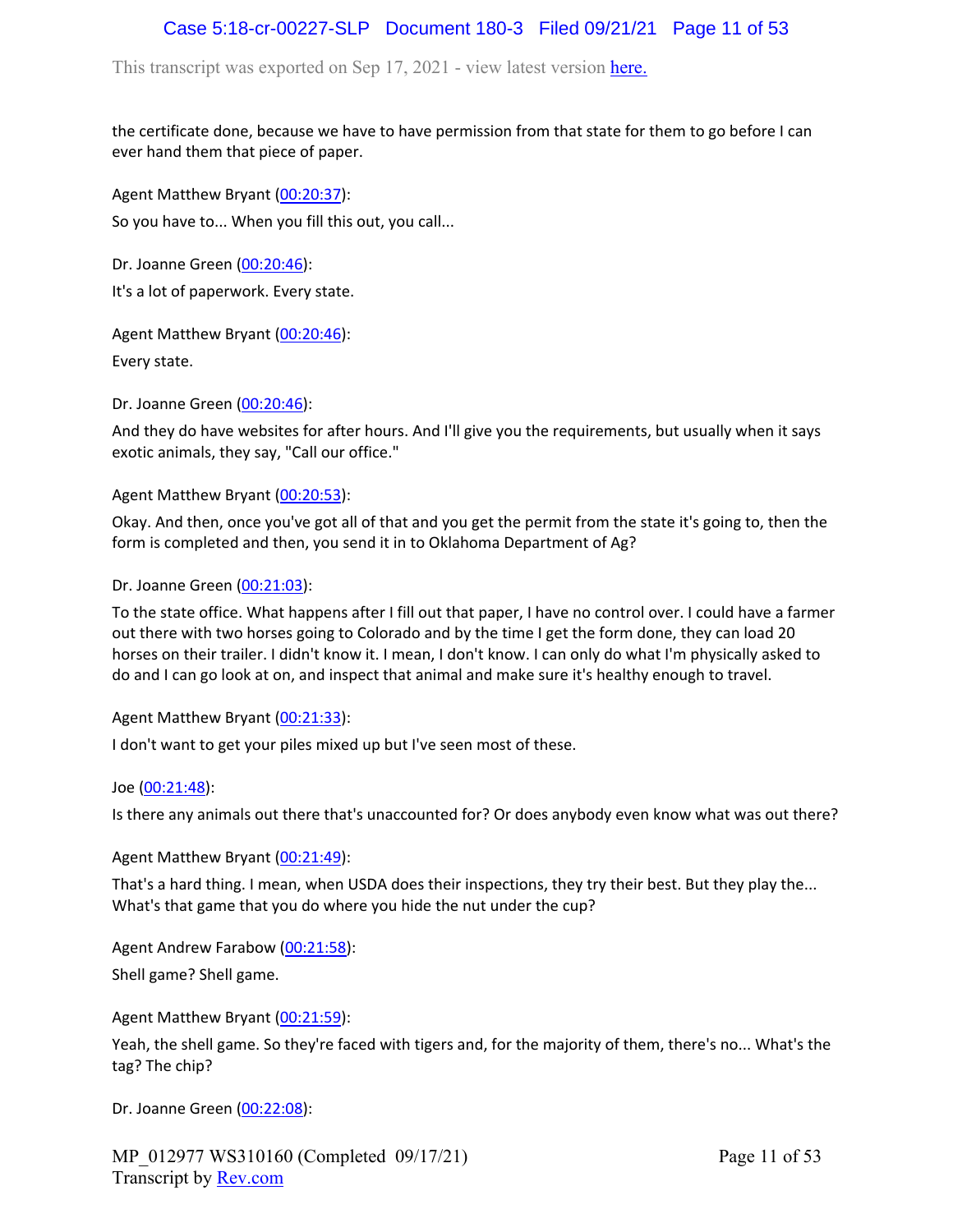the certificate done, because we have to have permission from that state for them to go before I can ever hand them that piece of paper.

Agent Matthew Bryant (00:20:37):

So you have to... When you fill this out, you call...

Dr. Joanne Green (00:20:46):

It's a lot of paperwork. Every state.

Agent Matthew Bryant (00:20:46):

Every state.

Dr. Joanne Green (00:20:46):

And they do have websites for after hours. And I'll give you the requirements, but usually when it says exotic animals, they say, "Call our office."

Agent Matthew Bryant (00:20:53):

Okay. And then, once you've got all of that and you get the permit from the state it's going to, then the form is completed and then, you send it in to Oklahoma Department of Ag?

Dr. Joanne Green (00:21:03):

To the state office. What happens after I fill out that paper, I have no control over. I could have a farmer out there with two horses going to Colorado and by the time I get the form done, they can load 20 horses on their trailer. I didn't know it. I mean, I don't know. I can only do what I'm physically asked to do and I can go look at on, and inspect that animal and make sure it's healthy enough to travel.

Agent Matthew Bryant (00:21:33):

I don't want to get your piles mixed up but I've seen most of these.

Joe (00:21:48):

Is there any animals out there that's unaccounted for? Or does anybody even know what was out there?

Agent Matthew Bryant (00:21:49):

That's a hard thing. I mean, when USDA does their inspections, they try their best. But they play the... What's that game that you do where you hide the nut under the cup?

Agent Andrew Farabow (00:21:58):

Shell game? Shell game.

Agent Matthew Bryant (00:21:59):

Yeah, the shell game. So they're faced with tigers and, for the majority of them, there's no... What's the tag? The chip?

Dr. Joanne Green (00:22:08):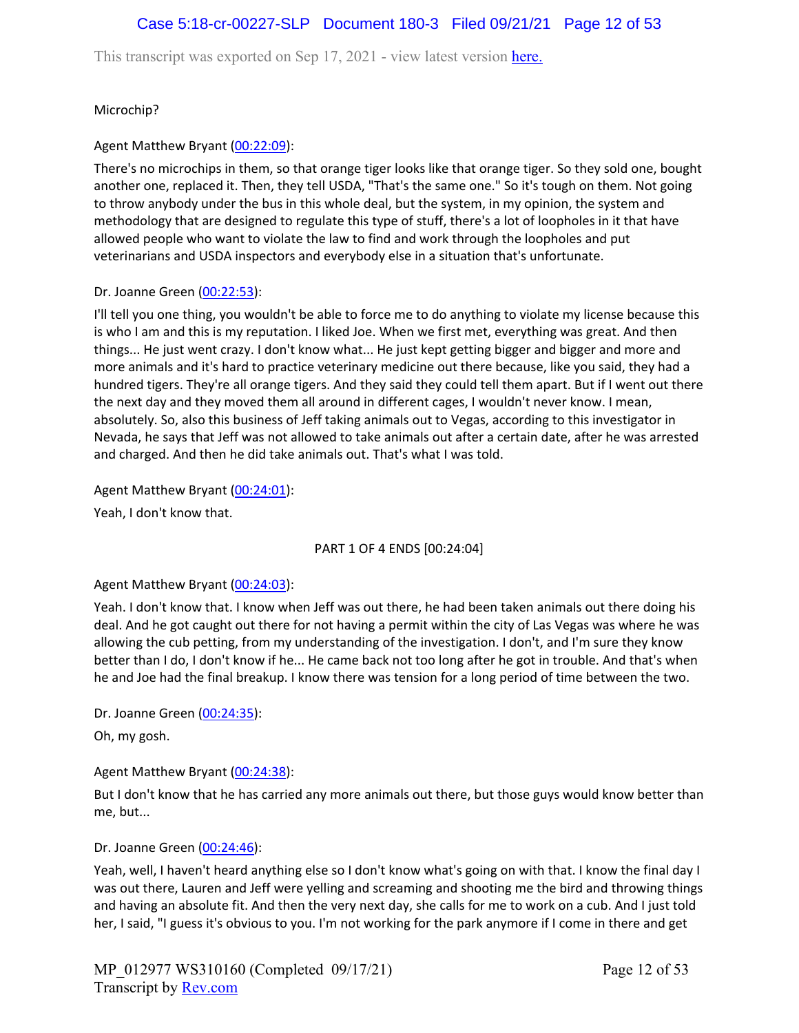Microchip?

Agent Matthew Bryant (00:22:09):

There's no microchips in them, so that orange tiger looks like that orange tiger. So they sold one, bought another one, replaced it. Then, they tell USDA, "That's the same one." So it's tough on them. Not going to throw anybody under the bus in this whole deal, but the system, in my opinion, the system and methodology that are designed to regulate this type of stuff, there's a lot of loopholes in it that have allowed people who want to violate the law to find and work through the loopholes and put veterinarians and USDA inspectors and everybody else in a situation that's unfortunate.

Dr. Joanne Green (00:22:53):

I'll tell you one thing, you wouldn't be able to force me to do anything to violate my license because this is who I am and this is my reputation. I liked Joe. When we first met, everything was great. And then things... He just went crazy. I don't know what... He just kept getting bigger and bigger and more and more animals and it's hard to practice veterinary medicine out there because, like you said, they had a hundred tigers. They're all orange tigers. And they said they could tell them apart. But if I went out there the next day and they moved them all around in different cages, I wouldn't never know. I mean, absolutely. So, also this business of Jeff taking animals out to Vegas, according to this investigator in Nevada, he says that Jeff was not allowed to take animals out after a certain date, after he was arrested and charged. And then he did take animals out. That's what I was told.

Agent Matthew Bryant (00:24:01):

Yeah, I don't know that.

PART 1 OF 4 ENDS [00:24:04]

Agent Matthew Bryant (00:24:03):

Yeah. I don't know that. I know when Jeff was out there, he had been taken animals out there doing his deal. And he got caught out there for not having a permit within the city of Las Vegas was where he was allowing the cub petting, from my understanding of the investigation. I don't, and I'm sure they know better than I do, I don't know if he... He came back not too long after he got in trouble. And that's when he and Joe had the final breakup. I know there was tension for a long period of time between the two.

Dr. Joanne Green (00:24:35):

Oh, my gosh.

Agent Matthew Bryant (00:24:38):

But I don't know that he has carried any more animals out there, but those guys would know better than me, but...

Dr. Joanne Green (00:24:46):

Yeah, well, I haven't heard anything else so I don't know what's going on with that. I know the final day I was out there, Lauren and Jeff were yelling and screaming and shooting me the bird and throwing things and having an absolute fit. And then the very next day, she calls for me to work on a cub. And I just told her, I said, "I guess it's obvious to you. I'm not working for the park anymore if I come in there and get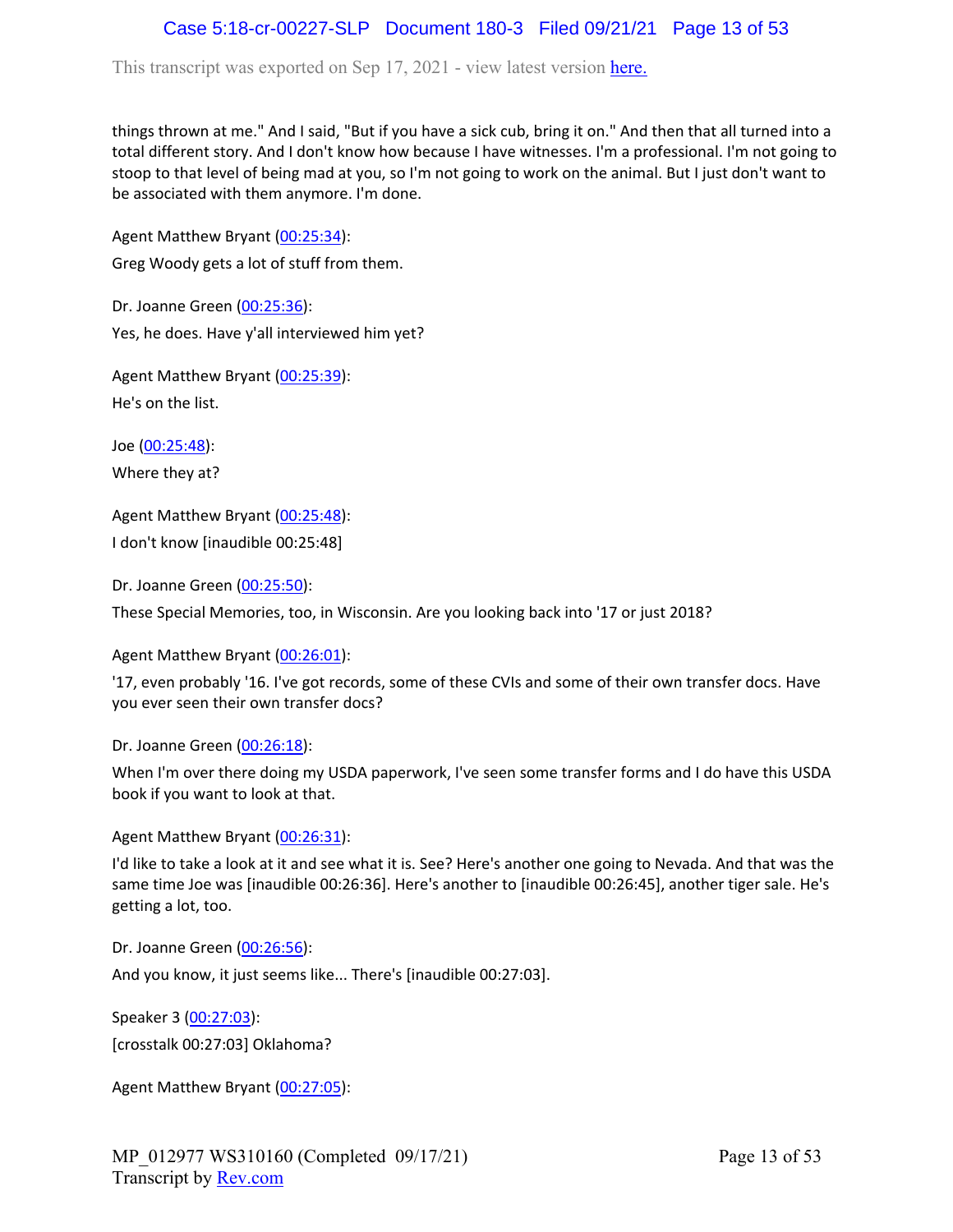things thrown at me." And I said, "But if you have a sick cub, bring it on." And then that all turned into a total different story. And I don't know how because I have witnesses. I'm a professional. I'm not going to stoop to that level of being mad at you, so I'm not going to work on the animal. But I just don't want to be associated with them anymore. I'm done.

Agent Matthew Bryant (00:25:34):

Greg Woody gets a lot of stuff from them.

Dr. Joanne Green (00:25:36):

Yes, he does. Have y'all interviewed him yet?

Agent Matthew Bryant (00:25:39):

He's on the list.

Joe (00:25:48):

Where they at?

Agent Matthew Bryant (00:25:48):

I don't know [inaudible 00:25:48]

Dr. Joanne Green (00:25:50):

These Special Memories, too, in Wisconsin. Are you looking back into '17 or just 2018?

Agent Matthew Bryant (00:26:01):

'17, even probably '16. I've got records, some of these CVIs and some of their own transfer docs. Have you ever seen their own transfer docs?

Dr. Joanne Green (00:26:18):

When I'm over there doing my USDA paperwork, I've seen some transfer forms and I do have this USDA book if you want to look at that.

Agent Matthew Bryant (00:26:31):

I'd like to take a look at it and see what it is. See? Here's another one going to Nevada. And that was the same time Joe was [inaudible 00:26:36]. Here's another to [inaudible 00:26:45], another tiger sale. He's getting a lot, too.

Dr. Joanne Green (00:26:56):

And you know, it just seems like... There's [inaudible 00:27:03].

Speaker 3 (00:27:03):

[crosstalk 00:27:03] Oklahoma?

Agent Matthew Bryant (00:27:05):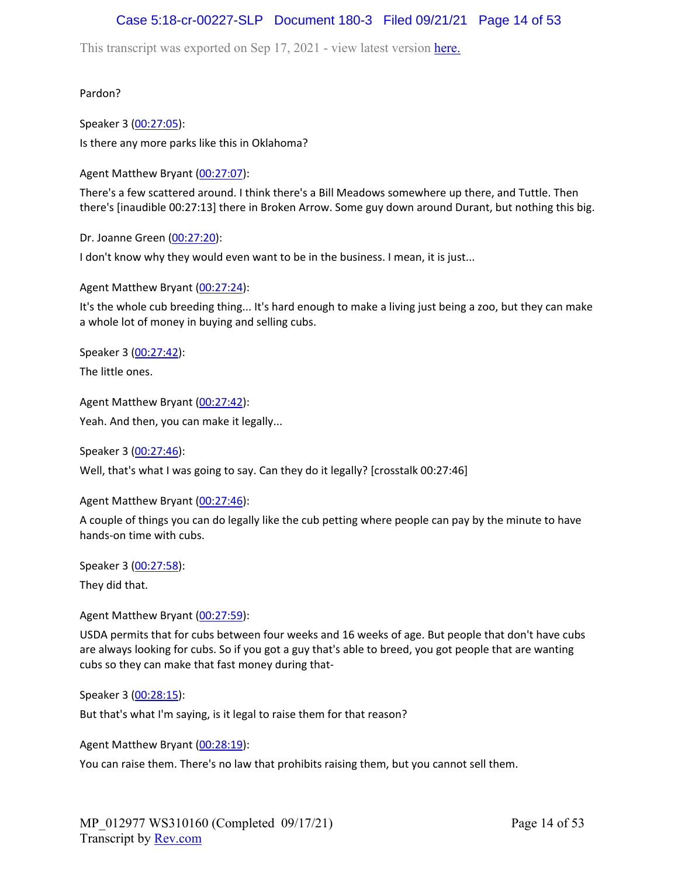Pardon?

Speaker 3 (00:27:05):

Is there any more parks like this in Oklahoma?

Agent Matthew Bryant (00:27:07):

There's a few scattered around. I think there's a Bill Meadows somewhere up there, and Tuttle. Then there's [inaudible 00:27:13] there in Broken Arrow. Some guy down around Durant, but nothing this big.

Dr. Joanne Green (00:27:20):

I don't know why they would even want to be in the business. I mean, it is just...

Agent Matthew Bryant (00:27:24):

It's the whole cub breeding thing... It's hard enough to make a living just being a zoo, but they can make a whole lot of money in buying and selling cubs.

Speaker 3 (00:27:42):

The little ones.

Agent Matthew Bryant (00:27:42):

Yeah. And then, you can make it legally...

Speaker 3 (00:27:46):

Well, that's what I was going to say. Can they do it legally? [crosstalk 00:27:46]

Agent Matthew Bryant (00:27:46):

A couple of things you can do legally like the cub petting where people can pay by the minute to have hands-on time with cubs.

Speaker 3 (00:27:58):

They did that.

Agent Matthew Bryant (00:27:59):

USDA permits that for cubs between four weeks and 16 weeks of age. But people that don't have cubs are always looking for cubs. So if you got a guy that's able to breed, you got people that are wanting cubs so they can make that fast money during that-

Speaker 3 (00:28:15):

But that's what I'm saying, is it legal to raise them for that reason?

Agent Matthew Bryant (00:28:19):

You can raise them. There's no law that prohibits raising them, but you cannot sell them.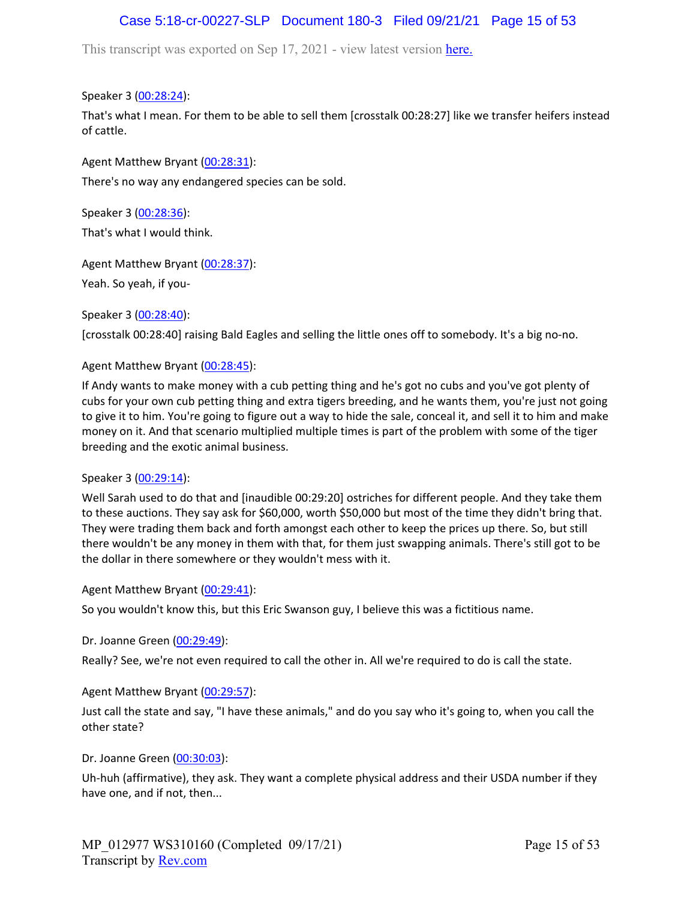Speaker 3 (00:28:24):

That's what I mean. For them to be able to sell them [crosstalk 00:28:27] like we transfer heifers instead of cattle.

Agent Matthew Bryant (00:28:31):

There's no way any endangered species can be sold.

Speaker 3 (00:28:36):

That's what I would think.

Agent Matthew Bryant (00:28:37):

Yeah. So yeah, if you-

Speaker 3 (00:28:40):

[crosstalk 00:28:40] raising Bald Eagles and selling the little ones off to somebody. It's a big no-no.

Agent Matthew Bryant (00:28:45):

If Andy wants to make money with a cub petting thing and he's got no cubs and you've got plenty of cubs for your own cub petting thing and extra tigers breeding, and he wants them, you're just not going to give it to him. You're going to figure out a way to hide the sale, conceal it, and sell it to him and make money on it. And that scenario multiplied multiple times is part of the problem with some of the tiger breeding and the exotic animal business.

Speaker 3 (00:29:14):

Well Sarah used to do that and [inaudible 00:29:20] ostriches for different people. And they take them to these auctions. They say ask for $60,000, worth $50,000 but most of the time they didn't bring that. They were trading them back and forth amongst each other to keep the prices up there. So, but still there wouldn't be any money in them with that, for them just swapping animals. There's still got to be the dollar in there somewhere or they wouldn't mess with it.

Agent Matthew Bryant (00:29:41):

So you wouldn't know this, but this Eric Swanson guy, I believe this was a fictitious name.

Dr. Joanne Green (00:29:49):

Really? See, we're not even required to call the other in. All we're required to do is call the state.

Agent Matthew Bryant (00:29:57):

Just call the state and say, "I have these animals," and do you say who it's going to, when you call the other state?

Dr. Joanne Green (00:30:03):

Uh-huh (affirmative), they ask. They want a complete physical address and their USDA number if they have one, and if not, then...

MP_012977 WS310160 (Completed 09/17/21)
Transcript by Rev.com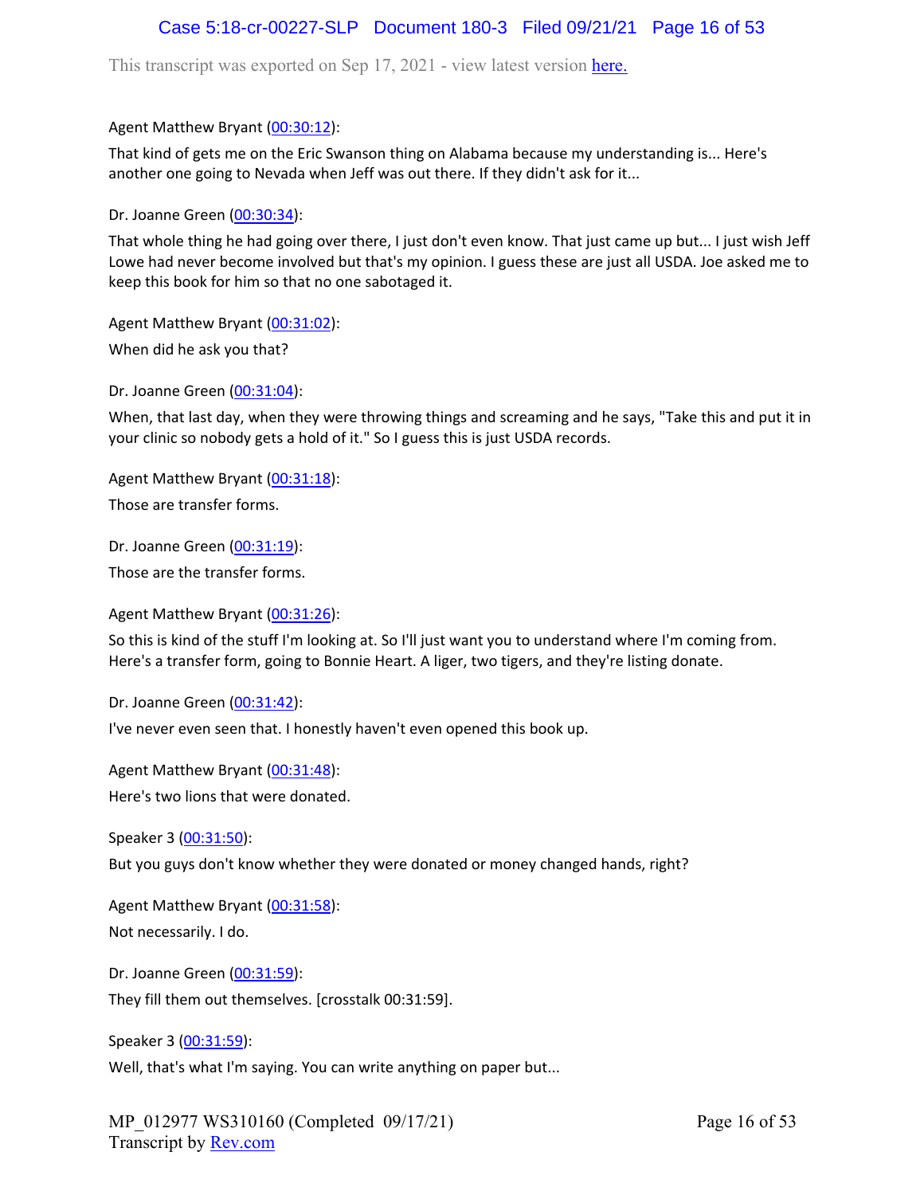Agent Matthew Bryant (00:30:12):

That kind of gets me on the Eric Swanson thing on Alabama because my understanding is... Here's another one going to Nevada when Jeff was out there. If they didn't ask for it...

Dr. Joanne Green (00:30:34):

That whole thing he had going over there, I just don't even know. That just came up but... I just wish Jeff Lowe had never become involved but that's my opinion. I guess these are just all USDA. Joe asked me to keep this book for him so that no one sabotaged it.

Agent Matthew Bryant (00:31:02):

When did he ask you that?

Dr. Joanne Green (00:31:04):

When, that last day, when they were throwing things and screaming and he says, "Take this and put it in your clinic so nobody gets a hold of it." So I guess this is just USDA records.

Agent Matthew Bryant (00:31:18):

Those are transfer forms.

Dr. Joanne Green (00:31:19):

Those are the transfer forms.

Agent Matthew Bryant (00:31:26):

So this is kind of the stuff I'm looking at. So I'll just want you to understand where I'm coming from. Here's a transfer form, going to Bonnie Heart. A liger, two tigers, and they're listing donate.

Dr. Joanne Green (00:31:42):

I've never even seen that. I honestly haven't even opened this book up.

Agent Matthew Bryant (00:31:48):

Here's two lions that were donated.

Speaker 3 (00:31:50):

But you guys don't know whether they were donated or money changed hands, right?

Agent Matthew Bryant (00:31:58):

Not necessarily. I do.

Dr. Joanne Green (00:31:59):

They fill them out themselves. [crosstalk 00:31:59].

Speaker 3 (00:31:59):

Well, that's what I'm saying. You can write anything on paper but...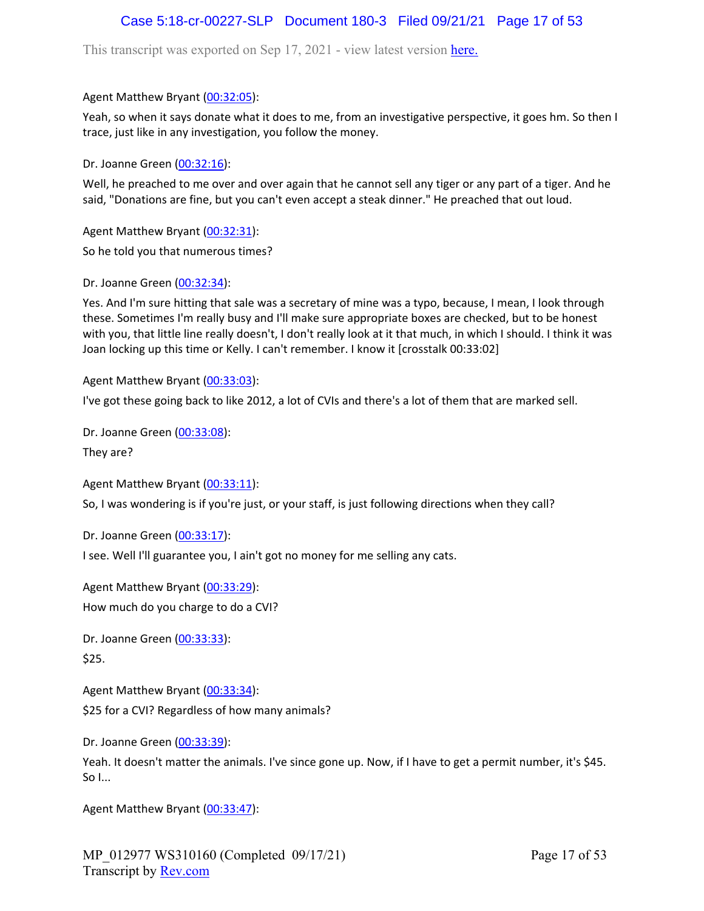Agent Matthew Bryant (00:32:05):

Yeah, so when it says donate what it does to me, from an investigative perspective, it goes hm. So then I trace, just like in any investigation, you follow the money.

Dr. Joanne Green (00:32:16):

Well, he preached to me over and over again that he cannot sell any tiger or any part of a tiger. And he said, "Donations are fine, but you can't even accept a steak dinner." He preached that out loud.

Agent Matthew Bryant (00:32:31):

So he told you that numerous times?

Dr. Joanne Green (00:32:34):

Yes. And I'm sure hitting that sale was a secretary of mine was a typo, because, I mean, I look through these. Sometimes I'm really busy and I'll make sure appropriate boxes are checked, but to be honest with you, that little line really doesn't, I don't really look at it that much, in which I should. I think it was Joan locking up this time or Kelly. I can't remember. I know it [crosstalk 00:33:02]

Agent Matthew Bryant (00:33:03):

I've got these going back to like 2012, a lot of CVIs and there's a lot of them that are marked sell.

Dr. Joanne Green (00:33:08):

They are?

Agent Matthew Bryant (00:33:11):

So, I was wondering is if you're just, or your staff, is just following directions when they call?

Dr. Joanne Green (00:33:17):

I see. Well I'll guarantee you, I ain't got no money for me selling any cats.

Agent Matthew Bryant (00:33:29):

How much do you charge to do a CVI?

Dr. Joanne Green (00:33:33):

$25.

Agent Matthew Bryant (00:33:34):

$25 for a CVI? Regardless of how many animals?

Dr. Joanne Green (00:33:39):

Yeah. It doesn't matter the animals. I've since gone up. Now, if I have to get a permit number, it's $45. So I...

Agent Matthew Bryant (00:33:47):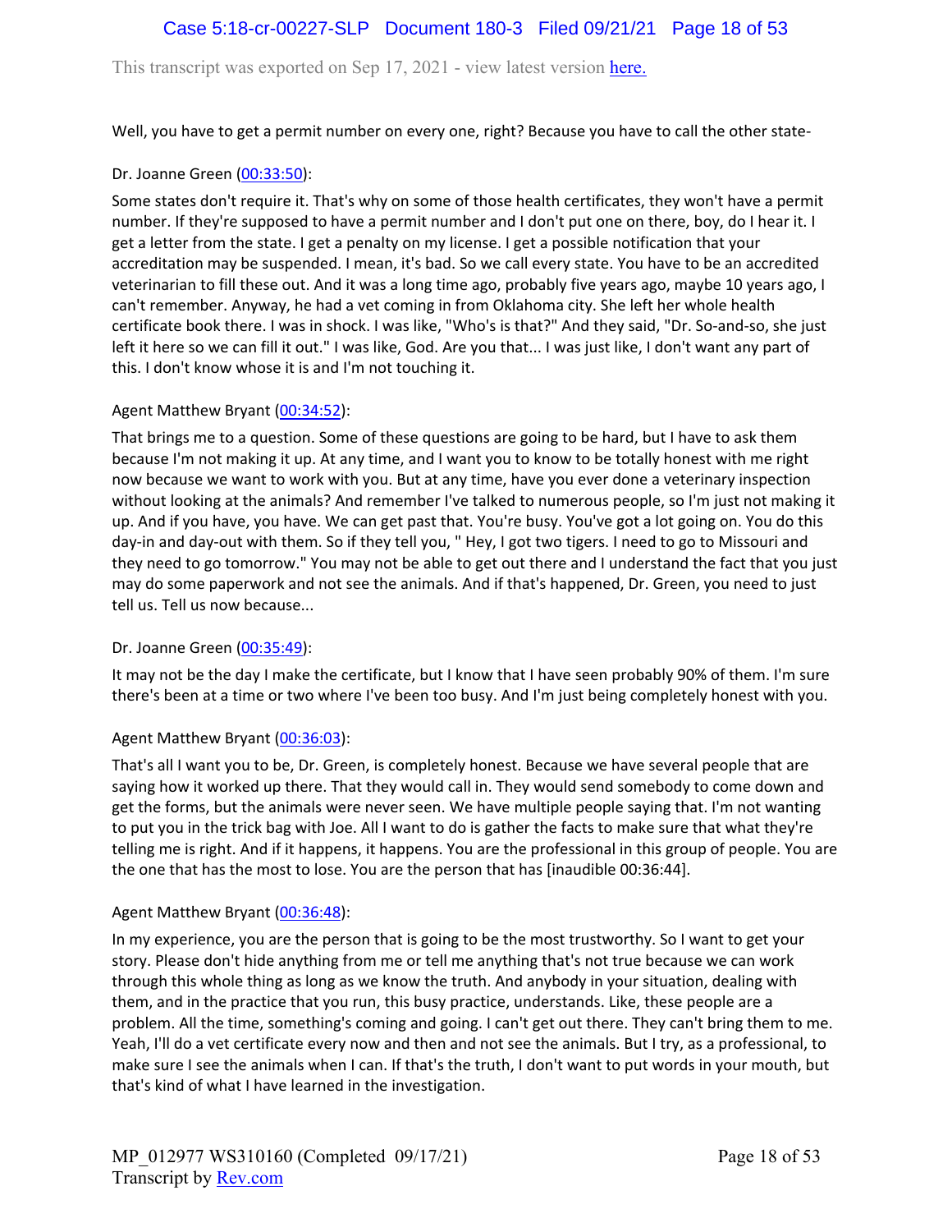Well, you have to get a permit number on every one, right? Because you have to call the other state-

Dr. Joanne Green ([00:33:50](#)):

Some states don't require it. That's why on some of those health certificates, they won't have a permit number. If they're supposed to have a permit number and I don't put one on there, boy, do I hear it. I get a letter from the state. I get a penalty on my license. I get a possible notification that your accreditation may be suspended. I mean, it's bad. So we call every state. You have to be an accredited veterinarian to fill these out. And it was a long time ago, probably five years ago, maybe 10 years ago, I can't remember. Anyway, he had a vet coming in from Oklahoma city. She left her whole health certificate book there. I was in shock. I was like, "Who's is that?" And they said, "Dr. So-and-so, she just left it here so we can fill it out." I was like, God. Are you that... I was just like, I don't want any part of this. I don't know whose it is and I'm not touching it.

Agent Matthew Bryant ([00:34:52](#)):

That brings me to a question. Some of these questions are going to be hard, but I have to ask them because I'm not making it up. At any time, and I want you to know to be totally honest with me right now because we want to work with you. But at any time, have you ever done a veterinary inspection without looking at the animals? And remember I've talked to numerous people, so I'm just not making it up. And if you have, you have. We can get past that. You're busy. You've got a lot going on. You do this day-in and day-out with them. So if they tell you, " Hey, I got two tigers. I need to go to Missouri and they need to go tomorrow." You may not be able to get out there and I understand the fact that you just may do some paperwork and not see the animals. And if that's happened, Dr. Green, you need to just tell us. Tell us now because...

Dr. Joanne Green ([00:35:49](#)):

It may not be the day I make the certificate, but I know that I have seen probably 90% of them. I'm sure there's been at a time or two where I've been too busy. And I'm just being completely honest with you.

Agent Matthew Bryant ([00:36:03](#)):

That's all I want you to be, Dr. Green, is completely honest. Because we have several people that are saying how it worked up there. That they would call in. They would send somebody to come down and get the forms, but the animals were never seen. We have multiple people saying that. I'm not wanting to put you in the trick bag with Joe. All I want to do is gather the facts to make sure that what they're telling me is right. And if it happens, it happens. You are the professional in this group of people. You are the one that has the most to lose. You are the person that has [inaudible 00:36:44].

Agent Matthew Bryant ([00:36:48](#)):

In my experience, you are the person that is going to be the most trustworthy. So I want to get your story. Please don't hide anything from me or tell me anything that's not true because we can work through this whole thing as long as we know the truth. And anybody in your situation, dealing with them, and in the practice that you run, this busy practice, understands. Like, these people are a problem. All the time, something's coming and going. I can't get out there. They can't bring them to me. Yeah, I'll do a vet certificate every now and then and not see the animals. But I try, as a professional, to make sure I see the animals when I can. If that's the truth, I don't want to put words in your mouth, but that's kind of what I have learned in the investigation.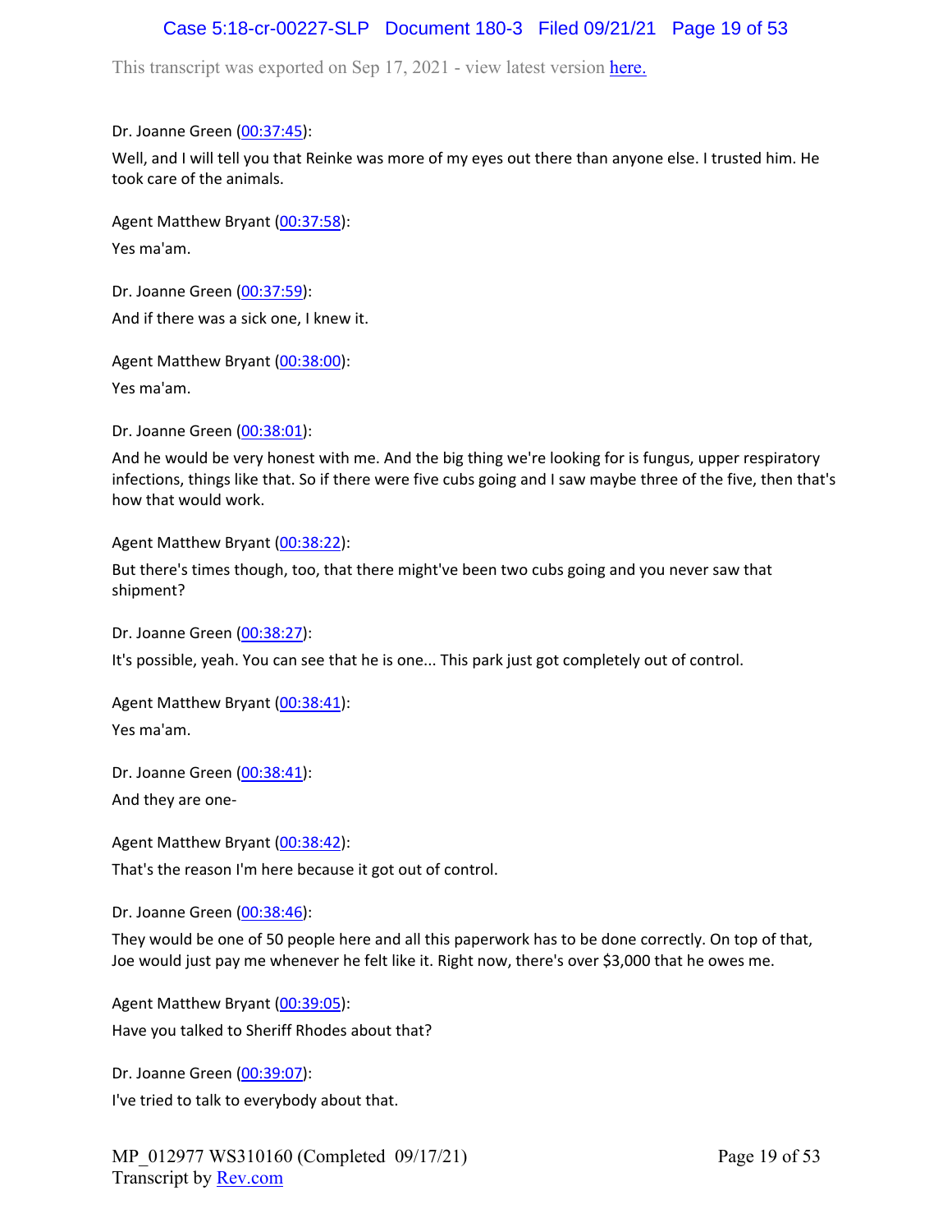Dr. Joanne Green (00:37:45):

Well, and I will tell you that Reinke was more of my eyes out there than anyone else. I trusted him. He took care of the animals.

Agent Matthew Bryant (00:37:58):

Yes ma'am.

Dr. Joanne Green (00:37:59):

And if there was a sick one, I knew it.

Agent Matthew Bryant (00:38:00):

Yes ma'am.

Dr. Joanne Green (00:38:01):

And he would be very honest with me. And the big thing we're looking for is fungus, upper respiratory infections, things like that. So if there were five cubs going and I saw maybe three of the five, then that's how that would work.

Agent Matthew Bryant (00:38:22):

But there's times though, too, that there might've been two cubs going and you never saw that shipment?

Dr. Joanne Green (00:38:27):

It's possible, yeah. You can see that he is one... This park just got completely out of control.

Agent Matthew Bryant (00:38:41):

Yes ma'am.

Dr. Joanne Green (00:38:41):

And they are one-

Agent Matthew Bryant (00:38:42):

That's the reason I'm here because it got out of control.

Dr. Joanne Green (00:38:46):

They would be one of 50 people here and all this paperwork has to be done correctly. On top of that, Joe would just pay me whenever he felt like it. Right now, there's over $3,000 that he owes me.

Agent Matthew Bryant (00:39:05):

Have you talked to Sheriff Rhodes about that?

Dr. Joanne Green (00:39:07):

I've tried to talk to everybody about that.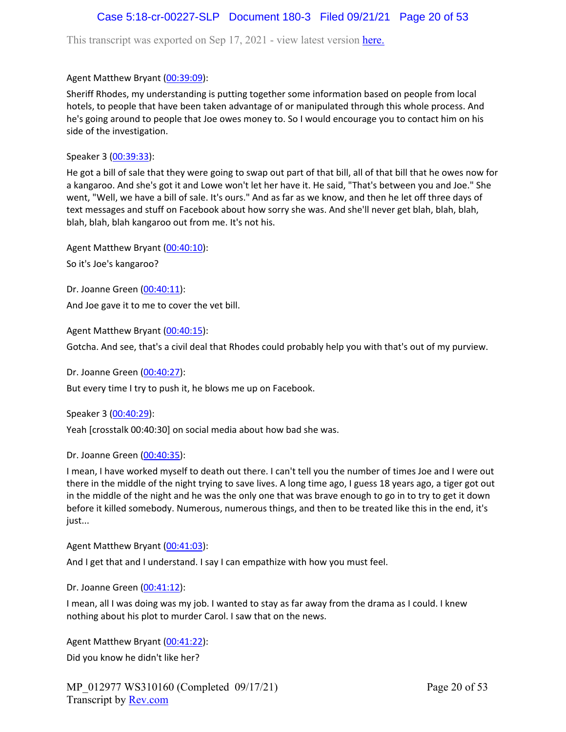Agent Matthew Bryant (00:39:09):

Sheriff Rhodes, my understanding is putting together some information based on people from local hotels, to people that have been taken advantage of or manipulated through this whole process. And he's going around to people that Joe owes money to. So I would encourage you to contact him on his side of the investigation.

Speaker 3 (00:39:33):

He got a bill of sale that they were going to swap out part of that bill, all of that bill that he owes now for a kangaroo. And she's got it and Lowe won't let her have it. He said, "That's between you and Joe." She went, "Well, we have a bill of sale. It's ours." And as far as we know, and then he let off three days of text messages and stuff on Facebook about how sorry she was. And she'll never get blah, blah, blah, blah, blah, blah kangaroo out from me. It's not his.

Agent Matthew Bryant (00:40:10):

So it's Joe's kangaroo?

Dr. Joanne Green (00:40:11):

And Joe gave it to me to cover the vet bill.

Agent Matthew Bryant (00:40:15):

Gotcha. And see, that's a civil deal that Rhodes could probably help you with that's out of my purview.

Dr. Joanne Green (00:40:27):

But every time I try to push it, he blows me up on Facebook.

Speaker 3 (00:40:29):

Yeah [crosstalk 00:40:30] on social media about how bad she was.

Dr. Joanne Green (00:40:35):

I mean, I have worked myself to death out there. I can't tell you the number of times Joe and I were out there in the middle of the night trying to save lives. A long time ago, I guess 18 years ago, a tiger got out in the middle of the night and he was the only one that was brave enough to go in to try to get it down before it killed somebody. Numerous, numerous things, and then to be treated like this in the end, it's just...

Agent Matthew Bryant (00:41:03):

And I get that and I understand. I say I can empathize with how you must feel.

Dr. Joanne Green (00:41:12):

I mean, all I was doing was my job. I wanted to stay as far away from the drama as I could. I knew nothing about his plot to murder Carol. I saw that on the news.

Agent Matthew Bryant (00:41:22):

Did you know he didn't like her?

MP_012977 WS310160 (Completed 09/17/21)
Transcript by Rev.com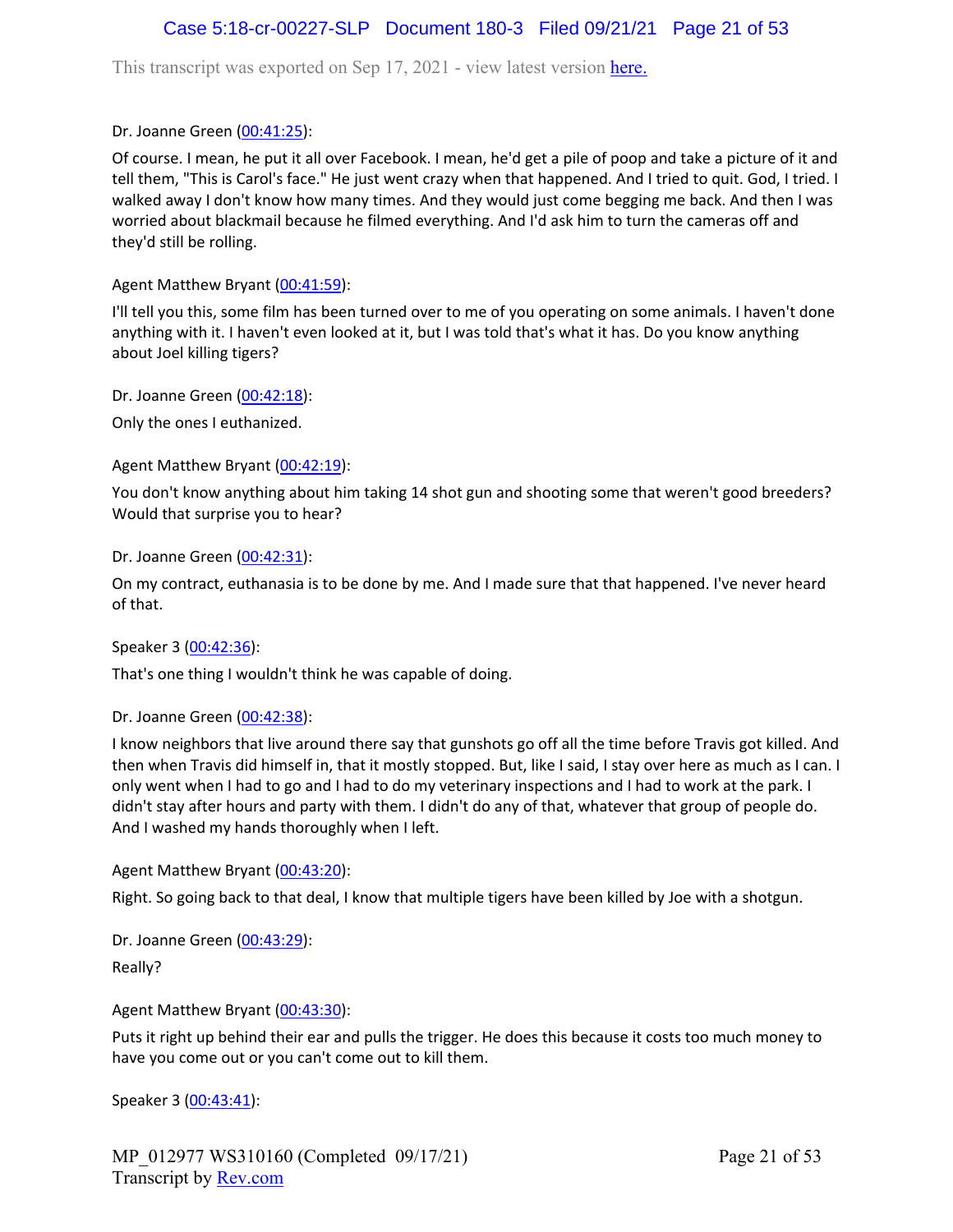Dr. Joanne Green (00:41:25):

Of course. I mean, he put it all over Facebook. I mean, he'd get a pile of poop and take a picture of it and tell them, "This is Carol's face." He just went crazy when that happened. And I tried to quit. God, I tried. I walked away I don't know how many times. And they would just come begging me back. And then I was worried about blackmail because he filmed everything. And I'd ask him to turn the cameras off and they'd still be rolling.

Agent Matthew Bryant (00:41:59):

I'll tell you this, some film has been turned over to me of you operating on some animals. I haven't done anything with it. I haven't even looked at it, but I was told that's what it has. Do you know anything about Joel killing tigers?

Dr. Joanne Green (00:42:18):

Only the ones I euthanized.

Agent Matthew Bryant (00:42:19):

You don't know anything about him taking 14 shot gun and shooting some that weren't good breeders? Would that surprise you to hear?

Dr. Joanne Green (00:42:31):

On my contract, euthanasia is to be done by me. And I made sure that that happened. I've never heard of that.

Speaker 3 (00:42:36):

That's one thing I wouldn't think he was capable of doing.

Dr. Joanne Green (00:42:38):

I know neighbors that live around there say that gunshots go off all the time before Travis got killed. And then when Travis did himself in, that it mostly stopped. But, like I said, I stay over here as much as I can. I only went when I had to go and I had to do my veterinary inspections and I had to work at the park. I didn't stay after hours and party with them. I didn't do any of that, whatever that group of people do. And I washed my hands thoroughly when I left.

Agent Matthew Bryant (00:43:20):

Right. So going back to that deal, I know that multiple tigers have been killed by Joe with a shotgun.

Dr. Joanne Green (00:43:29):

Really?

Agent Matthew Bryant (00:43:30):

Puts it right up behind their ear and pulls the trigger. He does this because it costs too much money to have you come out or you can't come out to kill them.

Speaker 3 (00:43:41):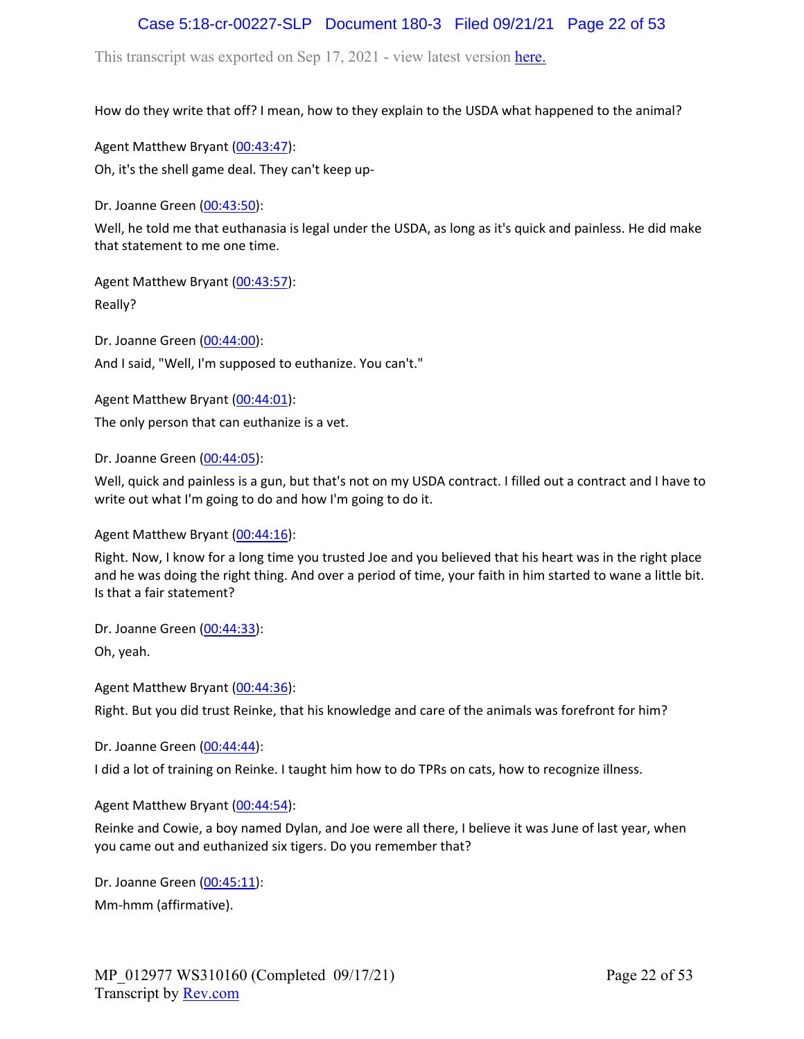How do they write that off? I mean, how to they explain to the USDA what happened to the animal?

Agent Matthew Bryant (00:43:47):

Oh, it's the shell game deal. They can't keep up-

Dr. Joanne Green (00:43:50):

Well, he told me that euthanasia is legal under the USDA, as long as it's quick and painless. He did make that statement to me one time.

Agent Matthew Bryant (00:43:57):

Really?

Dr. Joanne Green (00:44:00):

And I said, "Well, I'm supposed to euthanize. You can't."

Agent Matthew Bryant (00:44:01):

The only person that can euthanize is a vet.

Dr. Joanne Green (00:44:05):

Well, quick and painless is a gun, but that's not on my USDA contract. I filled out a contract and I have to write out what I'm going to do and how I'm going to do it.

Agent Matthew Bryant (00:44:16):

Right. Now, I know for a long time you trusted Joe and you believed that his heart was in the right place and he was doing the right thing. And over a period of time, your faith in him started to wane a little bit. Is that a fair statement?

Dr. Joanne Green (00:44:33):

Oh, yeah.

Agent Matthew Bryant (00:44:36):

Right. But you did trust Reinke, that his knowledge and care of the animals was forefront for him?

Dr. Joanne Green (00:44:44):

I did a lot of training on Reinke. I taught him how to do TPRs on cats, how to recognize illness.

Agent Matthew Bryant (00:44:54):

Reinke and Cowie, a boy named Dylan, and Joe were all there, I believe it was June of last year, when you came out and euthanized six tigers. Do you remember that?

Dr. Joanne Green (00:45:11):

Mm-hmm (affirmative).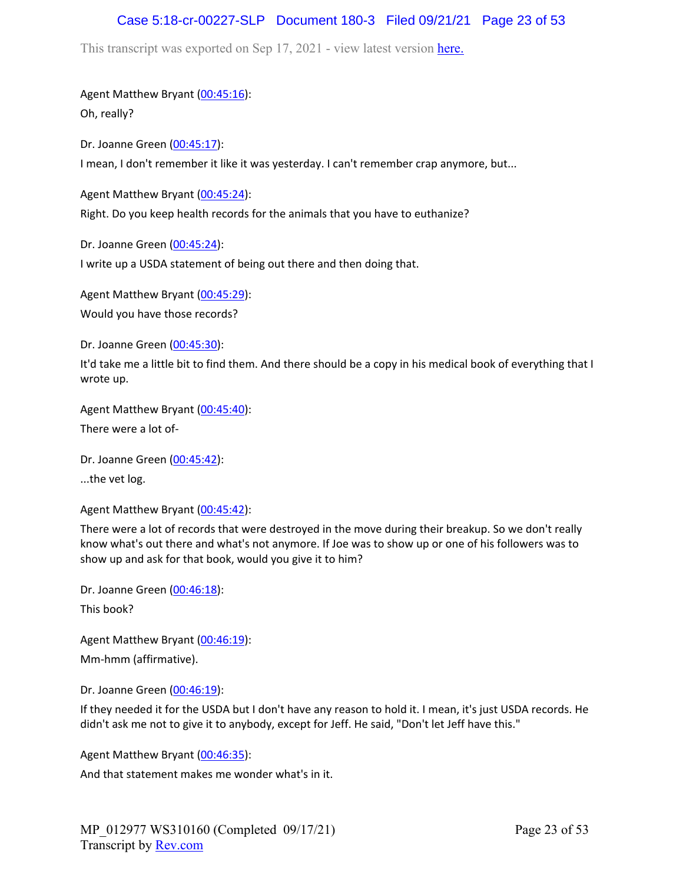Agent Matthew Bryant (00:45:16):

Oh, really?

Dr. Joanne Green (00:45:17):

I mean, I don't remember it like it was yesterday. I can't remember crap anymore, but...

Agent Matthew Bryant (00:45:24):

Right. Do you keep health records for the animals that you have to euthanize?

Dr. Joanne Green (00:45:24):

I write up a USDA statement of being out there and then doing that.

Agent Matthew Bryant (00:45:29):

Would you have those records?

Dr. Joanne Green (00:45:30):

It'd take me a little bit to find them. And there should be a copy in his medical book of everything that I wrote up.

Agent Matthew Bryant (00:45:40):

There were a lot of-

Dr. Joanne Green (00:45:42):

...the vet log.

Agent Matthew Bryant (00:45:42):

There were a lot of records that were destroyed in the move during their breakup. So we don't really know what's out there and what's not anymore. If Joe was to show up or one of his followers was to show up and ask for that book, would you give it to him?

Dr. Joanne Green (00:46:18):

This book?

Agent Matthew Bryant (00:46:19):

Mm-hmm (affirmative).

Dr. Joanne Green (00:46:19):

If they needed it for the USDA but I don't have any reason to hold it. I mean, it's just USDA records. He didn't ask me not to give it to anybody, except for Jeff. He said, "Don't let Jeff have this."

Agent Matthew Bryant (00:46:35):

And that statement makes me wonder what's in it.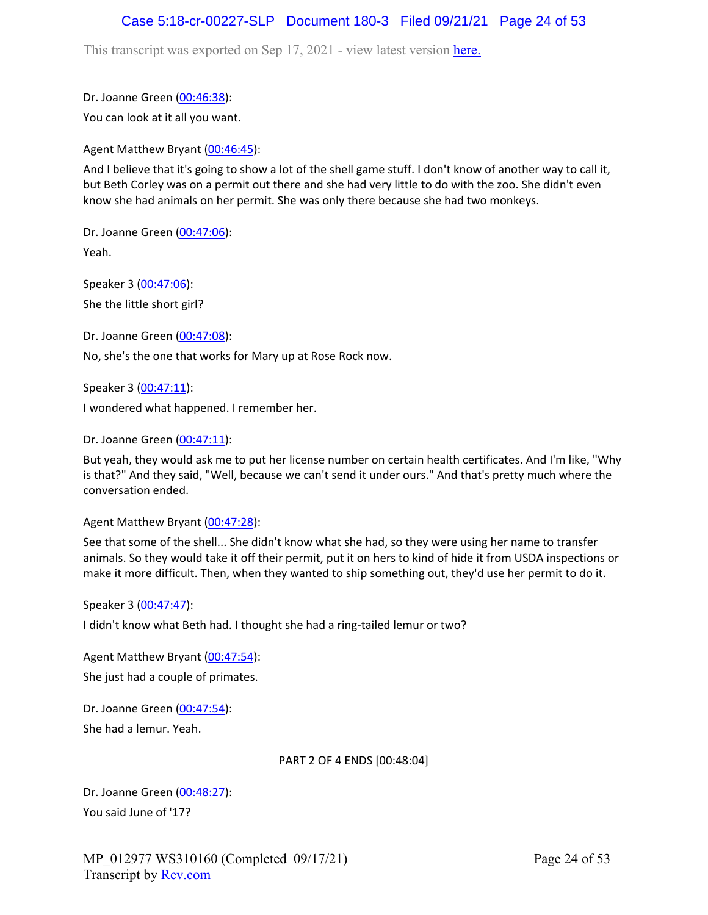This transcript was exported on Sep 17, 2021 - view latest version here.

Dr. Joanne Green (00:46:38):

You can look at it all you want.

Agent Matthew Bryant (00:46:45):

And I believe that it's going to show a lot of the shell game stuff. I don't know of another way to call it, but Beth Corley was on a permit out there and she had very little to do with the zoo. She didn't even know she had animals on her permit. She was only there because she had two monkeys.

Dr. Joanne Green (00:47:06):

Yeah.

Speaker 3 (00:47:06):

She the little short girl?

Dr. Joanne Green (00:47:08):

No, she's the one that works for Mary up at Rose Rock now.

Speaker 3 (00:47:11):

I wondered what happened. I remember her.

Dr. Joanne Green (00:47:11):

But yeah, they would ask me to put her license number on certain health certificates. And I'm like, "Why is that?" And they said, "Well, because we can't send it under ours." And that's pretty much where the conversation ended.

Agent Matthew Bryant (00:47:28):

See that some of the shell... She didn't know what she had, so they were using her name to transfer animals. So they would take it off their permit, put it on hers to kind of hide it from USDA inspections or make it more difficult. Then, when they wanted to ship something out, they'd use her permit to do it.

Speaker 3 (00:47:47):

I didn't know what Beth had. I thought she had a ring-tailed lemur or two?

Agent Matthew Bryant (00:47:54):

She just had a couple of primates.

Dr. Joanne Green (00:47:54):

She had a lemur. Yeah.

PART 2 OF 4 ENDS [00:48:04]

Dr. Joanne Green (00:48:27):

You said June of '17?

MP_012977 WS310160 (Completed 09/17/21)
Transcript by Rev.com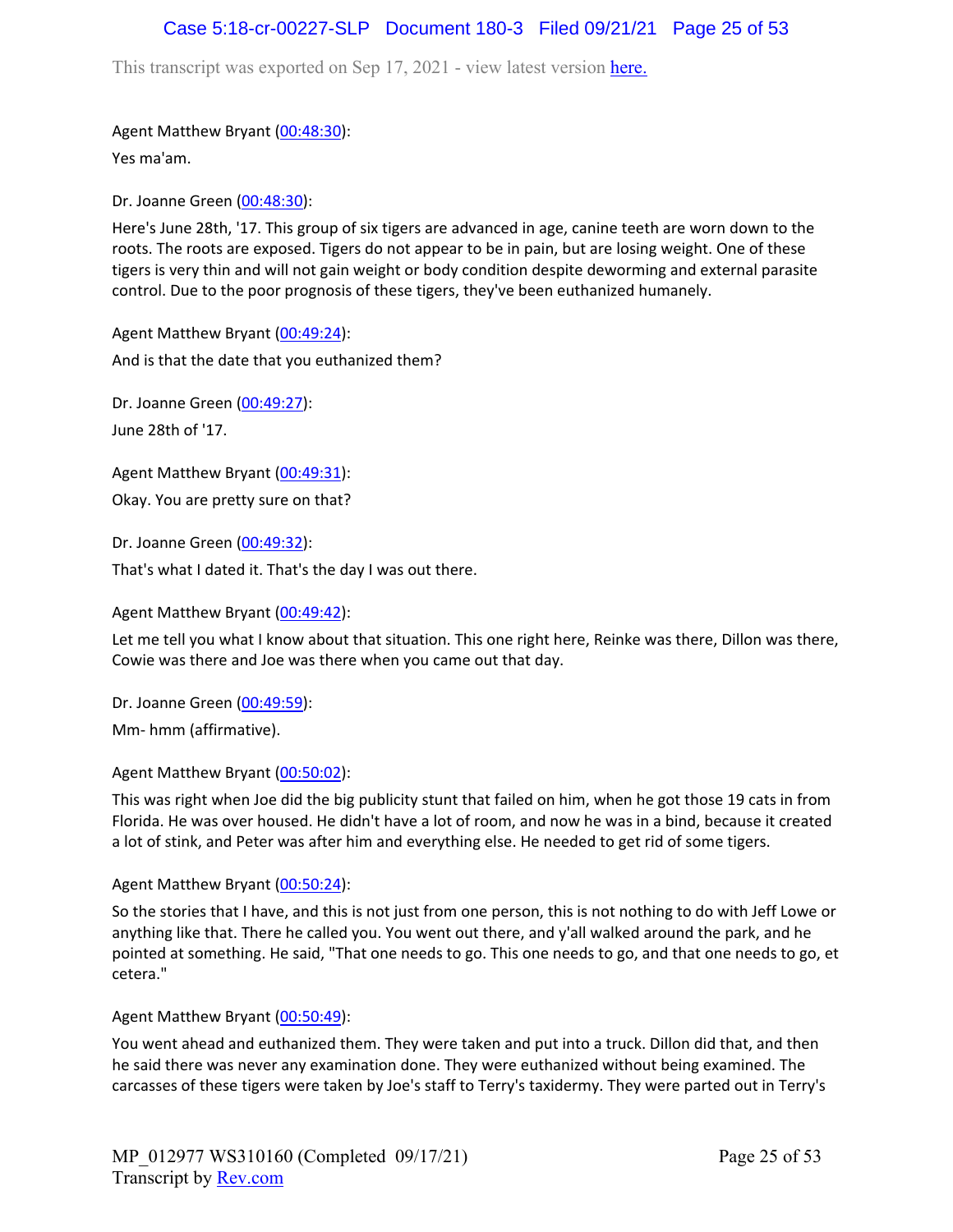Agent Matthew Bryant ([00:48:30](#)):

Yes ma'am.

Dr. Joanne Green ([00:48:30](#)):

Here's June 28th, '17. This group of six tigers are advanced in age, canine teeth are worn down to the roots. The roots are exposed. Tigers do not appear to be in pain, but are losing weight. One of these tigers is very thin and will not gain weight or body condition despite deworming and external parasite control. Due to the poor prognosis of these tigers, they've been euthanized humanely.

Agent Matthew Bryant ([00:49:24](#)):

And is that the date that you euthanized them?

Dr. Joanne Green ([00:49:27](#)):

June 28th of '17.

Agent Matthew Bryant ([00:49:31](#)):

Okay. You are pretty sure on that?

Dr. Joanne Green ([00:49:32](#)):

That's what I dated it. That's the day I was out there.

Agent Matthew Bryant ([00:49:42](#)):

Let me tell you what I know about that situation. This one right here, Reinke was there, Dillon was there, Cowie was there and Joe was there when you came out that day.

Dr. Joanne Green ([00:49:59](#)):

Mm- hmm (affirmative).

Agent Matthew Bryant ([00:50:02](#)):

This was right when Joe did the big publicity stunt that failed on him, when he got those 19 cats in from Florida. He was over housed. He didn't have a lot of room, and now he was in a bind, because it created a lot of stink, and Peter was after him and everything else. He needed to get rid of some tigers.

Agent Matthew Bryant ([00:50:24](#)):

So the stories that I have, and this is not just from one person, this is not nothing to do with Jeff Lowe or anything like that. There he called you. You went out there, and y'all walked around the park, and he pointed at something. He said, "That one needs to go. This one needs to go, and that one needs to go, et cetera."

Agent Matthew Bryant ([00:50:49](#)):

You went ahead and euthanized them. They were taken and put into a truck. Dillon did that, and then he said there was never any examination done. They were euthanized without being examined. The carcasses of these tigers were taken by Joe's staff to Terry's taxidermy. They were parted out in Terry's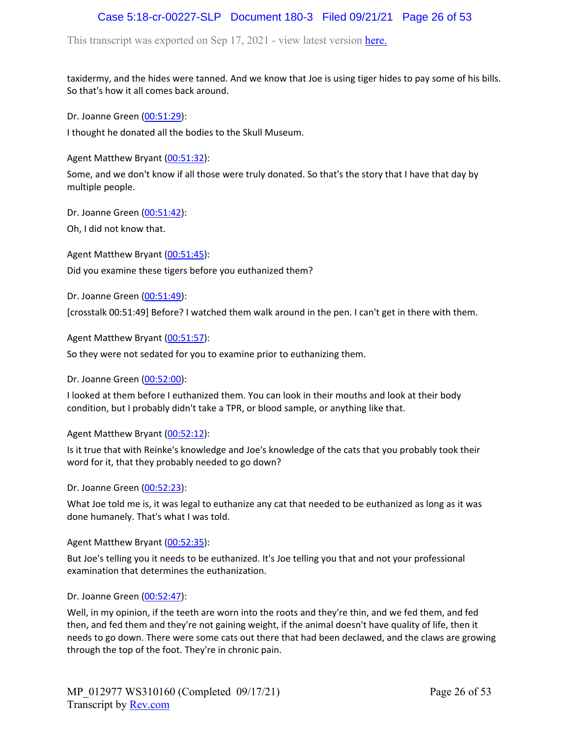taxidermy, and the hides were tanned. And we know that Joe is using tiger hides to pay some of his bills. So that's how it all comes back around.

Dr. Joanne Green (00:51:29):

I thought he donated all the bodies to the Skull Museum.

Agent Matthew Bryant (00:51:32):

Some, and we don't know if all those were truly donated. So that's the story that I have that day by multiple people.

Dr. Joanne Green (00:51:42):

Oh, I did not know that.

Agent Matthew Bryant (00:51:45):

Did you examine these tigers before you euthanized them?

Dr. Joanne Green (00:51:49):

[crosstalk 00:51:49] Before? I watched them walk around in the pen. I can't get in there with them.

Agent Matthew Bryant (00:51:57):

So they were not sedated for you to examine prior to euthanizing them.

Dr. Joanne Green (00:52:00):

I looked at them before I euthanized them. You can look in their mouths and look at their body condition, but I probably didn't take a TPR, or blood sample, or anything like that.

Agent Matthew Bryant (00:52:12):

Is it true that with Reinke's knowledge and Joe's knowledge of the cats that you probably took their word for it, that they probably needed to go down?

Dr. Joanne Green (00:52:23):

What Joe told me is, it was legal to euthanize any cat that needed to be euthanized as long as it was done humanely. That's what I was told.

Agent Matthew Bryant (00:52:35):

But Joe's telling you it needs to be euthanized. It's Joe telling you that and not your professional examination that determines the euthanization.

Dr. Joanne Green (00:52:47):

Well, in my opinion, if the teeth are worn into the roots and they're thin, and we fed them, and fed then, and fed them and they're not gaining weight, if the animal doesn't have quality of life, then it needs to go down. There were some cats out there that had been declawed, and the claws are growing through the top of the foot. They're in chronic pain.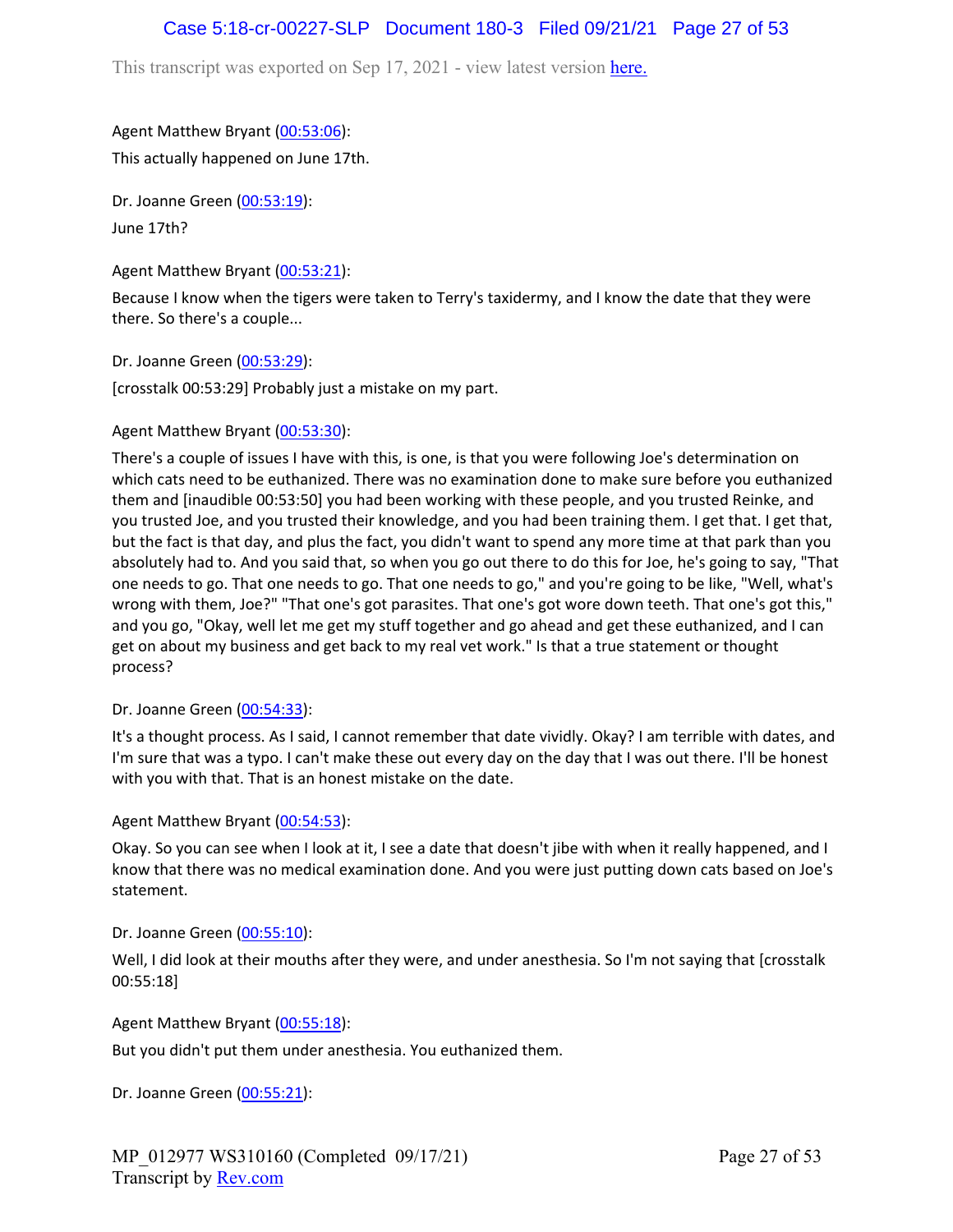Agent Matthew Bryant (00:53:06):

This actually happened on June 17th.

Dr. Joanne Green (00:53:19):

June 17th?

Agent Matthew Bryant (00:53:21):

Because I know when the tigers were taken to Terry's taxidermy, and I know the date that they were there. So there's a couple...

Dr. Joanne Green (00:53:29):

[crosstalk 00:53:29] Probably just a mistake on my part.

Agent Matthew Bryant (00:53:30):

There's a couple of issues I have with this, is one, is that you were following Joe's determination on which cats need to be euthanized. There was no examination done to make sure before you euthanized them and [inaudible 00:53:50] you had been working with these people, and you trusted Reinke, and you trusted Joe, and you trusted their knowledge, and you had been training them. I get that. I get that, but the fact is that day, and plus the fact, you didn't want to spend any more time at that park than you absolutely had to. And you said that, so when you go out there to do this for Joe, he's going to say, "That one needs to go. That one needs to go. That one needs to go," and you're going to be like, "Well, what's wrong with them, Joe?" "That one's got parasites. That one's got wore down teeth. That one's got this," and you go, "Okay, well let me get my stuff together and go ahead and get these euthanized, and I can get on about my business and get back to my real vet work." Is that a true statement or thought process?

Dr. Joanne Green (00:54:33):

It's a thought process. As I said, I cannot remember that date vividly. Okay? I am terrible with dates, and I'm sure that was a typo. I can't make these out every day on the day that I was out there. I'll be honest with you with that. That is an honest mistake on the date.

Agent Matthew Bryant (00:54:53):

Okay. So you can see when I look at it, I see a date that doesn't jibe with when it really happened, and I know that there was no medical examination done. And you were just putting down cats based on Joe's statement.

Dr. Joanne Green (00:55:10):

Well, I did look at their mouths after they were, and under anesthesia. So I'm not saying that [crosstalk 00:55:18]

Agent Matthew Bryant (00:55:18):

But you didn't put them under anesthesia. You euthanized them.

Dr. Joanne Green (00:55:21):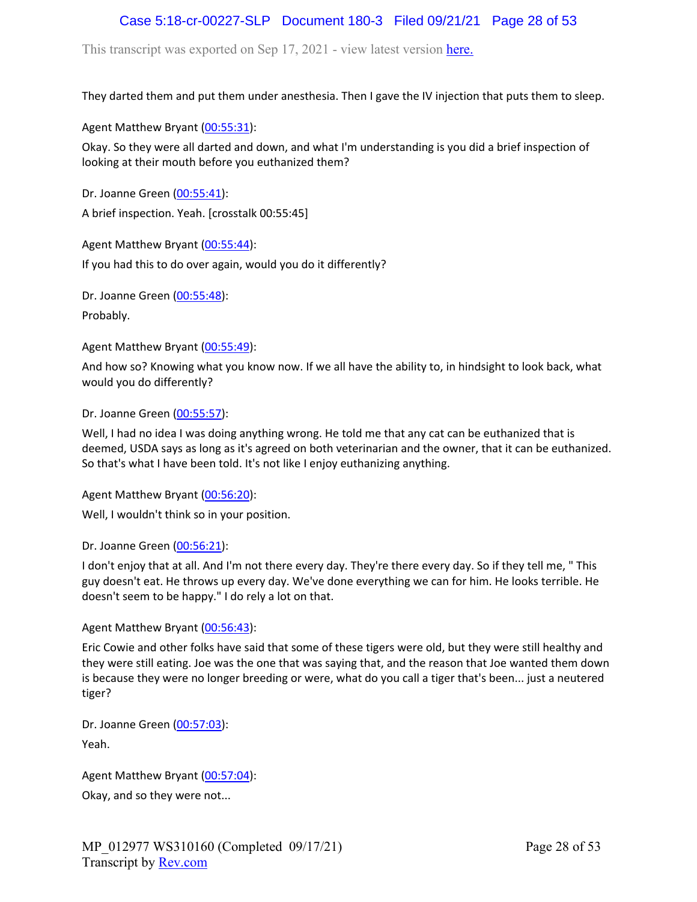They darted them and put them under anesthesia. Then I gave the IV injection that puts them to sleep.

Agent Matthew Bryant (00:55:31):

Okay. So they were all darted and down, and what I'm understanding is you did a brief inspection of looking at their mouth before you euthanized them?

Dr. Joanne Green (00:55:41):

A brief inspection. Yeah. [crosstalk 00:55:45]

Agent Matthew Bryant (00:55:44):

If you had this to do over again, would you do it differently?

Dr. Joanne Green (00:55:48):

Probably.

Agent Matthew Bryant (00:55:49):

And how so? Knowing what you know now. If we all have the ability to, in hindsight to look back, what would you do differently?

Dr. Joanne Green (00:55:57):

Well, I had no idea I was doing anything wrong. He told me that any cat can be euthanized that is deemed, USDA says as long as it's agreed on both veterinarian and the owner, that it can be euthanized. So that's what I have been told. It's not like I enjoy euthanizing anything.

Agent Matthew Bryant (00:56:20):

Well, I wouldn't think so in your position.

Dr. Joanne Green (00:56:21):

I don't enjoy that at all. And I'm not there every day. They're there every day. So if they tell me, " This guy doesn't eat. He throws up every day. We've done everything we can for him. He looks terrible. He doesn't seem to be happy." I do rely a lot on that.

Agent Matthew Bryant (00:56:43):

Eric Cowie and other folks have said that some of these tigers were old, but they were still healthy and they were still eating. Joe was the one that was saying that, and the reason that Joe wanted them down is because they were no longer breeding or were, what do you call a tiger that's been... just a neutered tiger?

Dr. Joanne Green (00:57:03):

Yeah.

Agent Matthew Bryant (00:57:04):

Okay, and so they were not...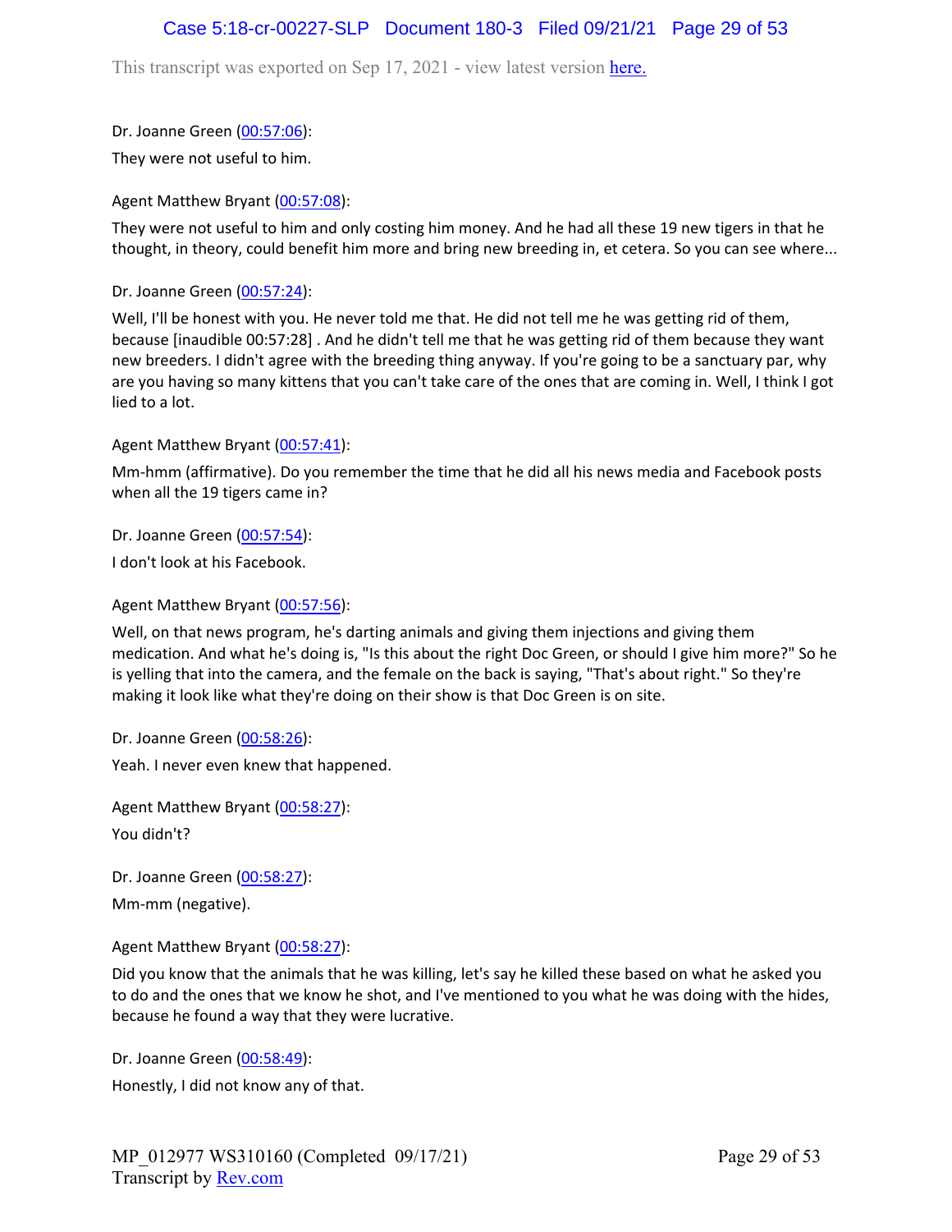Dr. Joanne Green (00:57:06):

They were not useful to him.

Agent Matthew Bryant (00:57:08):

They were not useful to him and only costing him money. And he had all these 19 new tigers in that he thought, in theory, could benefit him more and bring new breeding in, et cetera. So you can see where...

Dr. Joanne Green (00:57:24):

Well, I'll be honest with you. He never told me that. He did not tell me he was getting rid of them, because [inaudible 00:57:28] . And he didn't tell me that he was getting rid of them because they want new breeders. I didn't agree with the breeding thing anyway. If you're going to be a sanctuary par, why are you having so many kittens that you can't take care of the ones that are coming in. Well, I think I got lied to a lot.

Agent Matthew Bryant (00:57:41):

Mm-hmm (affirmative). Do you remember the time that he did all his news media and Facebook posts when all the 19 tigers came in?

Dr. Joanne Green (00:57:54):

I don't look at his Facebook.

Agent Matthew Bryant (00:57:56):

Well, on that news program, he's darting animals and giving them injections and giving them medication. And what he's doing is, "Is this about the right Doc Green, or should I give him more?" So he is yelling that into the camera, and the female on the back is saying, "That's about right." So they're making it look like what they're doing on their show is that Doc Green is on site.

Dr. Joanne Green (00:58:26):

Yeah. I never even knew that happened.

Agent Matthew Bryant (00:58:27):

You didn't?

Dr. Joanne Green (00:58:27):

Mm-mm (negative).

Agent Matthew Bryant (00:58:27):

Did you know that the animals that he was killing, let's say he killed these based on what he asked you to do and the ones that we know he shot, and I've mentioned to you what he was doing with the hides, because he found a way that they were lucrative.

Dr. Joanne Green (00:58:49):

Honestly, I did not know any of that.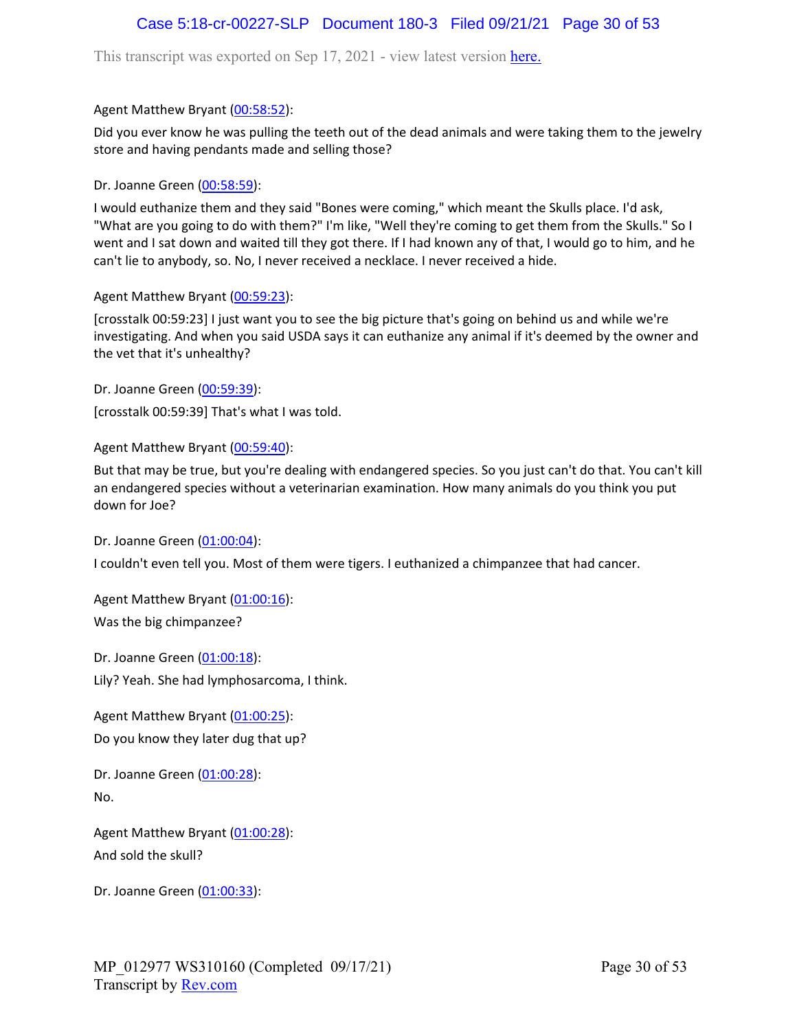Agent Matthew Bryant (00:58:52):

Did you ever know he was pulling the teeth out of the dead animals and were taking them to the jewelry store and having pendants made and selling those?

Dr. Joanne Green (00:58:59):

I would euthanize them and they said "Bones were coming," which meant the Skulls place. I'd ask, "What are you going to do with them?" I'm like, "Well they're coming to get them from the Skulls." So I went and I sat down and waited till they got there. If I had known any of that, I would go to him, and he can't lie to anybody, so. No, I never received a necklace. I never received a hide.

Agent Matthew Bryant (00:59:23):

[crosstalk 00:59:23] I just want you to see the big picture that's going on behind us and while we're investigating. And when you said USDA says it can euthanize any animal if it's deemed by the owner and the vet that it's unhealthy?

Dr. Joanne Green (00:59:39):

[crosstalk 00:59:39] That's what I was told.

Agent Matthew Bryant (00:59:40):

But that may be true, but you're dealing with endangered species. So you just can't do that. You can't kill an endangered species without a veterinarian examination. How many animals do you think you put down for Joe?

Dr. Joanne Green (01:00:04):

I couldn't even tell you. Most of them were tigers. I euthanized a chimpanzee that had cancer.

Agent Matthew Bryant (01:00:16):

Was the big chimpanzee?

Dr. Joanne Green (01:00:18):

Lily? Yeah. She had lymphosarcoma, I think.

Agent Matthew Bryant (01:00:25):

Do you know they later dug that up?

Dr. Joanne Green (01:00:28):

No.

Agent Matthew Bryant (01:00:28):

And sold the skull?

Dr. Joanne Green (01:00:33):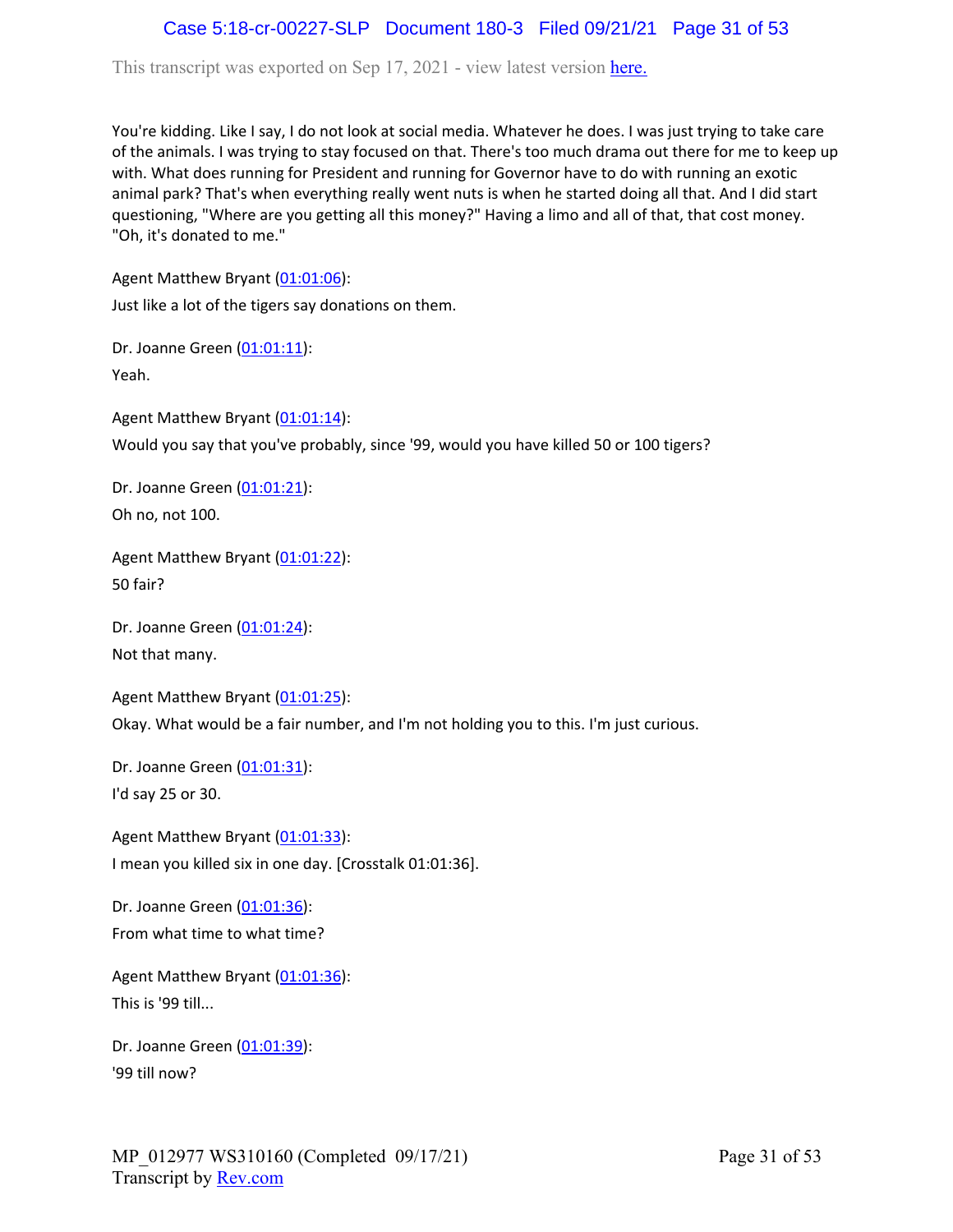You're kidding. Like I say, I do not look at social media. Whatever he does. I was just trying to take care of the animals. I was trying to stay focused on that. There's too much drama out there for me to keep up with. What does running for President and running for Governor have to do with running an exotic animal park? That's when everything really went nuts is when he started doing all that. And I did start questioning, "Where are you getting all this money?" Having a limo and all of that, that cost money. "Oh, it's donated to me."

Agent Matthew Bryant (01:01:06):

Just like a lot of the tigers say donations on them.

Dr. Joanne Green (01:01:11):

Yeah.

Agent Matthew Bryant (01:01:14):

Would you say that you've probably, since '99, would you have killed 50 or 100 tigers?

Dr. Joanne Green (01:01:21):

Oh no, not 100.

Agent Matthew Bryant (01:01:22):

50 fair?

Dr. Joanne Green (01:01:24):

Not that many.

Agent Matthew Bryant (01:01:25):

Okay. What would be a fair number, and I'm not holding you to this. I'm just curious.

Dr. Joanne Green (01:01:31):

I'd say 25 or 30.

Agent Matthew Bryant (01:01:33):

I mean you killed six in one day. [Crosstalk 01:01:36].

Dr. Joanne Green (01:01:36):

From what time to what time?

Agent Matthew Bryant (01:01:36):

This is '99 till...

Dr. Joanne Green (01:01:39):

'99 till now?

MP_012977 WS310160 (Completed 09/17/21)
Transcript by Rev.com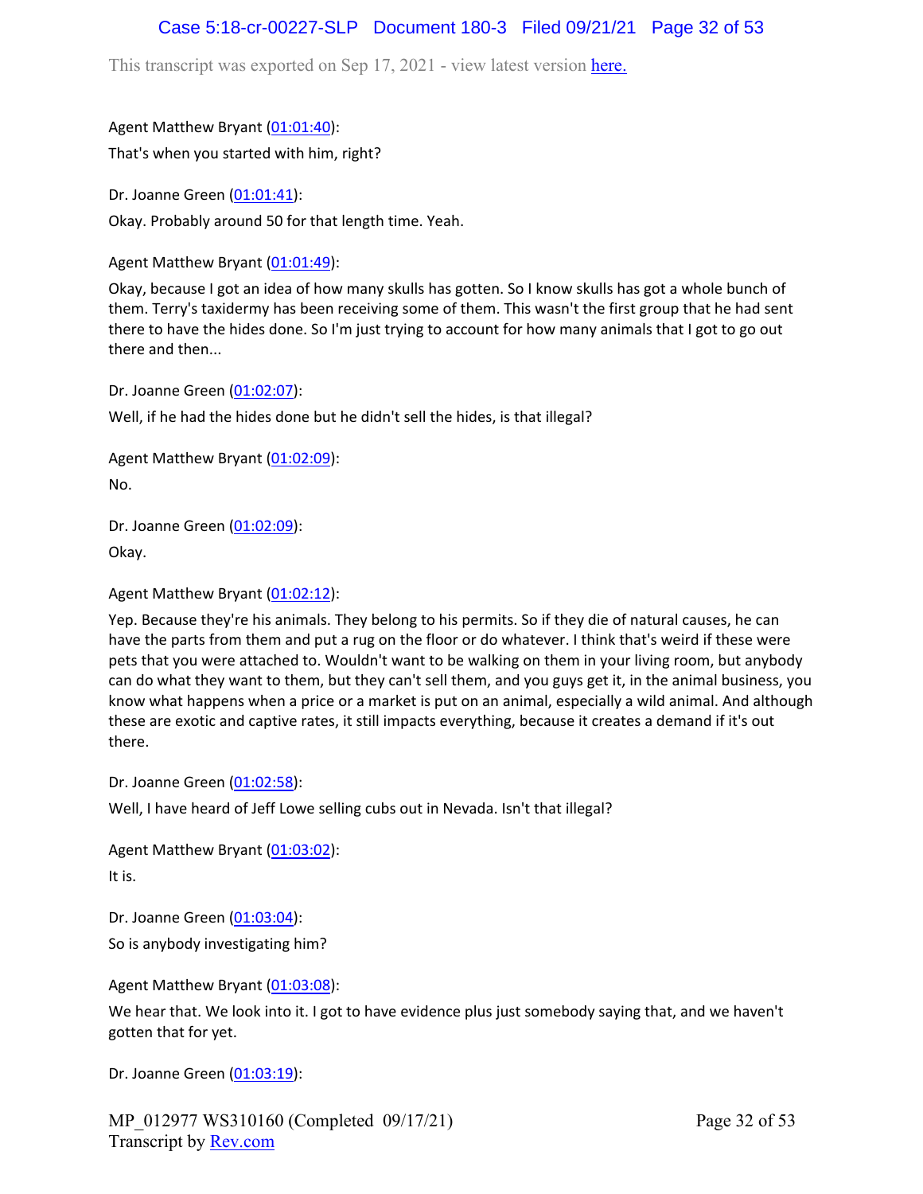Agent Matthew Bryant (01:01:40):

That's when you started with him, right?

Dr. Joanne Green (01:01:41):

Okay. Probably around 50 for that length time. Yeah.

Agent Matthew Bryant (01:01:49):

Okay, because I got an idea of how many skulls has gotten. So I know skulls has got a whole bunch of them. Terry's taxidermy has been receiving some of them. This wasn't the first group that he had sent there to have the hides done. So I'm just trying to account for how many animals that I got to go out there and then...

Dr. Joanne Green (01:02:07):

Well, if he had the hides done but he didn't sell the hides, is that illegal?

Agent Matthew Bryant (01:02:09):

No.

Dr. Joanne Green (01:02:09):

Okay.

Agent Matthew Bryant (01:02:12):

Yep. Because they're his animals. They belong to his permits. So if they die of natural causes, he can have the parts from them and put a rug on the floor or do whatever. I think that's weird if these were pets that you were attached to. Wouldn't want to be walking on them in your living room, but anybody can do what they want to them, but they can't sell them, and you guys get it, in the animal business, you know what happens when a price or a market is put on an animal, especially a wild animal. And although these are exotic and captive rates, it still impacts everything, because it creates a demand if it's out there.

Dr. Joanne Green (01:02:58):

Well, I have heard of Jeff Lowe selling cubs out in Nevada. Isn't that illegal?

Agent Matthew Bryant (01:03:02):

It is.

Dr. Joanne Green (01:03:04):

So is anybody investigating him?

Agent Matthew Bryant (01:03:08):

We hear that. We look into it. I got to have evidence plus just somebody saying that, and we haven't gotten that for yet.

Dr. Joanne Green (01:03:19):

MP_012977 WS310160 (Completed 09/17/21)
Transcript by Rev.com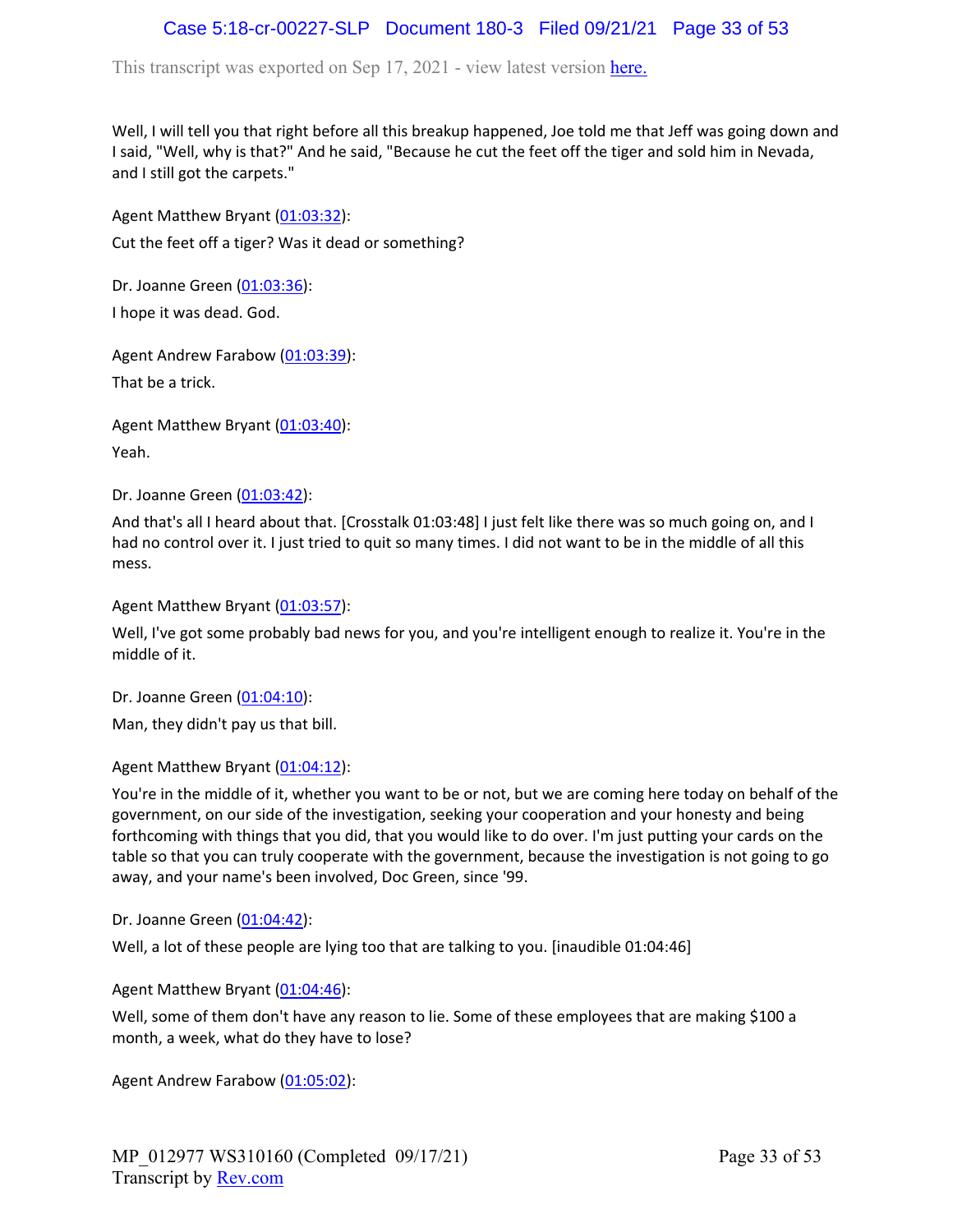Well, I will tell you that right before all this breakup happened, Joe told me that Jeff was going down and I said, "Well, why is that?" And he said, "Because he cut the feet off the tiger and sold him in Nevada, and I still got the carpets."

Agent Matthew Bryant (01:03:32):

Cut the feet off a tiger? Was it dead or something?

Dr. Joanne Green (01:03:36):

I hope it was dead. God.

Agent Andrew Farabow (01:03:39):

That be a trick.

Agent Matthew Bryant (01:03:40):

Yeah.

Dr. Joanne Green (01:03:42):

And that's all I heard about that. [Crosstalk 01:03:48] I just felt like there was so much going on, and I had no control over it. I just tried to quit so many times. I did not want to be in the middle of all this mess.

Agent Matthew Bryant (01:03:57):

Well, I've got some probably bad news for you, and you're intelligent enough to realize it. You're in the middle of it.

Dr. Joanne Green (01:04:10):

Man, they didn't pay us that bill.

Agent Matthew Bryant (01:04:12):

You're in the middle of it, whether you want to be or not, but we are coming here today on behalf of the government, on our side of the investigation, seeking your cooperation and your honesty and being forthcoming with things that you did, that you would like to do over. I'm just putting your cards on the table so that you can truly cooperate with the government, because the investigation is not going to go away, and your name's been involved, Doc Green, since '99.

Dr. Joanne Green (01:04:42):

Well, a lot of these people are lying too that are talking to you. [inaudible 01:04:46]

Agent Matthew Bryant (01:04:46):

Well, some of them don't have any reason to lie. Some of these employees that are making $100 a month, a week, what do they have to lose?

Agent Andrew Farabow (01:05:02):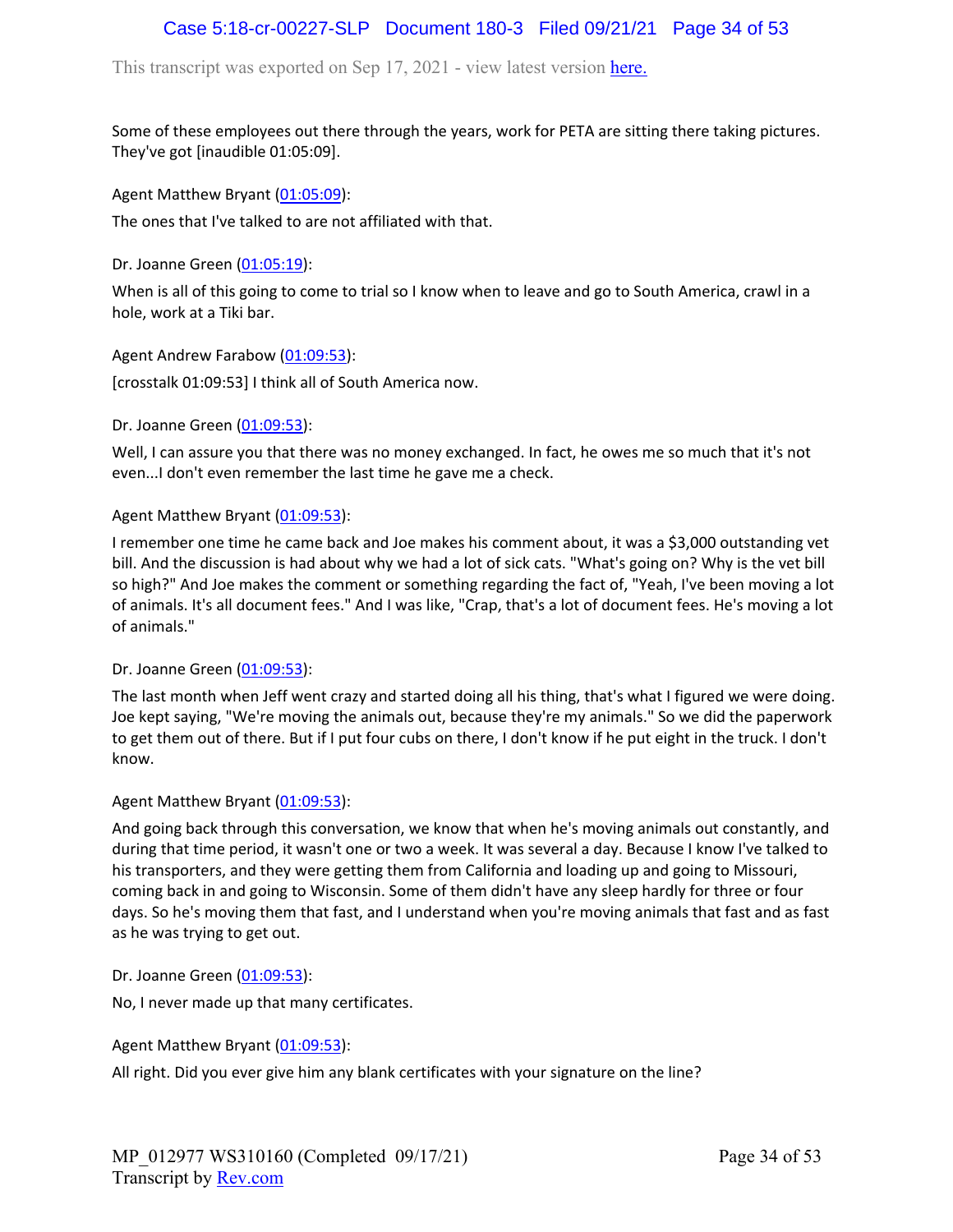Some of these employees out there through the years, work for PETA are sitting there taking pictures. They've got [inaudible 01:05:09].

Agent Matthew Bryant (01:05:09):

The ones that I've talked to are not affiliated with that.

Dr. Joanne Green (01:05:19):

When is all of this going to come to trial so I know when to leave and go to South America, crawl in a hole, work at a Tiki bar.

Agent Andrew Farabow (01:09:53):

[crosstalk 01:09:53] I think all of South America now.

Dr. Joanne Green (01:09:53):

Well, I can assure you that there was no money exchanged. In fact, he owes me so much that it's not even...I don't even remember the last time he gave me a check.

Agent Matthew Bryant (01:09:53):

I remember one time he came back and Joe makes his comment about, it was a $3,000 outstanding vet bill. And the discussion is had about why we had a lot of sick cats. "What's going on? Why is the vet bill so high?" And Joe makes the comment or something regarding the fact of, "Yeah, I've been moving a lot of animals. It's all document fees." And I was like, "Crap, that's a lot of document fees. He's moving a lot of animals."

Dr. Joanne Green (01:09:53):

The last month when Jeff went crazy and started doing all his thing, that's what I figured we were doing. Joe kept saying, "We're moving the animals out, because they're my animals." So we did the paperwork to get them out of there. But if I put four cubs on there, I don't know if he put eight in the truck. I don't know.

Agent Matthew Bryant (01:09:53):

And going back through this conversation, we know that when he's moving animals out constantly, and during that time period, it wasn't one or two a week. It was several a day. Because I know I've talked to his transporters, and they were getting them from California and loading up and going to Missouri, coming back in and going to Wisconsin. Some of them didn't have any sleep hardly for three or four days. So he's moving them that fast, and I understand when you're moving animals that fast and as fast as he was trying to get out.

Dr. Joanne Green (01:09:53):

No, I never made up that many certificates.

Agent Matthew Bryant (01:09:53):

All right. Did you ever give him any blank certificates with your signature on the line?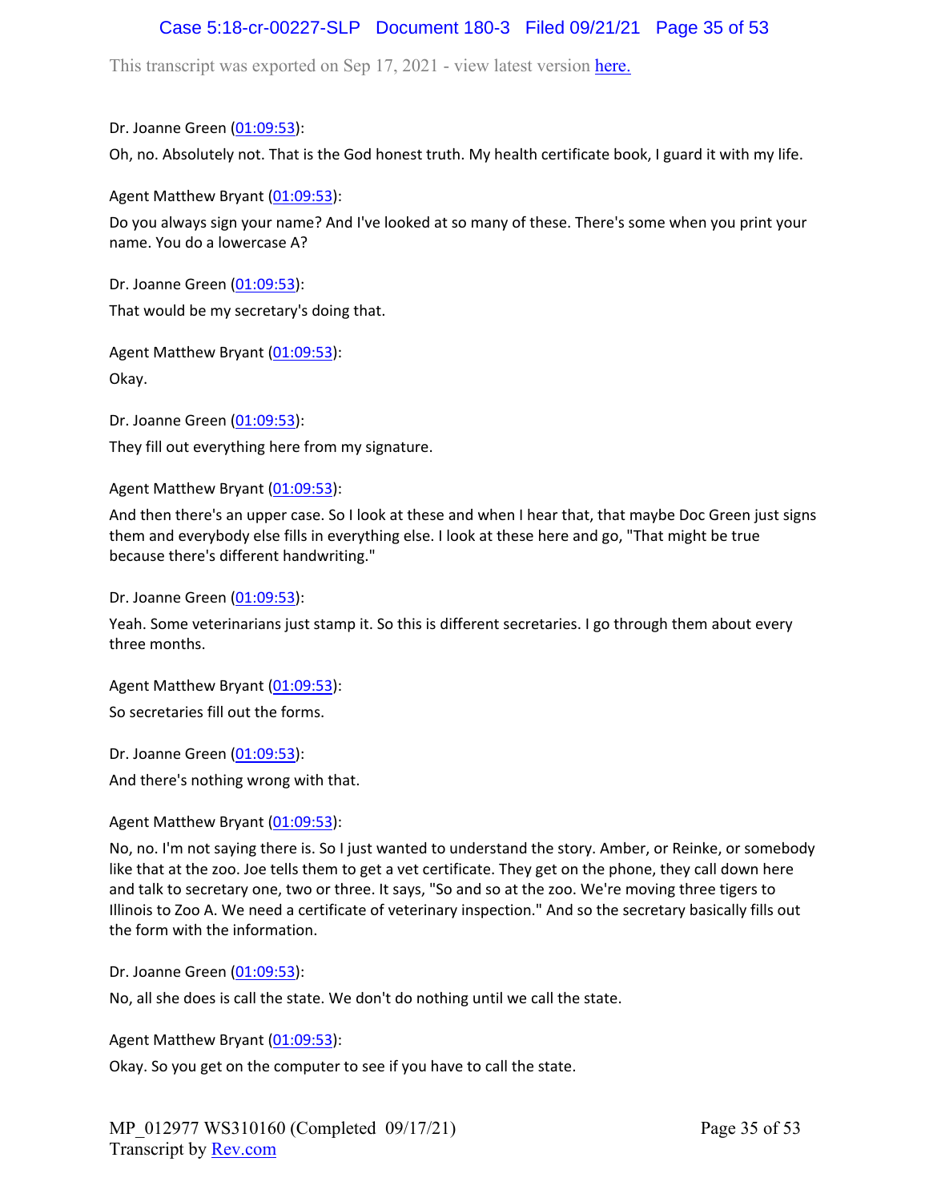Dr. Joanne Green (01:09:53):

Oh, no. Absolutely not. That is the God honest truth. My health certificate book, I guard it with my life.

Agent Matthew Bryant (01:09:53):

Do you always sign your name? And I've looked at so many of these. There's some when you print your name. You do a lowercase A?

Dr. Joanne Green (01:09:53):

That would be my secretary's doing that.

Agent Matthew Bryant (01:09:53):

Okay.

Dr. Joanne Green (01:09:53):

They fill out everything here from my signature.

Agent Matthew Bryant (01:09:53):

And then there's an upper case. So I look at these and when I hear that, that maybe Doc Green just signs them and everybody else fills in everything else. I look at these here and go, "That might be true because there's different handwriting."

Dr. Joanne Green (01:09:53):

Yeah. Some veterinarians just stamp it. So this is different secretaries. I go through them about every three months.

Agent Matthew Bryant (01:09:53):

So secretaries fill out the forms.

Dr. Joanne Green (01:09:53):

And there's nothing wrong with that.

Agent Matthew Bryant (01:09:53):

No, no. I'm not saying there is. So I just wanted to understand the story. Amber, or Reinke, or somebody like that at the zoo. Joe tells them to get a vet certificate. They get on the phone, they call down here and talk to secretary one, two or three. It says, "So and so at the zoo. We're moving three tigers to Illinois to Zoo A. We need a certificate of veterinary inspection." And so the secretary basically fills out the form with the information.

Dr. Joanne Green (01:09:53):

No, all she does is call the state. We don't do nothing until we call the state.

Agent Matthew Bryant (01:09:53):

Okay. So you get on the computer to see if you have to call the state.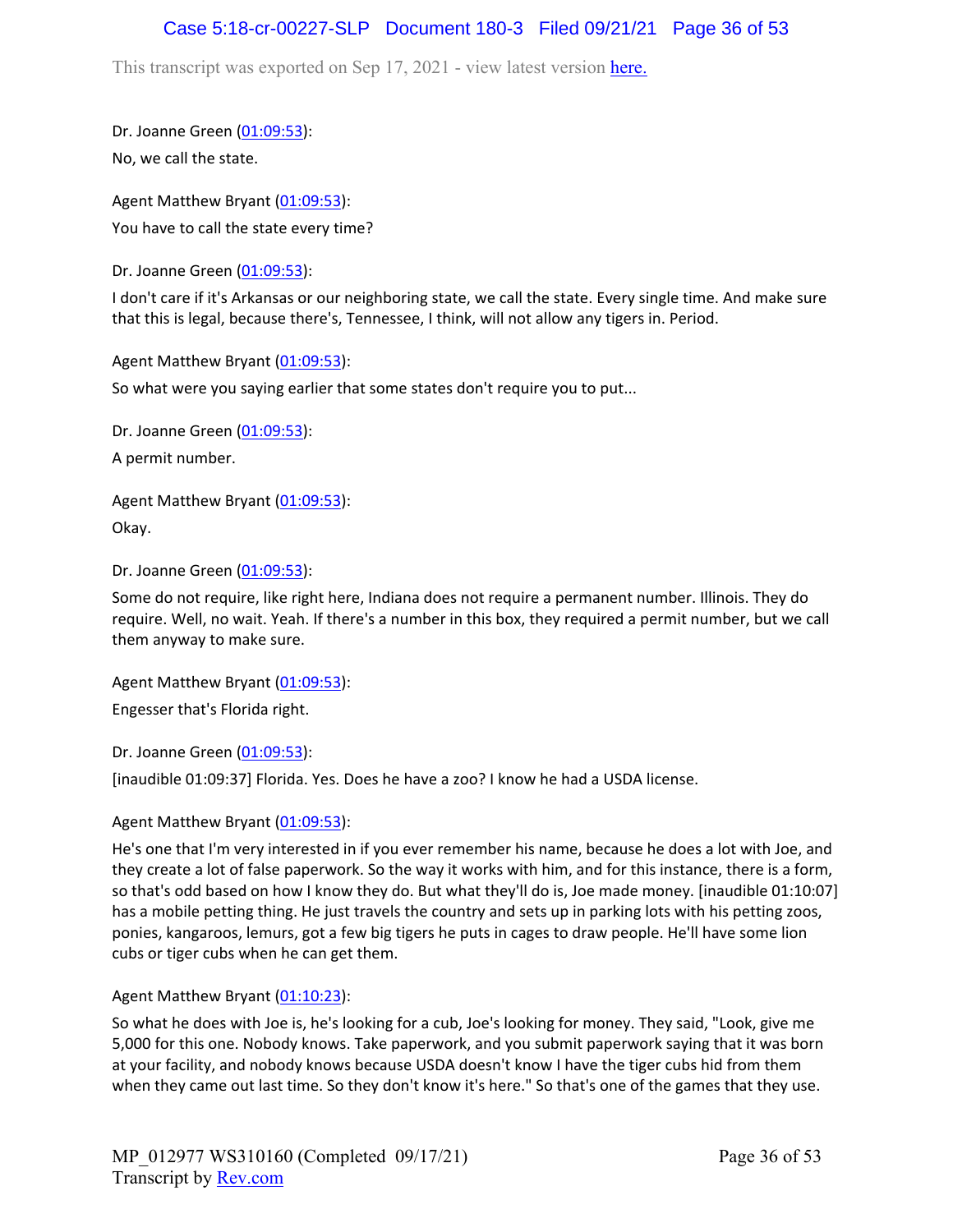Dr. Joanne Green (01:09:53):

No, we call the state.

Agent Matthew Bryant (01:09:53):

You have to call the state every time?

Dr. Joanne Green (01:09:53):

I don't care if it's Arkansas or our neighboring state, we call the state. Every single time. And make sure that this is legal, because there's, Tennessee, I think, will not allow any tigers in. Period.

Agent Matthew Bryant (01:09:53):

So what were you saying earlier that some states don't require you to put...

Dr. Joanne Green (01:09:53):

A permit number.

Agent Matthew Bryant (01:09:53):

Okay.

Dr. Joanne Green (01:09:53):

Some do not require, like right here, Indiana does not require a permanent number. Illinois. They do require. Well, no wait. Yeah. If there's a number in this box, they required a permit number, but we call them anyway to make sure.

Agent Matthew Bryant (01:09:53):

Engesser that's Florida right.

Dr. Joanne Green (01:09:53):

[inaudible 01:09:37] Florida. Yes. Does he have a zoo? I know he had a USDA license.

Agent Matthew Bryant (01:09:53):

He's one that I'm very interested in if you ever remember his name, because he does a lot with Joe, and they create a lot of false paperwork. So the way it works with him, and for this instance, there is a form, so that's odd based on how I know they do. But what they'll do is, Joe made money. [inaudible 01:10:07] has a mobile petting thing. He just travels the country and sets up in parking lots with his petting zoos, ponies, kangaroos, lemurs, got a few big tigers he puts in cages to draw people. He'll have some lion cubs or tiger cubs when he can get them.

Agent Matthew Bryant (01:10:23):

So what he does with Joe is, he's looking for a cub, Joe's looking for money. They said, "Look, give me 5,000 for this one. Nobody knows. Take paperwork, and you submit paperwork saying that it was born at your facility, and nobody knows because USDA doesn't know I have the tiger cubs hid from them when they came out last time. So they don't know it's here." So that's one of the games that they use.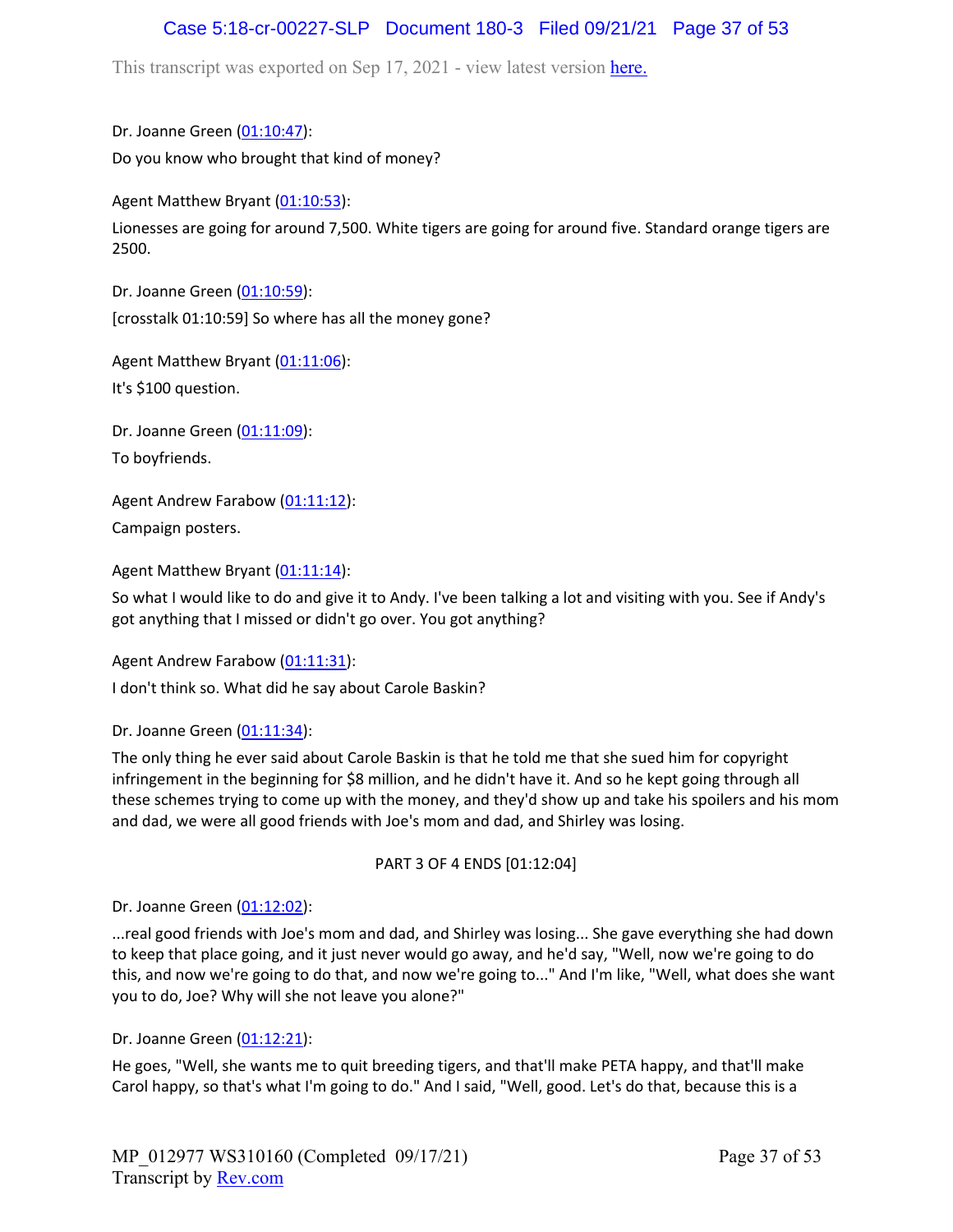Dr. Joanne Green (01:10:47):

Do you know who brought that kind of money?

Agent Matthew Bryant (01:10:53):

Lionesses are going for around 7,500. White tigers are going for around five. Standard orange tigers are 2500.

Dr. Joanne Green (01:10:59):

[crosstalk 01:10:59] So where has all the money gone?

Agent Matthew Bryant (01:11:06):

It's $100 question.

Dr. Joanne Green (01:11:09):

To boyfriends.

Agent Andrew Farabow (01:11:12):

Campaign posters.

Agent Matthew Bryant (01:11:14):

So what I would like to do and give it to Andy. I've been talking a lot and visiting with you. See if Andy's got anything that I missed or didn't go over. You got anything?

Agent Andrew Farabow (01:11:31):

I don't think so. What did he say about Carole Baskin?

Dr. Joanne Green (01:11:34):

The only thing he ever said about Carole Baskin is that he told me that she sued him for copyright infringement in the beginning for $8 million, and he didn't have it. And so he kept going through all these schemes trying to come up with the money, and they'd show up and take his spoilers and his mom and dad, we were all good friends with Joe's mom and dad, and Shirley was losing.

PART 3 OF 4 ENDS [01:12:04]

Dr. Joanne Green (01:12:02):

...real good friends with Joe's mom and dad, and Shirley was losing... She gave everything she had down to keep that place going, and it just never would go away, and he'd say, "Well, now we're going to do this, and now we're going to do that, and now we're going to..." And I'm like, "Well, what does she want you to do, Joe? Why will she not leave you alone?"

Dr. Joanne Green (01:12:21):

He goes, "Well, she wants me to quit breeding tigers, and that'll make PETA happy, and that'll make Carol happy, so that's what I'm going to do." And I said, "Well, good. Let's do that, because this is a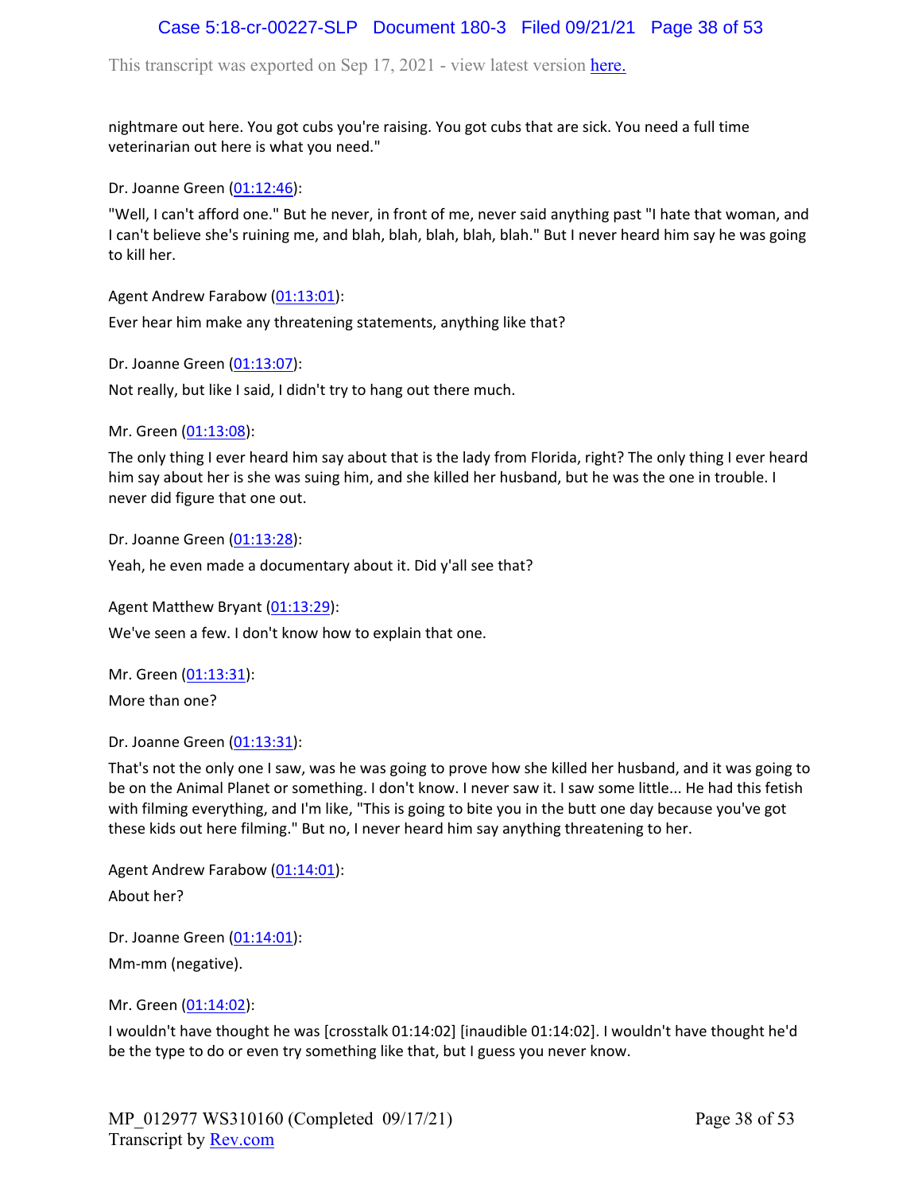nightmare out here. You got cubs you're raising. You got cubs that are sick. You need a full time veterinarian out here is what you need."

Dr. Joanne Green (01:12:46):

"Well, I can't afford one." But he never, in front of me, never said anything past "I hate that woman, and I can't believe she's ruining me, and blah, blah, blah, blah, blah." But I never heard him say he was going to kill her.

Agent Andrew Farabow (01:13:01):

Ever hear him make any threatening statements, anything like that?

Dr. Joanne Green (01:13:07):

Not really, but like I said, I didn't try to hang out there much.

Mr. Green (01:13:08):

The only thing I ever heard him say about that is the lady from Florida, right? The only thing I ever heard him say about her is she was suing him, and she killed her husband, but he was the one in trouble. I never did figure that one out.

Dr. Joanne Green (01:13:28):

Yeah, he even made a documentary about it. Did y'all see that?

Agent Matthew Bryant (01:13:29):

We've seen a few. I don't know how to explain that one.

Mr. Green (01:13:31):

More than one?

Dr. Joanne Green (01:13:31):

That's not the only one I saw, was he was going to prove how she killed her husband, and it was going to be on the Animal Planet or something. I don't know. I never saw it. I saw some little... He had this fetish with filming everything, and I'm like, "This is going to bite you in the butt one day because you've got these kids out here filming." But no, I never heard him say anything threatening to her.

Agent Andrew Farabow (01:14:01):

About her?

Dr. Joanne Green (01:14:01):

Mm-mm (negative).

Mr. Green (01:14:02):

I wouldn't have thought he was [crosstalk 01:14:02] [inaudible 01:14:02]. I wouldn't have thought he'd be the type to do or even try something like that, but I guess you never know.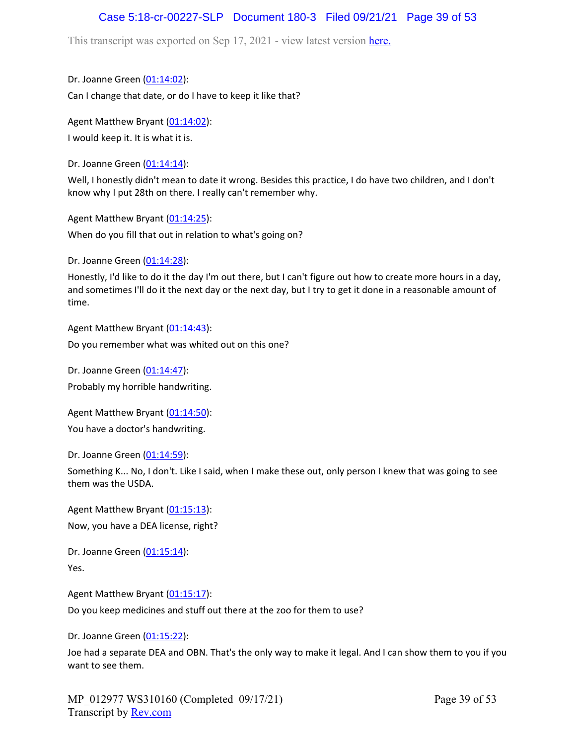Dr. Joanne Green (01:14:02):

Can I change that date, or do I have to keep it like that?

Agent Matthew Bryant (01:14:02):

I would keep it. It is what it is.

Dr. Joanne Green (01:14:14):

Well, I honestly didn't mean to date it wrong. Besides this practice, I do have two children, and I don't know why I put 28th on there. I really can't remember why.

Agent Matthew Bryant (01:14:25):

When do you fill that out in relation to what's going on?

Dr. Joanne Green (01:14:28):

Honestly, I'd like to do it the day I'm out there, but I can't figure out how to create more hours in a day, and sometimes I'll do it the next day or the next day, but I try to get it done in a reasonable amount of time.

Agent Matthew Bryant (01:14:43):

Do you remember what was whited out on this one?

Dr. Joanne Green (01:14:47):

Probably my horrible handwriting.

Agent Matthew Bryant (01:14:50):

You have a doctor's handwriting.

Dr. Joanne Green (01:14:59):

Something K... No, I don't. Like I said, when I make these out, only person I knew that was going to see them was the USDA.

Agent Matthew Bryant (01:15:13):

Now, you have a DEA license, right?

Dr. Joanne Green (01:15:14):

Yes.

Agent Matthew Bryant (01:15:17):

Do you keep medicines and stuff out there at the zoo for them to use?

Dr. Joanne Green (01:15:22):

Joe had a separate DEA and OBN. That's the only way to make it legal. And I can show them to you if you want to see them.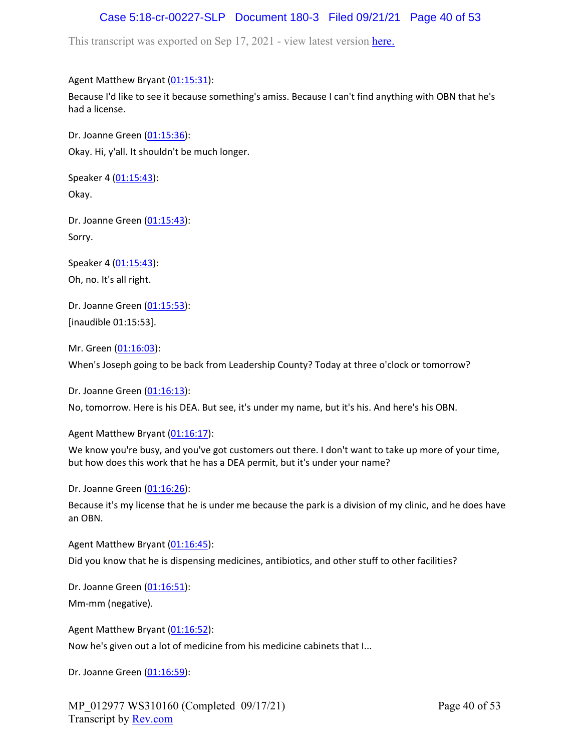Agent Matthew Bryant (01:15:31):

Because I'd like to see it because something's amiss. Because I can't find anything with OBN that he's had a license.

Dr. Joanne Green (01:15:36):

Okay. Hi, y'all. It shouldn't be much longer.

Speaker 4 (01:15:43):

Okay.

Dr. Joanne Green (01:15:43):

Sorry.

Speaker 4 (01:15:43):

Oh, no. It's all right.

Dr. Joanne Green (01:15:53):

[inaudible 01:15:53].

Mr. Green (01:16:03):

When's Joseph going to be back from Leadership County? Today at three o'clock or tomorrow?

Dr. Joanne Green (01:16:13):

No, tomorrow. Here is his DEA. But see, it's under my name, but it's his. And here's his OBN.

Agent Matthew Bryant (01:16:17):

We know you're busy, and you've got customers out there. I don't want to take up more of your time, but how does this work that he has a DEA permit, but it's under your name?

Dr. Joanne Green (01:16:26):

Because it's my license that he is under me because the park is a division of my clinic, and he does have an OBN.

Agent Matthew Bryant (01:16:45):

Did you know that he is dispensing medicines, antibiotics, and other stuff to other facilities?

Dr. Joanne Green (01:16:51):

Mm-mm (negative).

Agent Matthew Bryant (01:16:52):

Now he's given out a lot of medicine from his medicine cabinets that I...

Dr. Joanne Green (01:16:59):

MP_012977 WS310160 (Completed 09/17/21)
Transcript by Rev.com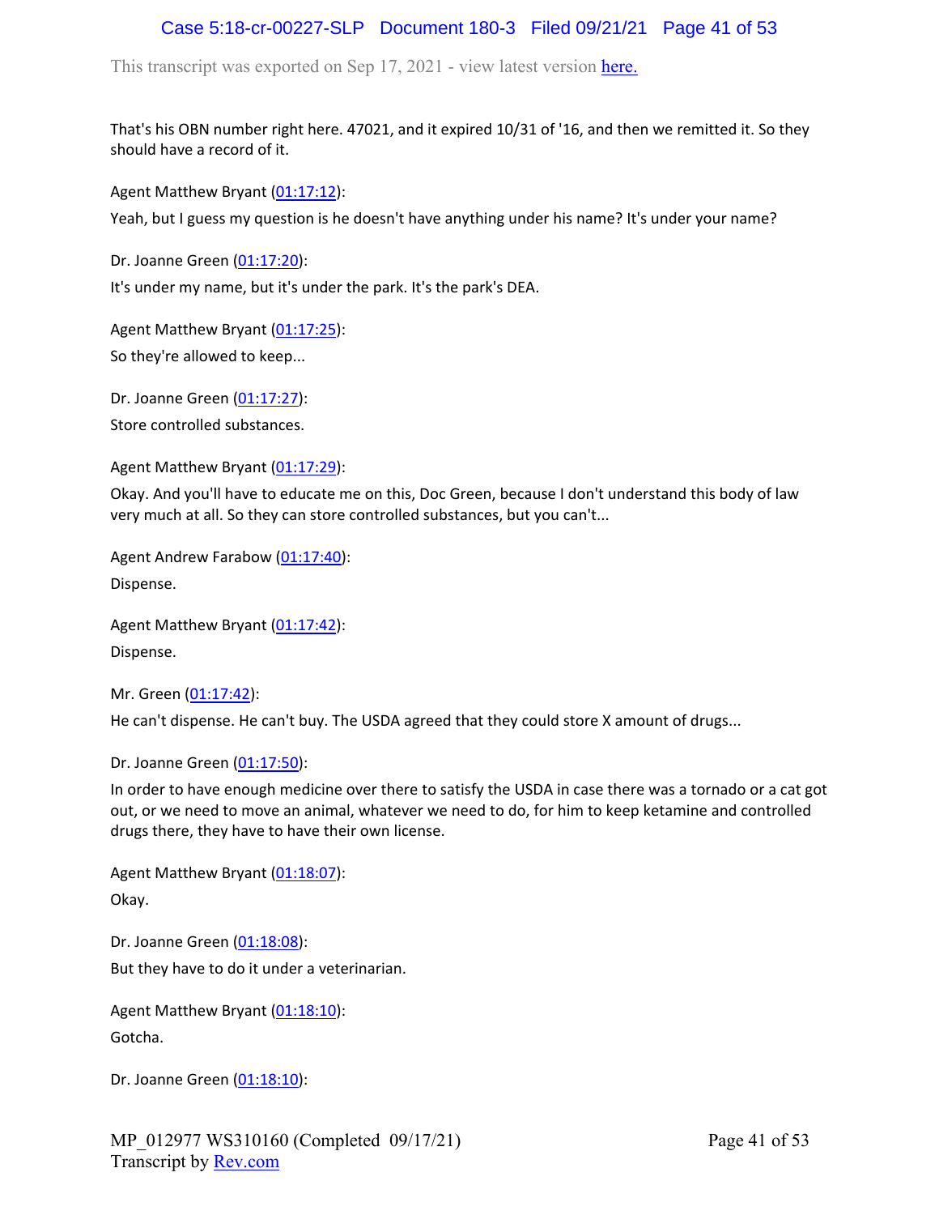That's his OBN number right here. 47021, and it expired 10/31 of '16, and then we remitted it. So they should have a record of it.

Agent Matthew Bryant (01:17:12):

Yeah, but I guess my question is he doesn't have anything under his name? It's under your name?

Dr. Joanne Green (01:17:20):

It's under my name, but it's under the park. It's the park's DEA.

Agent Matthew Bryant (01:17:25):

So they're allowed to keep...

Dr. Joanne Green (01:17:27):

Store controlled substances.

Agent Matthew Bryant (01:17:29):

Okay. And you'll have to educate me on this, Doc Green, because I don't understand this body of law very much at all. So they can store controlled substances, but you can't...

Agent Andrew Farabow (01:17:40):

Dispense.

Agent Matthew Bryant (01:17:42):

Dispense.

Mr. Green (01:17:42):

He can't dispense. He can't buy. The USDA agreed that they could store X amount of drugs...

Dr. Joanne Green (01:17:50):

In order to have enough medicine over there to satisfy the USDA in case there was a tornado or a cat got out, or we need to move an animal, whatever we need to do, for him to keep ketamine and controlled drugs there, they have to have their own license.

Agent Matthew Bryant (01:18:07):

Okay.

Dr. Joanne Green (01:18:08):

But they have to do it under a veterinarian.

Agent Matthew Bryant (01:18:10):

Gotcha.

Dr. Joanne Green (01:18:10):

MP_012977 WS310160 (Completed 09/17/21)
Transcript by Rev.com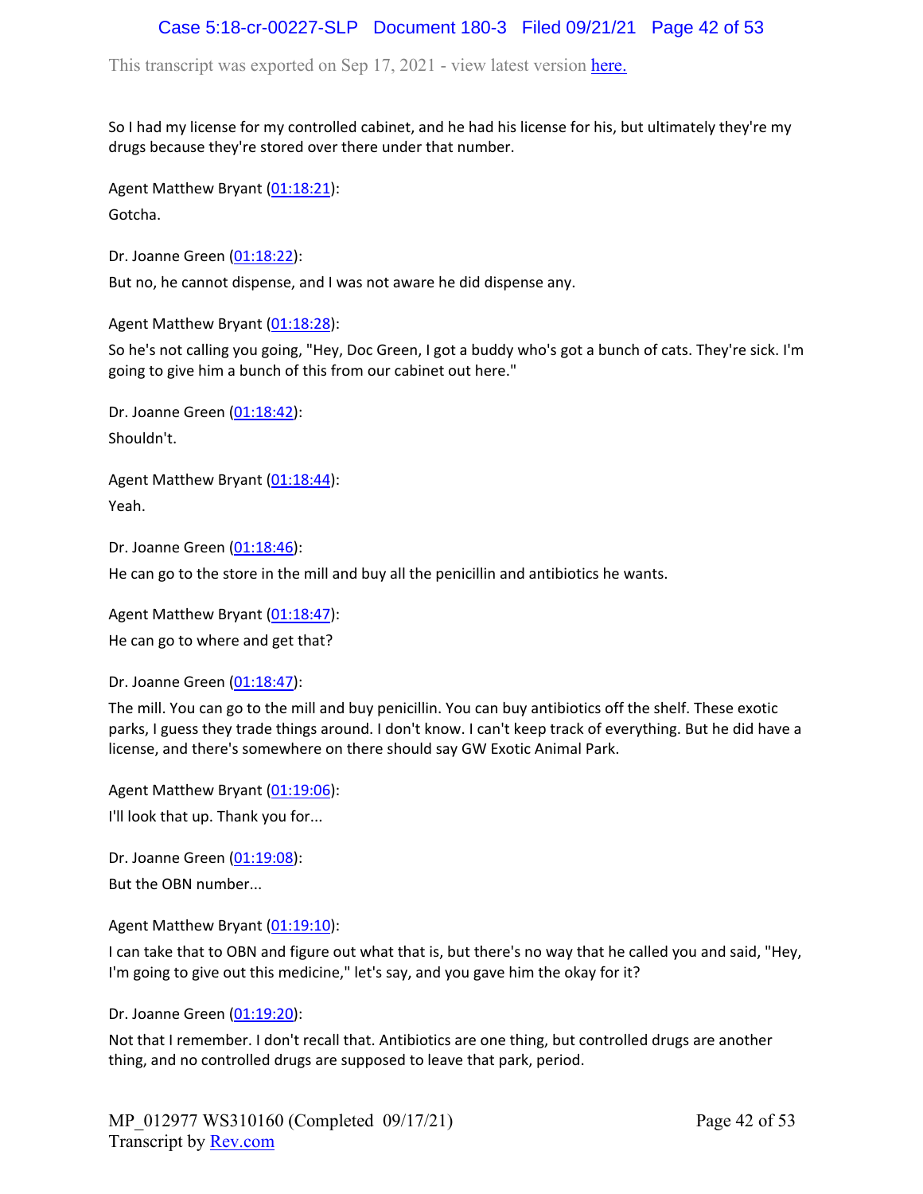So I had my license for my controlled cabinet, and he had his license for his, but ultimately they're my drugs because they're stored over there under that number.

Agent Matthew Bryant (01:18:21):

Gotcha.

Dr. Joanne Green (01:18:22):

But no, he cannot dispense, and I was not aware he did dispense any.

Agent Matthew Bryant (01:18:28):

So he's not calling you going, "Hey, Doc Green, I got a buddy who's got a bunch of cats. They're sick. I'm going to give him a bunch of this from our cabinet out here."

Dr. Joanne Green (01:18:42):

Shouldn't.

Agent Matthew Bryant (01:18:44):

Yeah.

Dr. Joanne Green (01:18:46):

He can go to the store in the mill and buy all the penicillin and antibiotics he wants.

Agent Matthew Bryant (01:18:47):

He can go to where and get that?

Dr. Joanne Green (01:18:47):

The mill. You can go to the mill and buy penicillin. You can buy antibiotics off the shelf. These exotic parks, I guess they trade things around. I don't know. I can't keep track of everything. But he did have a license, and there's somewhere on there should say GW Exotic Animal Park.

Agent Matthew Bryant (01:19:06):

I'll look that up. Thank you for...

Dr. Joanne Green (01:19:08):

But the OBN number...

Agent Matthew Bryant (01:19:10):

I can take that to OBN and figure out what that is, but there's no way that he called you and said, "Hey, I'm going to give out this medicine," let's say, and you gave him the okay for it?

Dr. Joanne Green (01:19:20):

Not that I remember. I don't recall that. Antibiotics are one thing, but controlled drugs are another thing, and no controlled drugs are supposed to leave that park, period.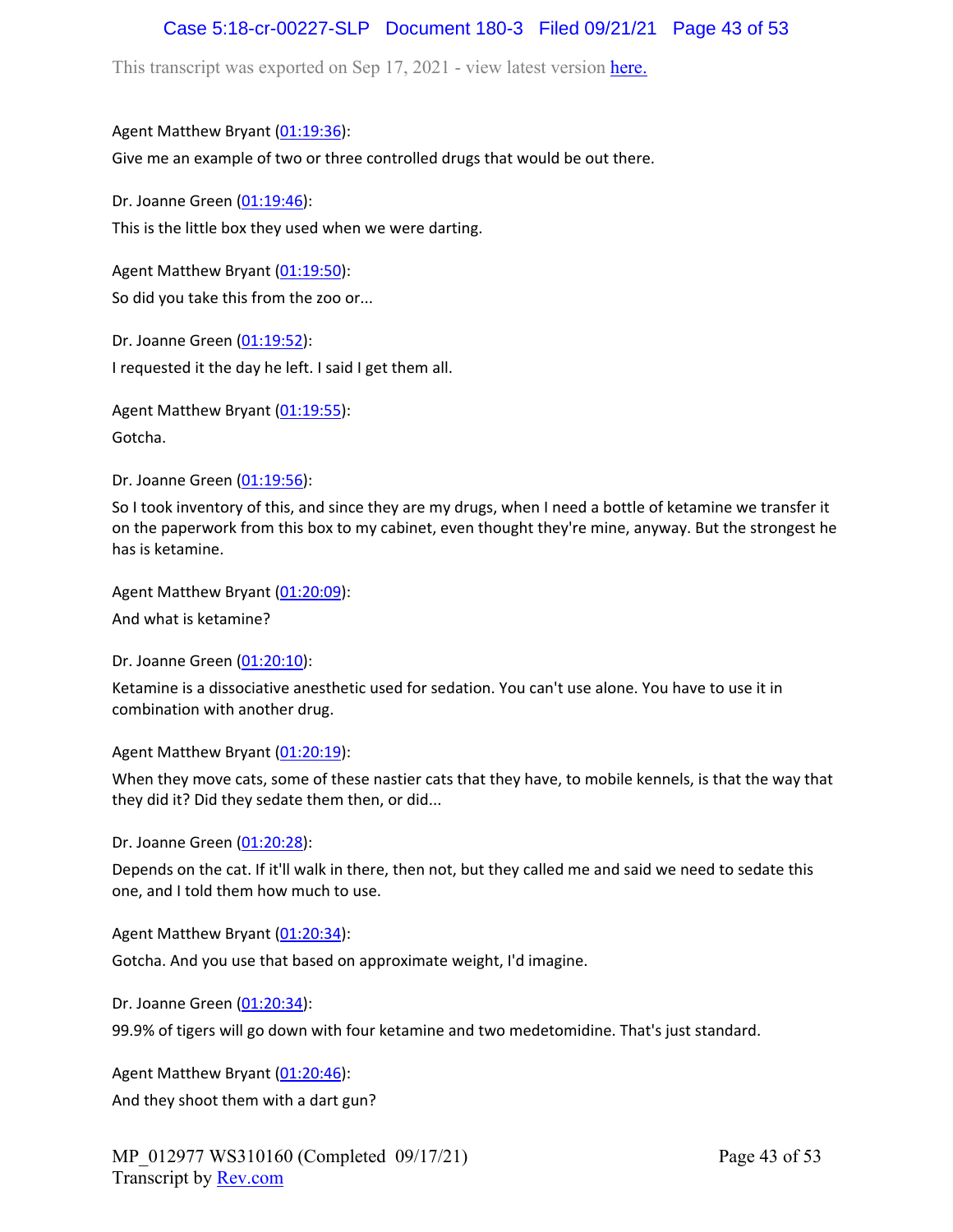Agent Matthew Bryant (01:19:36):

Give me an example of two or three controlled drugs that would be out there.

Dr. Joanne Green (01:19:46):

This is the little box they used when we were darting.

Agent Matthew Bryant (01:19:50):

So did you take this from the zoo or...

Dr. Joanne Green (01:19:52):

I requested it the day he left. I said I get them all.

Agent Matthew Bryant (01:19:55):

Gotcha.

Dr. Joanne Green (01:19:56):

So I took inventory of this, and since they are my drugs, when I need a bottle of ketamine we transfer it on the paperwork from this box to my cabinet, even thought they're mine, anyway. But the strongest he has is ketamine.

Agent Matthew Bryant (01:20:09):

And what is ketamine?

Dr. Joanne Green (01:20:10):

Ketamine is a dissociative anesthetic used for sedation. You can't use alone. You have to use it in combination with another drug.

Agent Matthew Bryant (01:20:19):

When they move cats, some of these nastier cats that they have, to mobile kennels, is that the way that they did it? Did they sedate them then, or did...

Dr. Joanne Green (01:20:28):

Depends on the cat. If it'll walk in there, then not, but they called me and said we need to sedate this one, and I told them how much to use.

Agent Matthew Bryant (01:20:34):

Gotcha. And you use that based on approximate weight, I'd imagine.

Dr. Joanne Green (01:20:34):

99.9% of tigers will go down with four ketamine and two medetomidine. That's just standard.

Agent Matthew Bryant (01:20:46):

And they shoot them with a dart gun?

MP_012977 WS310160 (Completed 09/17/21)
Transcript by Rev.com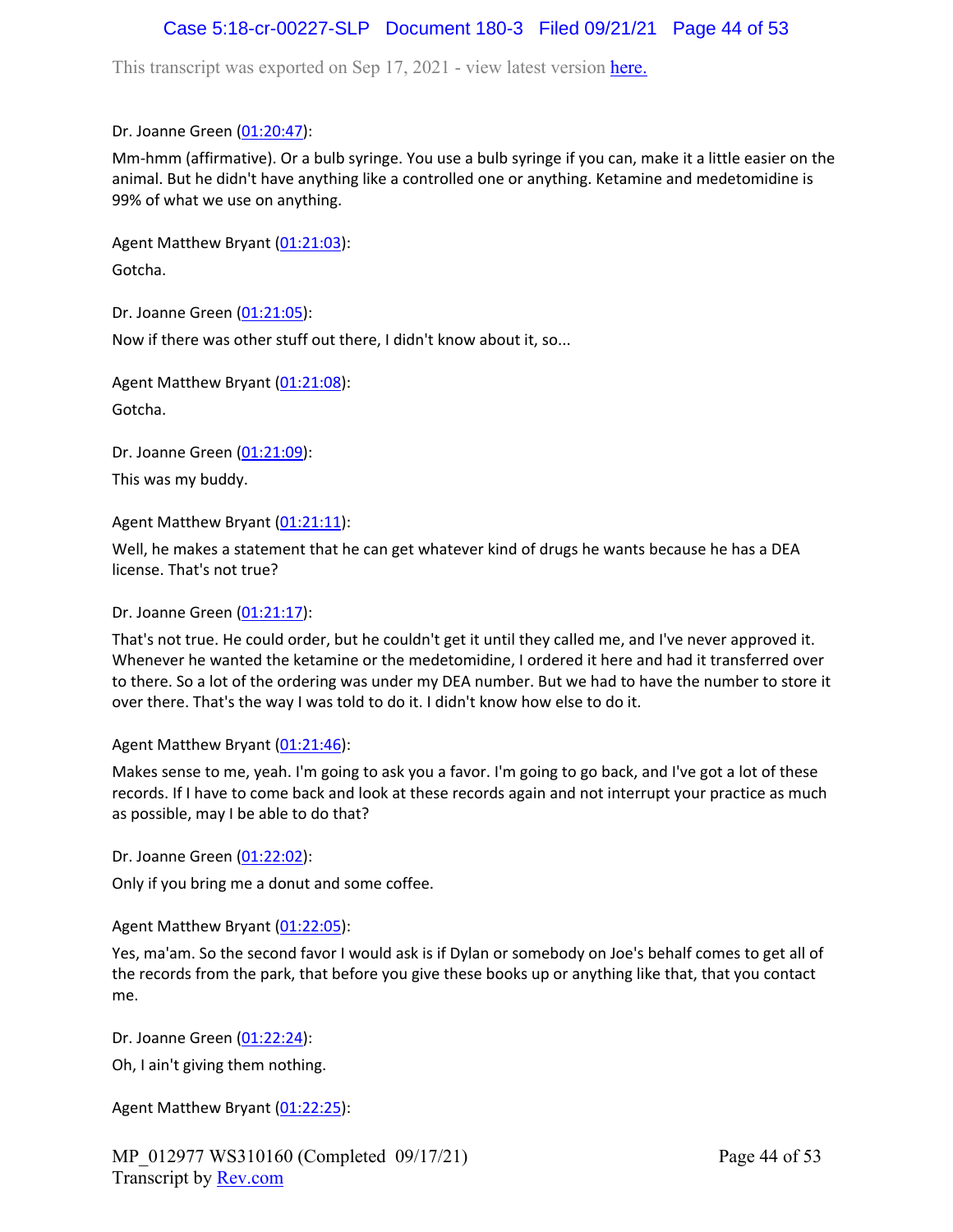Dr. Joanne Green (01:20:47):

Mm-hmm (affirmative). Or a bulb syringe. You use a bulb syringe if you can, make it a little easier on the animal. But he didn't have anything like a controlled one or anything. Ketamine and medetomidine is 99% of what we use on anything.

Agent Matthew Bryant (01:21:03):

Gotcha.

Dr. Joanne Green (01:21:05):

Now if there was other stuff out there, I didn't know about it, so...

Agent Matthew Bryant (01:21:08):

Gotcha.

Dr. Joanne Green (01:21:09):

This was my buddy.

Agent Matthew Bryant (01:21:11):

Well, he makes a statement that he can get whatever kind of drugs he wants because he has a DEA license. That's not true?

Dr. Joanne Green (01:21:17):

That's not true. He could order, but he couldn't get it until they called me, and I've never approved it. Whenever he wanted the ketamine or the medetomidine, I ordered it here and had it transferred over to there. So a lot of the ordering was under my DEA number. But we had to have the number to store it over there. That's the way I was told to do it. I didn't know how else to do it.

Agent Matthew Bryant (01:21:46):

Makes sense to me, yeah. I'm going to ask you a favor. I'm going to go back, and I've got a lot of these records. If I have to come back and look at these records again and not interrupt your practice as much as possible, may I be able to do that?

Dr. Joanne Green (01:22:02):

Only if you bring me a donut and some coffee.

Agent Matthew Bryant (01:22:05):

Yes, ma'am. So the second favor I would ask is if Dylan or somebody on Joe's behalf comes to get all of the records from the park, that before you give these books up or anything like that, that you contact me.

Dr. Joanne Green (01:22:24):

Oh, I ain't giving them nothing.

Agent Matthew Bryant (01:22:25):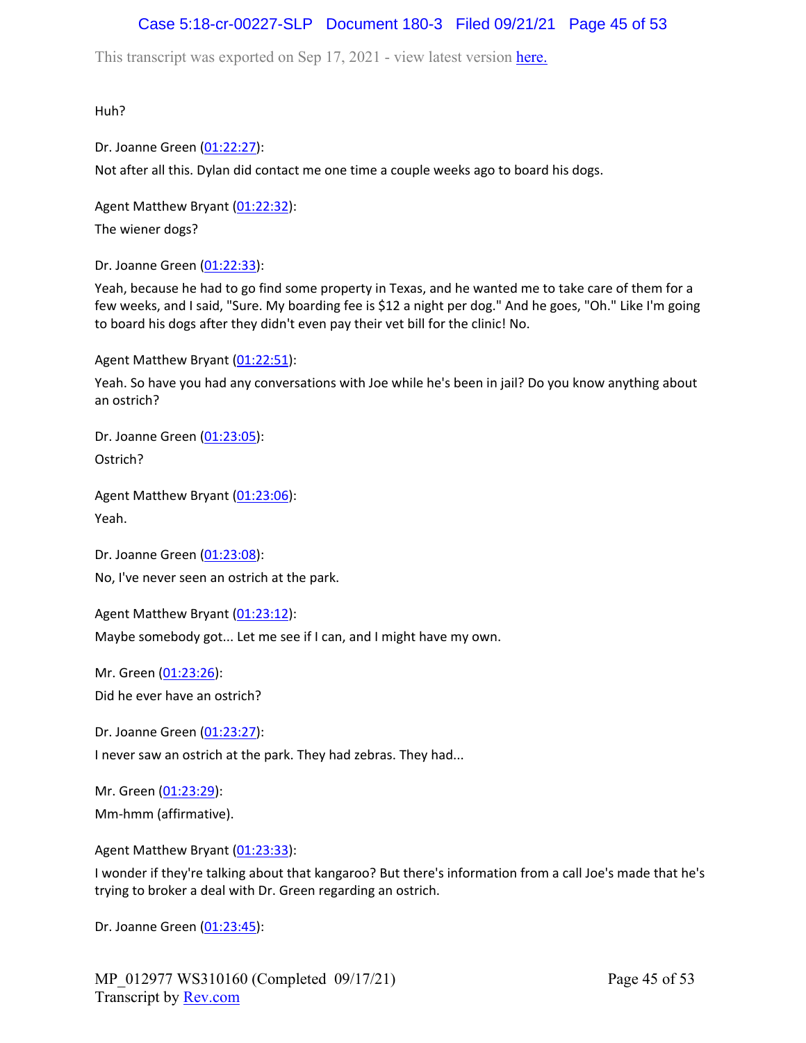Huh?

Dr. Joanne Green (01:22:27):

Not after all this. Dylan did contact me one time a couple weeks ago to board his dogs.

Agent Matthew Bryant (01:22:32):

The wiener dogs?

Dr. Joanne Green (01:22:33):

Yeah, because he had to go find some property in Texas, and he wanted me to take care of them for a few weeks, and I said, "Sure. My boarding fee is $12 a night per dog." And he goes, "Oh." Like I'm going to board his dogs after they didn't even pay their vet bill for the clinic! No.

Agent Matthew Bryant (01:22:51):

Yeah. So have you had any conversations with Joe while he's been in jail? Do you know anything about an ostrich?

Dr. Joanne Green (01:23:05):

Ostrich?

Agent Matthew Bryant (01:23:06):

Yeah.

Dr. Joanne Green (01:23:08):

No, I've never seen an ostrich at the park.

Agent Matthew Bryant (01:23:12):

Maybe somebody got... Let me see if I can, and I might have my own.

Mr. Green (01:23:26):

Did he ever have an ostrich?

Dr. Joanne Green (01:23:27):

I never saw an ostrich at the park. They had zebras. They had...

Mr. Green (01:23:29):

Mm-hmm (affirmative).

Agent Matthew Bryant (01:23:33):

I wonder if they're talking about that kangaroo? But there's information from a call Joe's made that he's trying to broker a deal with Dr. Green regarding an ostrich.

Dr. Joanne Green (01:23:45):

MP_012977 WS310160 (Completed 09/17/21)
Transcript by Rev.com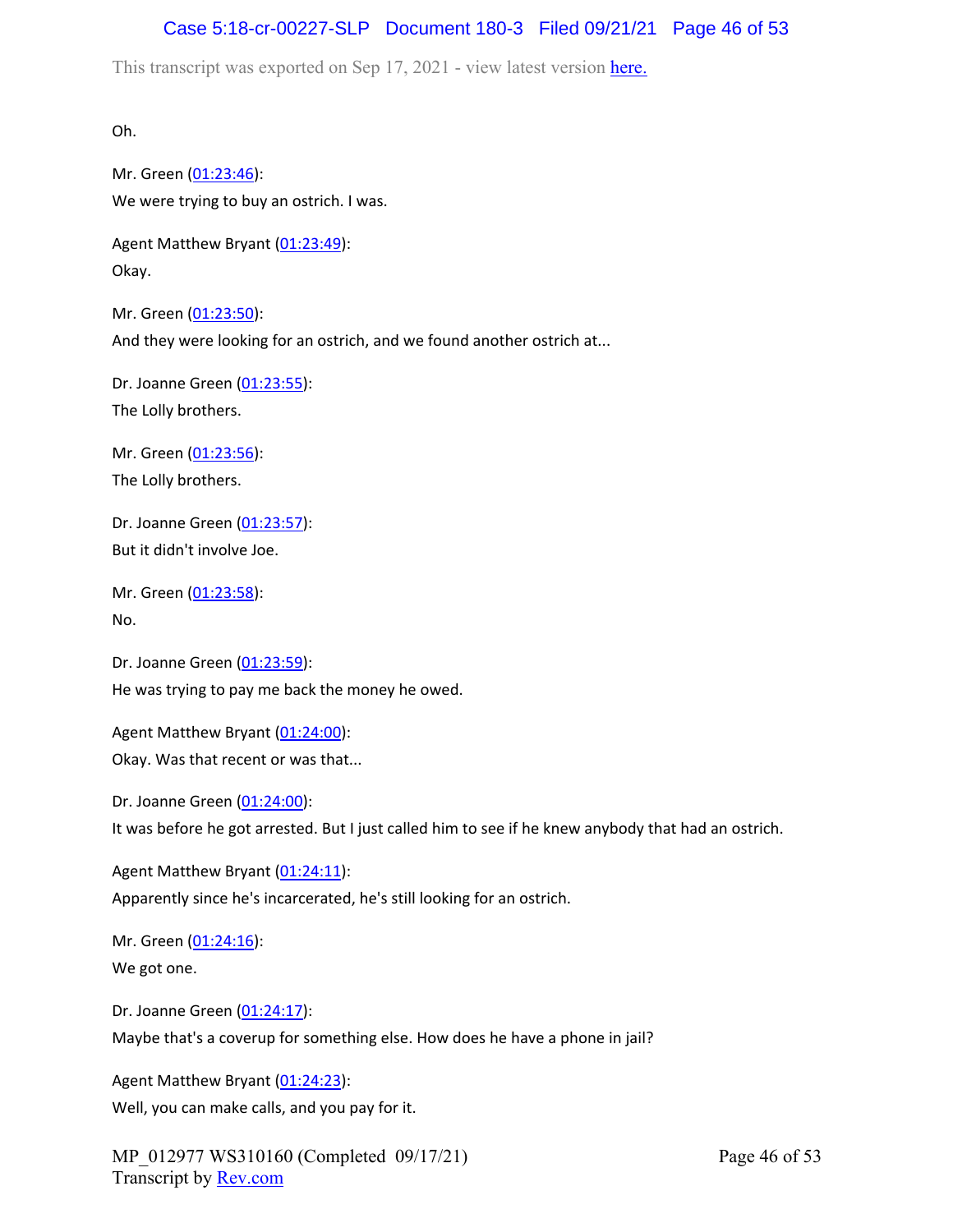Oh.

Mr. Green (01:23:46):
We were trying to buy an ostrich. I was.

Agent Matthew Bryant (01:23:49):
Okay.

Mr. Green (01:23:50):
And they were looking for an ostrich, and we found another ostrich at...

Dr. Joanne Green (01:23:55):
The Lolly brothers.

Mr. Green (01:23:56):
The Lolly brothers.

Dr. Joanne Green (01:23:57):
But it didn't involve Joe.

Mr. Green (01:23:58):
No.

Dr. Joanne Green (01:23:59):
He was trying to pay me back the money he owed.

Agent Matthew Bryant (01:24:00):
Okay. Was that recent or was that...

Dr. Joanne Green (01:24:00):
It was before he got arrested. But I just called him to see if he knew anybody that had an ostrich.

Agent Matthew Bryant (01:24:11):
Apparently since he's incarcerated, he's still looking for an ostrich.

Mr. Green (01:24:16):
We got one.

Dr. Joanne Green (01:24:17):
Maybe that's a coverup for something else. How does he have a phone in jail?

Agent Matthew Bryant (01:24:23):
Well, you can make calls, and you pay for it.

MP_012977 WS310160 (Completed 09/17/21)
Transcript by Rev.com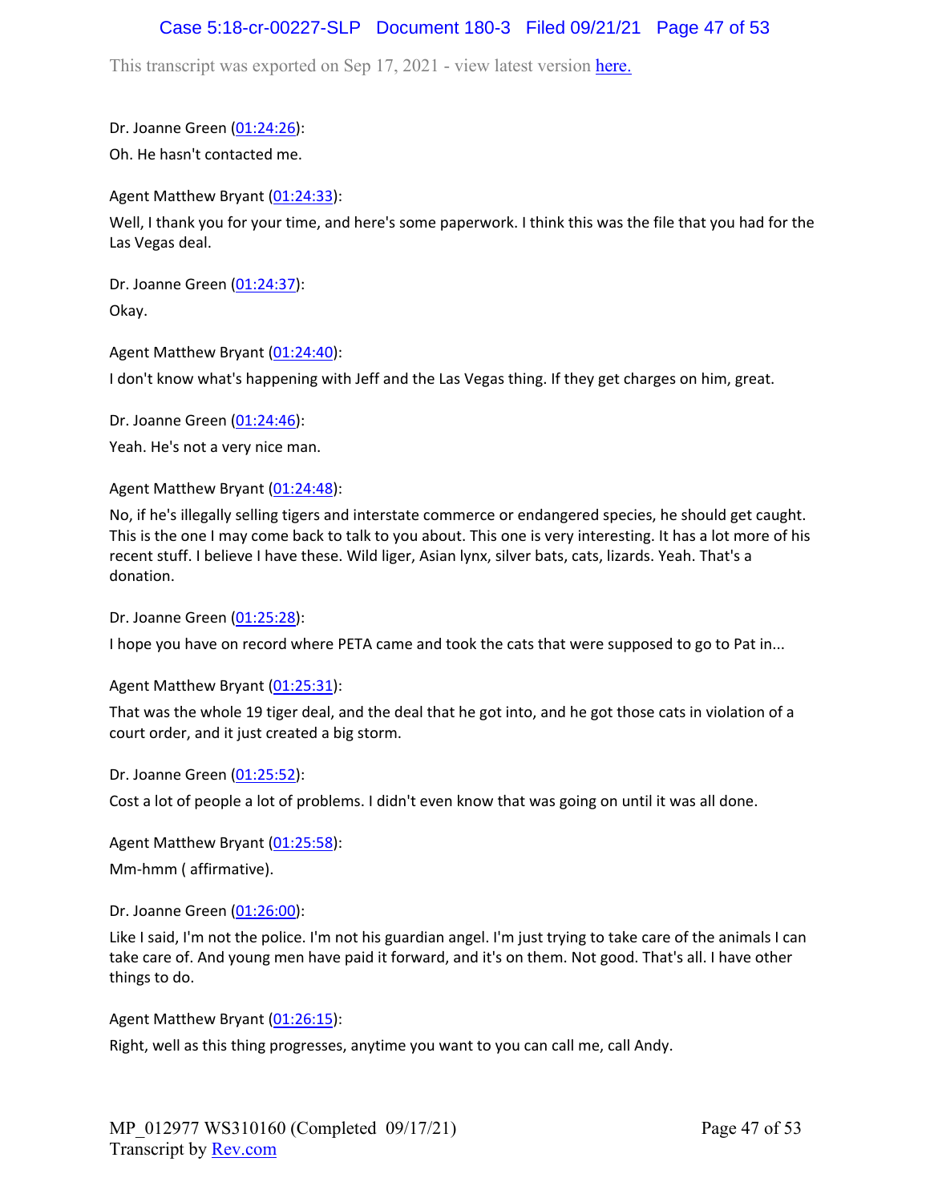Dr. Joanne Green (01:24:26):

Oh. He hasn't contacted me.

Agent Matthew Bryant (01:24:33):

Well, I thank you for your time, and here's some paperwork. I think this was the file that you had for the Las Vegas deal.

Dr. Joanne Green (01:24:37):

Okay.

Agent Matthew Bryant (01:24:40):

I don't know what's happening with Jeff and the Las Vegas thing. If they get charges on him, great.

Dr. Joanne Green (01:24:46):

Yeah. He's not a very nice man.

Agent Matthew Bryant (01:24:48):

No, if he's illegally selling tigers and interstate commerce or endangered species, he should get caught. This is the one I may come back to talk to you about. This one is very interesting. It has a lot more of his recent stuff. I believe I have these. Wild liger, Asian lynx, silver bats, cats, lizards. Yeah. That's a donation.

Dr. Joanne Green (01:25:28):

I hope you have on record where PETA came and took the cats that were supposed to go to Pat in...

Agent Matthew Bryant (01:25:31):

That was the whole 19 tiger deal, and the deal that he got into, and he got those cats in violation of a court order, and it just created a big storm.

Dr. Joanne Green (01:25:52):

Cost a lot of people a lot of problems. I didn't even know that was going on until it was all done.

Agent Matthew Bryant (01:25:58):

Mm-hmm ( affirmative).

Dr. Joanne Green (01:26:00):

Like I said, I'm not the police. I'm not his guardian angel. I'm just trying to take care of the animals I can take care of. And young men have paid it forward, and it's on them. Not good. That's all. I have other things to do.

Agent Matthew Bryant (01:26:15):

Right, well as this thing progresses, anytime you want to you can call me, call Andy.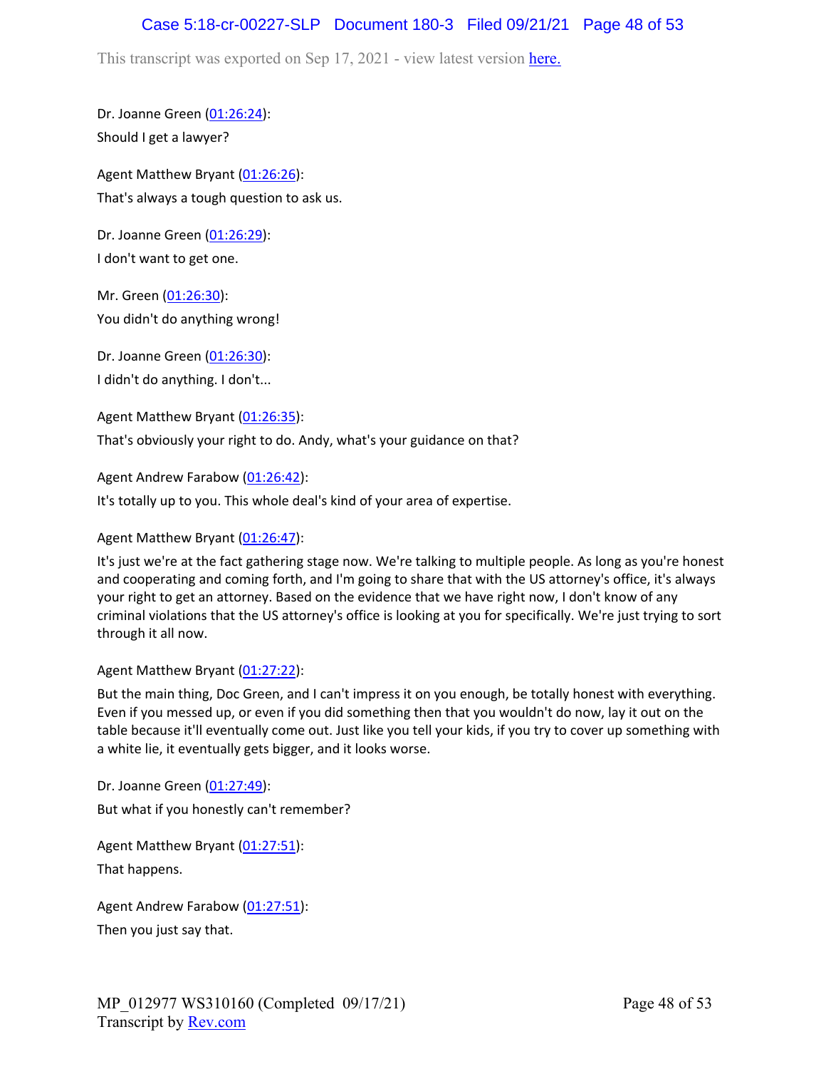Dr. Joanne Green (01:26:24):

Should I get a lawyer?

Agent Matthew Bryant (01:26:26):

That's always a tough question to ask us.

Dr. Joanne Green (01:26:29):

I don't want to get one.

Mr. Green (01:26:30):

You didn't do anything wrong!

Dr. Joanne Green (01:26:30):

I didn't do anything. I don't...

Agent Matthew Bryant (01:26:35):

That's obviously your right to do. Andy, what's your guidance on that?

Agent Andrew Farabow (01:26:42):

It's totally up to you. This whole deal's kind of your area of expertise.

Agent Matthew Bryant (01:26:47):

It's just we're at the fact gathering stage now. We're talking to multiple people. As long as you're honest and cooperating and coming forth, and I'm going to share that with the US attorney's office, it's always your right to get an attorney. Based on the evidence that we have right now, I don't know of any criminal violations that the US attorney's office is looking at you for specifically. We're just trying to sort through it all now.

Agent Matthew Bryant (01:27:22):

But the main thing, Doc Green, and I can't impress it on you enough, be totally honest with everything. Even if you messed up, or even if you did something then that you wouldn't do now, lay it out on the table because it'll eventually come out. Just like you tell your kids, if you try to cover up something with a white lie, it eventually gets bigger, and it looks worse.

Dr. Joanne Green (01:27:49):

But what if you honestly can't remember?

Agent Matthew Bryant (01:27:51):

That happens.

Agent Andrew Farabow (01:27:51):

Then you just say that.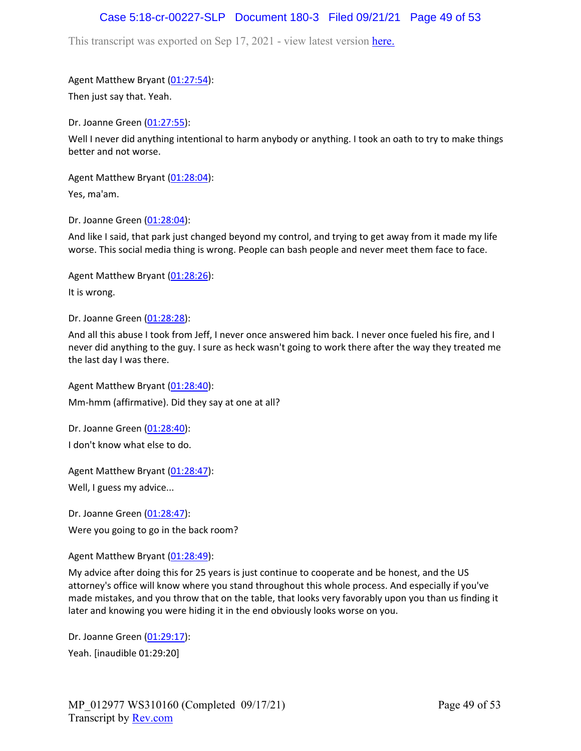Agent Matthew Bryant (01:27:54):

Then just say that. Yeah.

Dr. Joanne Green (01:27:55):

Well I never did anything intentional to harm anybody or anything. I took an oath to try to make things better and not worse.

Agent Matthew Bryant (01:28:04):

Yes, ma'am.

Dr. Joanne Green (01:28:04):

And like I said, that park just changed beyond my control, and trying to get away from it made my life worse. This social media thing is wrong. People can bash people and never meet them face to face.

Agent Matthew Bryant (01:28:26):

It is wrong.

Dr. Joanne Green (01:28:28):

And all this abuse I took from Jeff, I never once answered him back. I never once fueled his fire, and I never did anything to the guy. I sure as heck wasn't going to work there after the way they treated me the last day I was there.

Agent Matthew Bryant (01:28:40):

Mm-hmm (affirmative). Did they say at one at all?

Dr. Joanne Green (01:28:40):

I don't know what else to do.

Agent Matthew Bryant (01:28:47):

Well, I guess my advice...

Dr. Joanne Green (01:28:47):

Were you going to go in the back room?

Agent Matthew Bryant (01:28:49):

My advice after doing this for 25 years is just continue to cooperate and be honest, and the US attorney's office will know where you stand throughout this whole process. And especially if you've made mistakes, and you throw that on the table, that looks very favorably upon you than us finding it later and knowing you were hiding it in the end obviously looks worse on you.

Dr. Joanne Green (01:29:17):

Yeah. [inaudible 01:29:20]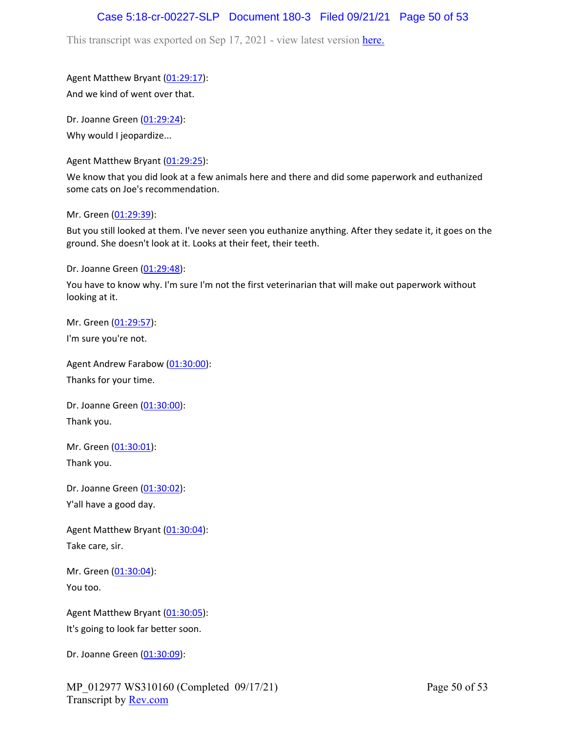Agent Matthew Bryant (01:29:17):

And we kind of went over that.

Dr. Joanne Green (01:29:24):

Why would I jeopardize...

Agent Matthew Bryant (01:29:25):

We know that you did look at a few animals here and there and did some paperwork and euthanized some cats on Joe's recommendation.

Mr. Green (01:29:39):

But you still looked at them. I've never seen you euthanize anything. After they sedate it, it goes on the ground. She doesn't look at it. Looks at their feet, their teeth.

Dr. Joanne Green (01:29:48):

You have to know why. I'm sure I'm not the first veterinarian that will make out paperwork without looking at it.

Mr. Green (01:29:57):

I'm sure you're not.

Agent Andrew Farabow (01:30:00):

Thanks for your time.

Dr. Joanne Green (01:30:00):

Thank you.

Mr. Green (01:30:01):

Thank you.

Dr. Joanne Green (01:30:02):

Y'all have a good day.

Agent Matthew Bryant (01:30:04):

Take care, sir.

Mr. Green (01:30:04):

You too.

Agent Matthew Bryant (01:30:05):

It's going to look far better soon.

Dr. Joanne Green (01:30:09):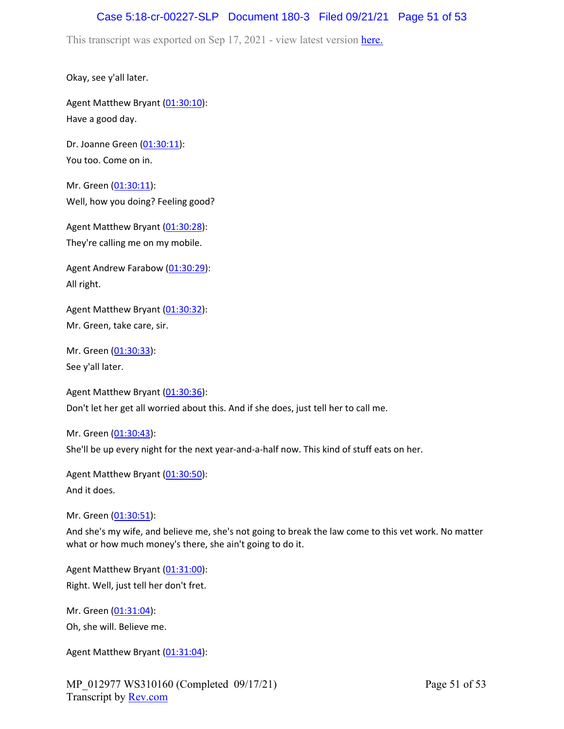Okay, see y'all later.

Agent Matthew Bryant (01:30:10):
Have a good day.

Dr. Joanne Green (01:30:11):
You too. Come on in.

Mr. Green (01:30:11):
Well, how you doing? Feeling good?

Agent Matthew Bryant (01:30:28):
They're calling me on my mobile.

Agent Andrew Farabow (01:30:29):
All right.

Agent Matthew Bryant (01:30:32):
Mr. Green, take care, sir.

Mr. Green (01:30:33):
See y'all later.

Agent Matthew Bryant (01:30:36):
Don't let her get all worried about this. And if she does, just tell her to call me.

Mr. Green (01:30:43):
She'll be up every night for the next year-and-a-half now. This kind of stuff eats on her.

Agent Matthew Bryant (01:30:50):
And it does.

Mr. Green (01:30:51):
And she's my wife, and believe me, she's not going to break the law come to this vet work. No matter what or how much money's there, she ain't going to do it.

Agent Matthew Bryant (01:31:00):
Right. Well, just tell her don't fret.

Mr. Green (01:31:04):
Oh, she will. Believe me.

Agent Matthew Bryant (01:31:04):

MP_012977 WS310160 (Completed 09/17/21)
Transcript by Rev.com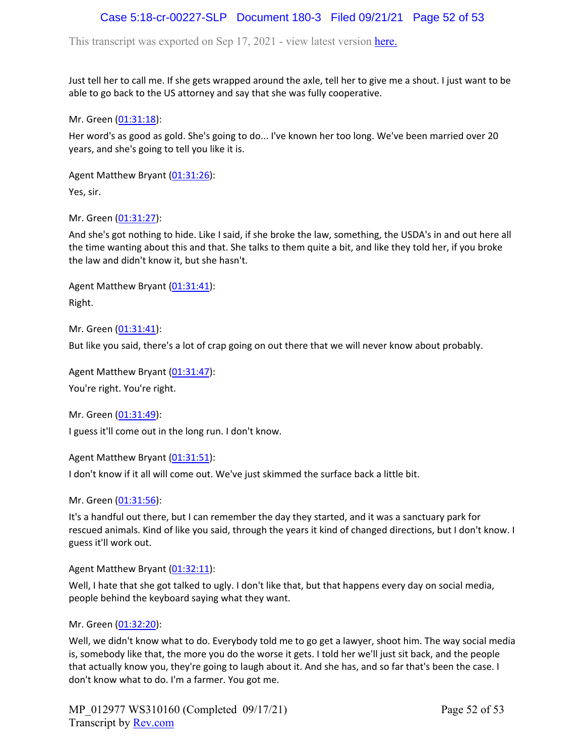Just tell her to call me. If she gets wrapped around the axle, tell her to give me a shout. I just want to be able to go back to the US attorney and say that she was fully cooperative.

Mr. Green ([01:31:18](#)):

Her word's as good as gold. She's going to do... I've known her too long. We've been married over 20 years, and she's going to tell you like it is.

Agent Matthew Bryant ([01:31:26](#)):

Yes, sir.

Mr. Green ([01:31:27](#)):

And she's got nothing to hide. Like I said, if she broke the law, something, the USDA's in and out here all the time wanting about this and that. She talks to them quite a bit, and like they told her, if you broke the law and didn't know it, but she hasn't.

Agent Matthew Bryant ([01:31:41](#)):

Right.

Mr. Green ([01:31:41](#)):

But like you said, there's a lot of crap going on out there that we will never know about probably.

Agent Matthew Bryant ([01:31:47](#)):

You're right. You're right.

Mr. Green ([01:31:49](#)):

I guess it'll come out in the long run. I don't know.

Agent Matthew Bryant ([01:31:51](#)):

I don't know if it all will come out. We've just skimmed the surface back a little bit.

Mr. Green ([01:31:56](#)):

It's a handful out there, but I can remember the day they started, and it was a sanctuary park for rescued animals. Kind of like you said, through the years it kind of changed directions, but I don't know. I guess it'll work out.

Agent Matthew Bryant ([01:32:11](#)):

Well, I hate that she got talked to ugly. I don't like that, but that happens every day on social media, people behind the keyboard saying what they want.

Mr. Green ([01:32:20](#)):

Well, we didn't know what to do. Everybody told me to go get a lawyer, shoot him. The way social media is, somebody like that, the more you do the worse it gets. I told her we'll just sit back, and the people that actually know you, they're going to laugh about it. And she has, and so far that's been the case. I don't know what to do. I'm a farmer. You got me.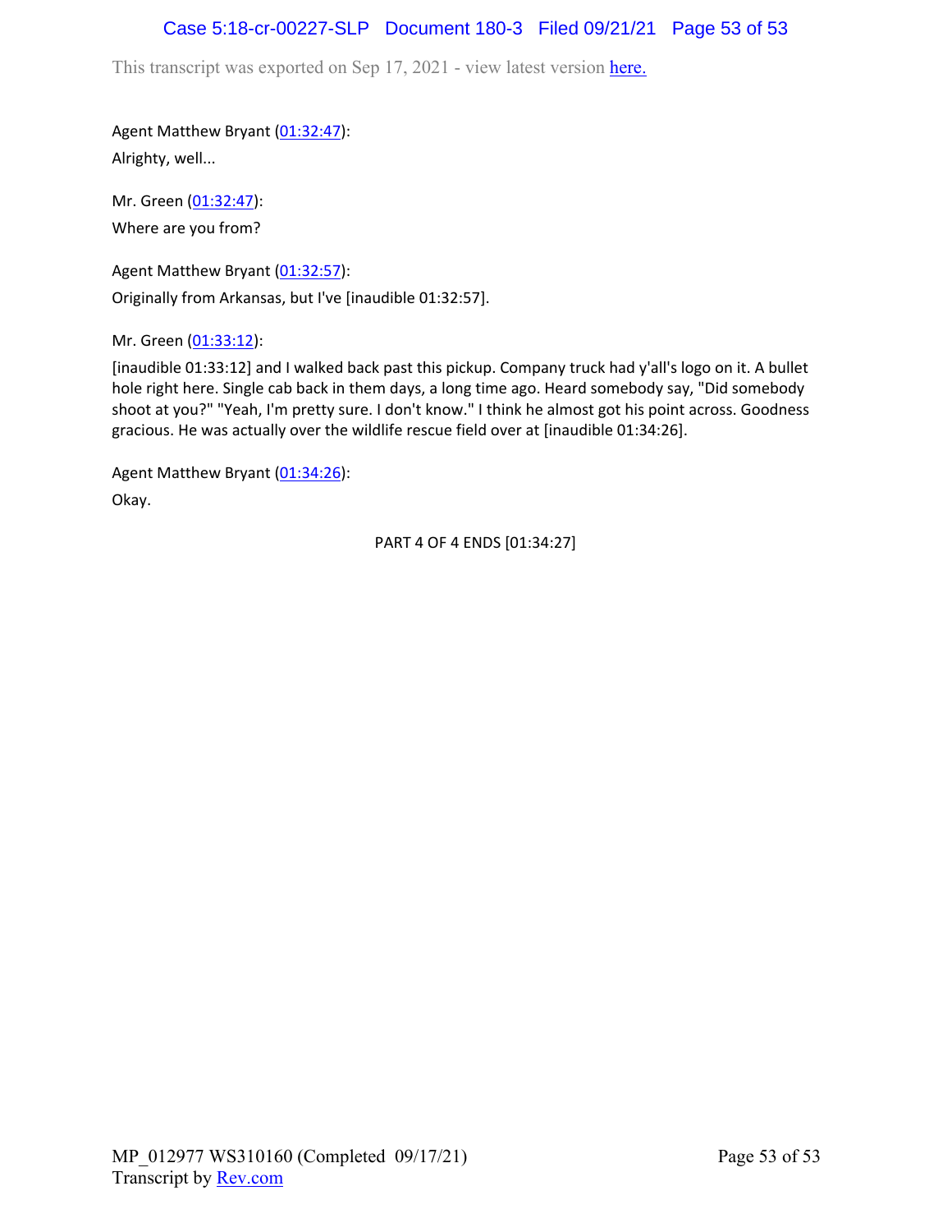Agent Matthew Bryant (01:32:47):

Alrighty, well...

Mr. Green (01:32:47):

Where are you from?

Agent Matthew Bryant (01:32:57):

Originally from Arkansas, but I've [inaudible 01:32:57].

Mr. Green (01:33:12):

[inaudible 01:33:12] and I walked back past this pickup. Company truck had y'all's logo on it. A bullet hole right here. Single cab back in them days, a long time ago. Heard somebody say, "Did somebody shoot at you?" "Yeah, I'm pretty sure. I don't know." I think he almost got his point across. Goodness gracious. He was actually over the wildlife rescue field over at [inaudible 01:34:26].

Agent Matthew Bryant (01:34:26):

Okay.

PART 4 OF 4 ENDS [01:34:27]

MP_012977 WS310160 (Completed 09/17/21)
Transcript by Rev.com